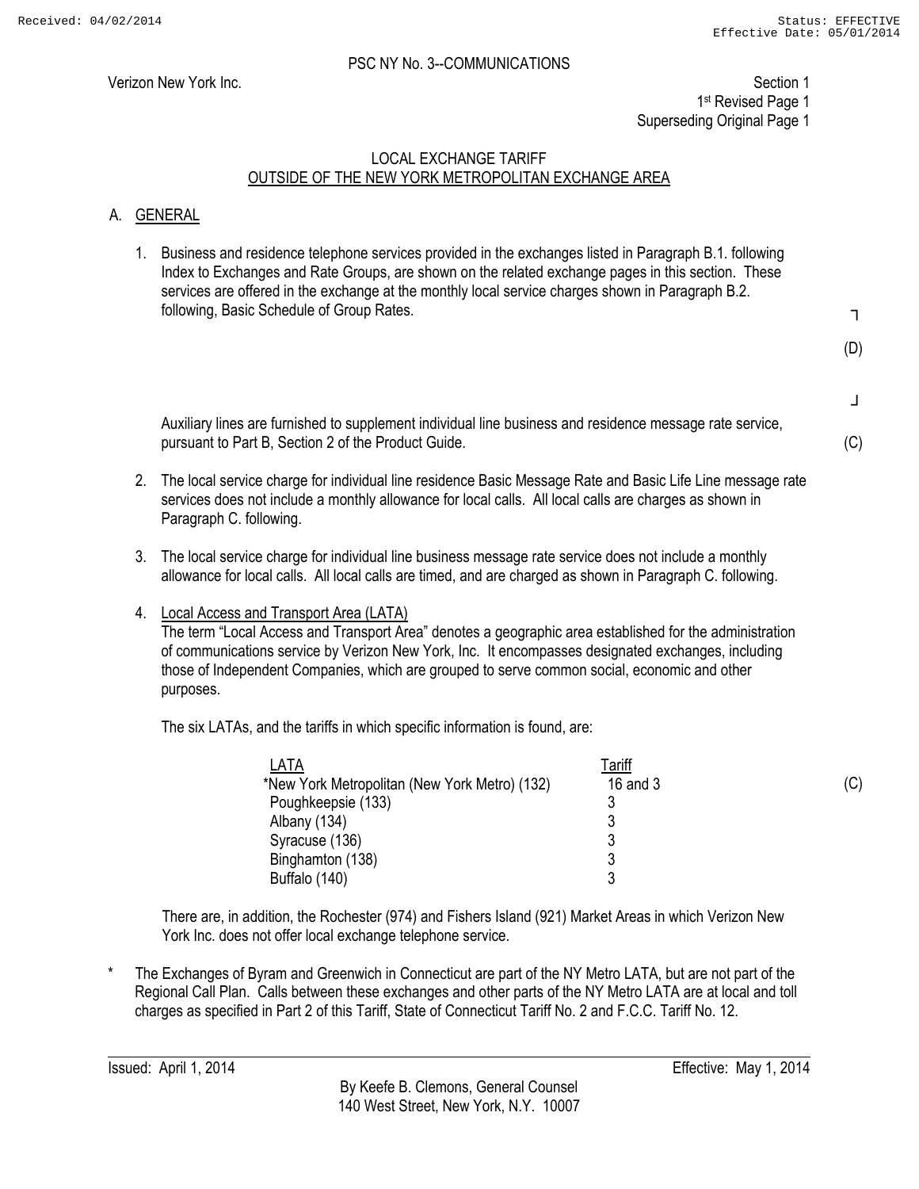PSC NY No. 3--COMMUNICATIONS

Verizon New York Inc.

Section 1
1st Revised Page 1
Superseding Original Page 1

LOCAL EXCHANGE TARIFF
OUTSIDE OF THE NEW YORK METROPOLITAN EXCHANGE AREA

## A. GENERAL

1. Business and residence telephone services provided in the exchanges listed in Paragraph B.1. following Index to Exchanges and Rate Groups, are shown on the related exchange pages in this section. These services are offered in the exchange at the monthly local service charges shown in Paragraph B.2. following, Basic Schedule of Group Rates.

   (D)

   Auxiliary lines are furnished to supplement individual line business and residence message rate service, pursuant to Part B, Section 2 of the Product Guide. (C)

2. The local service charge for individual line residence Basic Message Rate and Basic Life Line message rate services does not include a monthly allowance for local calls. All local calls are charges as shown in Paragraph C. following.

3. The local service charge for individual line business message rate service does not include a monthly allowance for local calls. All local calls are timed, and are charged as shown in Paragraph C. following.

4. Local Access and Transport Area (LATA)
   The term "Local Access and Transport Area" denotes a geographic area established for the administration of communications service by Verizon New York, Inc. It encompasses designated exchanges, including those of Independent Companies, which are grouped to serve common social, economic and other purposes.

   The six LATAs, and the tariffs in which specific information is found, are:

| LATA | Tariff | |
|---|---|---|
| *New York Metropolitan (New York Metro) (132) | 16 and 3 | (C) |
| Poughkeepsie (133) | 3 | |
| Albany (134) | 3 | |
| Syracuse (136) | 3 | |
| Binghamton (138) | 3 | |
| Buffalo (140) | 3 | |

   There are, in addition, the Rochester (974) and Fishers Island (921) Market Areas in which Verizon New York Inc. does not offer local exchange telephone service.

\* The Exchanges of Byram and Greenwich in Connecticut are part of the NY Metro LATA, but are not part of the Regional Call Plan. Calls between these exchanges and other parts of the NY Metro LATA are at local and toll charges as specified in Part 2 of this Tariff, State of Connecticut Tariff No. 2 and F.C.C. Tariff No. 12.

Issued: April 1, 2014

Effective: May 1, 2014

By Keefe B. Clemons, General Counsel
140 West Street, New York, N.Y. 10007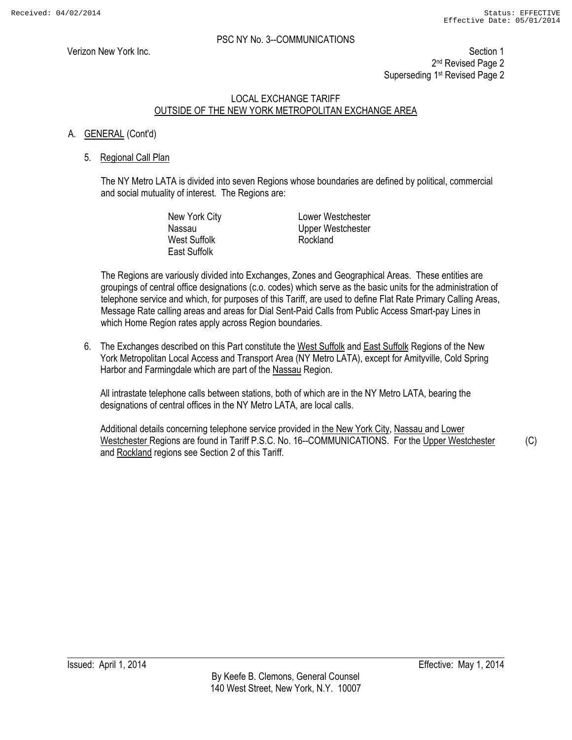PSC NY No. 3--COMMUNICATIONS

Verizon New York Inc.

Section 1
2nd Revised Page 2
Superseding 1st Revised Page 2

LOCAL EXCHANGE TARIFF
OUTSIDE OF THE NEW YORK METROPOLITAN EXCHANGE AREA

A. GENERAL (Cont'd)

5. Regional Call Plan

The NY Metro LATA is divided into seven Regions whose boundaries are defined by political, commercial and social mutuality of interest. The Regions are:

| | |
|---|---|
| New York City | Lower Westchester |
| Nassau | Upper Westchester |
| West Suffolk | Rockland |
| East Suffolk | |

The Regions are variously divided into Exchanges, Zones and Geographical Areas. These entities are groupings of central office designations (c.o. codes) which serve as the basic units for the administration of telephone service and which, for purposes of this Tariff, are used to define Flat Rate Primary Calling Areas, Message Rate calling areas and areas for Dial Sent-Paid Calls from Public Access Smart-pay Lines in which Home Region rates apply across Region boundaries.

6. The Exchanges described on this Part constitute the West Suffolk and East Suffolk Regions of the New York Metropolitan Local Access and Transport Area (NY Metro LATA), except for Amityville, Cold Spring Harbor and Farmingdale which are part of the Nassau Region.

All intrastate telephone calls between stations, both of which are in the NY Metro LATA, bearing the designations of central offices in the NY Metro LATA, are local calls.

Additional details concerning telephone service provided in the New York City, Nassau and Lower Westchester Regions are found in Tariff P.S.C. No. 16--COMMUNICATIONS. For the Upper Westchester and Rockland regions see Section 2 of this Tariff. (C)

Issued: April 1, 2014

Effective: May 1, 2014

By Keefe B. Clemons, General Counsel
140 West Street, New York, N.Y. 10007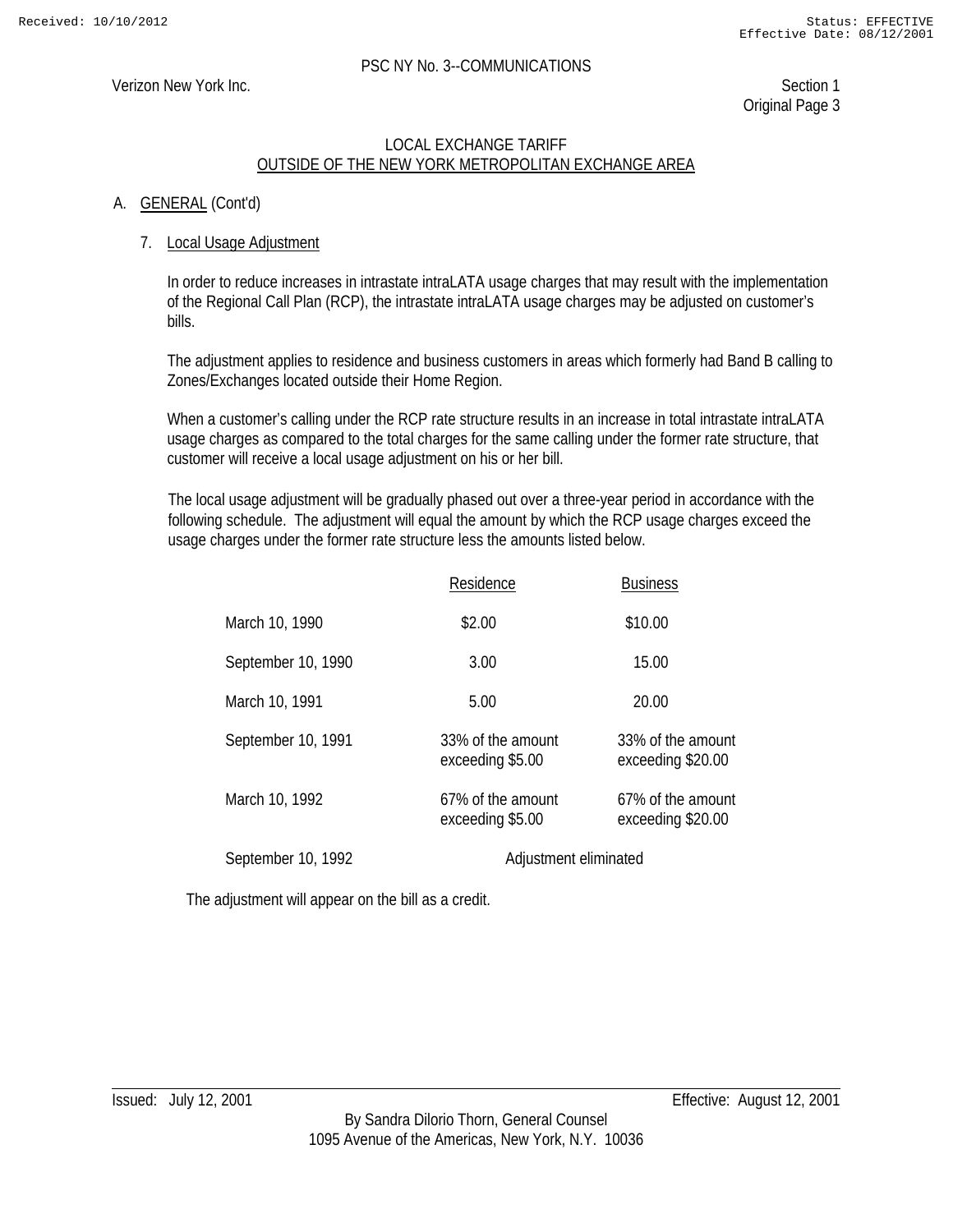LOCAL EXCHANGE TARIFF
OUTSIDE OF THE NEW YORK METROPOLITAN EXCHANGE AREA

A. GENERAL (Cont'd)

7. Local Usage Adjustment

In order to reduce increases in intrastate intraLATA usage charges that may result with the implementation of the Regional Call Plan (RCP), the intrastate intraLATA usage charges may be adjusted on customer's bills.

The adjustment applies to residence and business customers in areas which formerly had Band B calling to Zones/Exchanges located outside their Home Region.

When a customer's calling under the RCP rate structure results in an increase in total intrastate intraLATA usage charges as compared to the total charges for the same calling under the former rate structure, that customer will receive a local usage adjustment on his or her bill.

The local usage adjustment will be gradually phased out over a three-year period in accordance with the following schedule. The adjustment will equal the amount by which the RCP usage charges exceed the usage charges under the former rate structure less the amounts listed below.

| | Residence | Business |
|---|---|---|
| March 10, 1990 | $2.00 | $10.00 |
| September 10, 1990 | 3.00 | 15.00 |
| March 10, 1991 | 5.00 | 20.00 |
| September 10, 1991 | 33% of the amount exceeding $5.00 | 33% of the amount exceeding $20.00 |
| March 10, 1992 | 67% of the amount exceeding $5.00 | 67% of the amount exceeding $20.00 |
| September 10, 1992 | Adjustment eliminated | |

The adjustment will appear on the bill as a credit.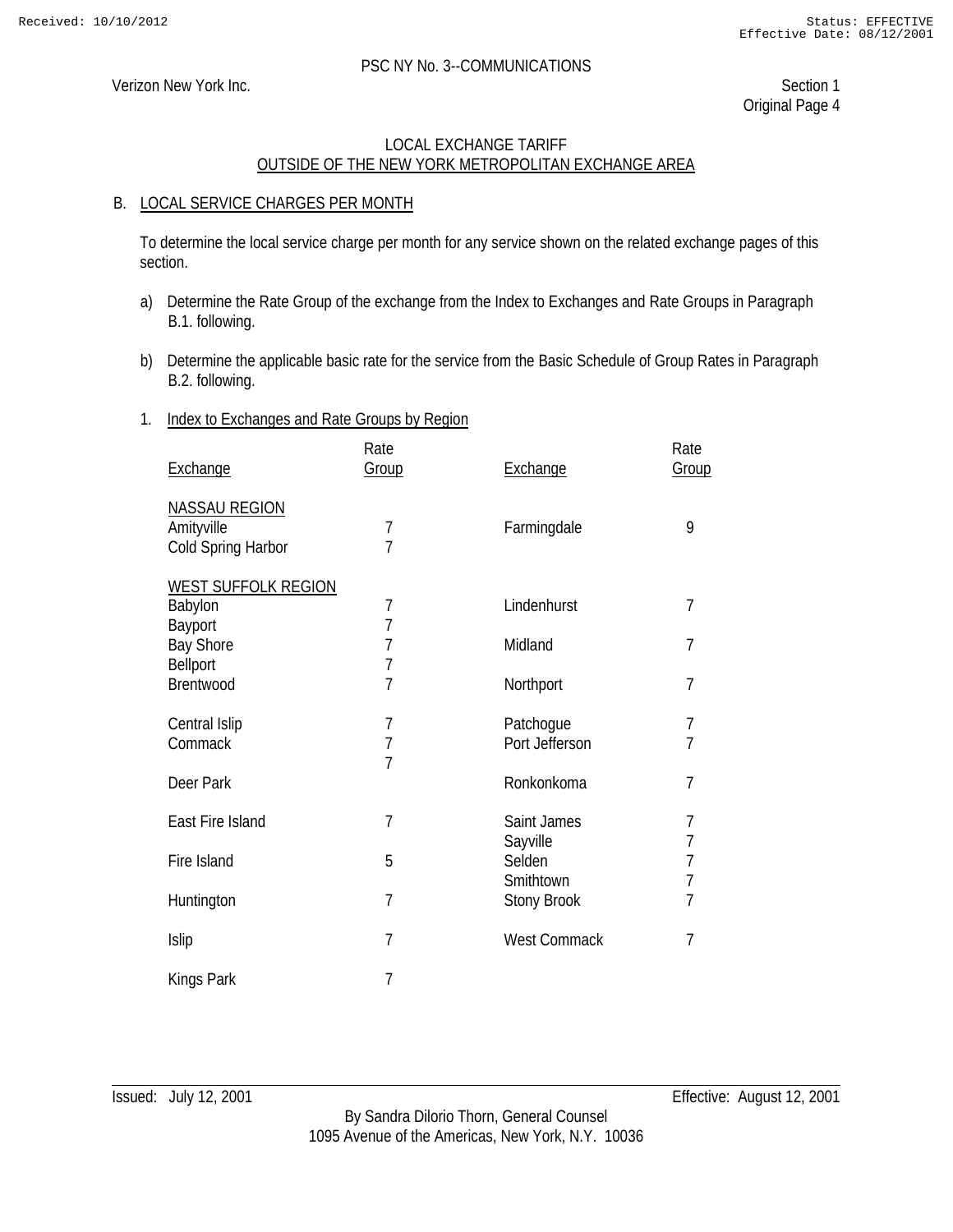## B. LOCAL SERVICE CHARGES PER MONTH

To determine the local service charge per month for any service shown on the related exchange pages of this section.

a) Determine the Rate Group of the exchange from the Index to Exchanges and Rate Groups in Paragraph B.1. following.

b) Determine the applicable basic rate for the service from the Basic Schedule of Group Rates in Paragraph B.2. following.

### 1. Index to Exchanges and Rate Groups by Region

| Exchange | Rate Group | Exchange | Rate Group |
|---|---|---|---|
| **NASSAU REGION** | | | |
| Amityville | 7 | Farmingdale | 9 |
| Cold Spring Harbor | 7 | | |
| **WEST SUFFOLK REGION** | | | |
| Babylon | 7 | Lindenhurst | 7 |
| Bayport | 7 | | |
| Bay Shore | 7 | Midland | 7 |
| Bellport | 7 | | |
| Brentwood | 7 | Northport | 7 |
| Central Islip | 7 | Patchogue | 7 |
| Commack | 7 | Port Jefferson | 7 |
| Deer Park | 7 | Ronkonkoma | 7 |
| East Fire Island | 7 | Saint James | 7 |
| | | Sayville | 7 |
| Fire Island | 5 | Selden | 7 |
| | | Smithtown | 7 |
| Huntington | 7 | Stony Brook | 7 |
| Islip | 7 | West Commack | 7 |
| Kings Park | 7 | | |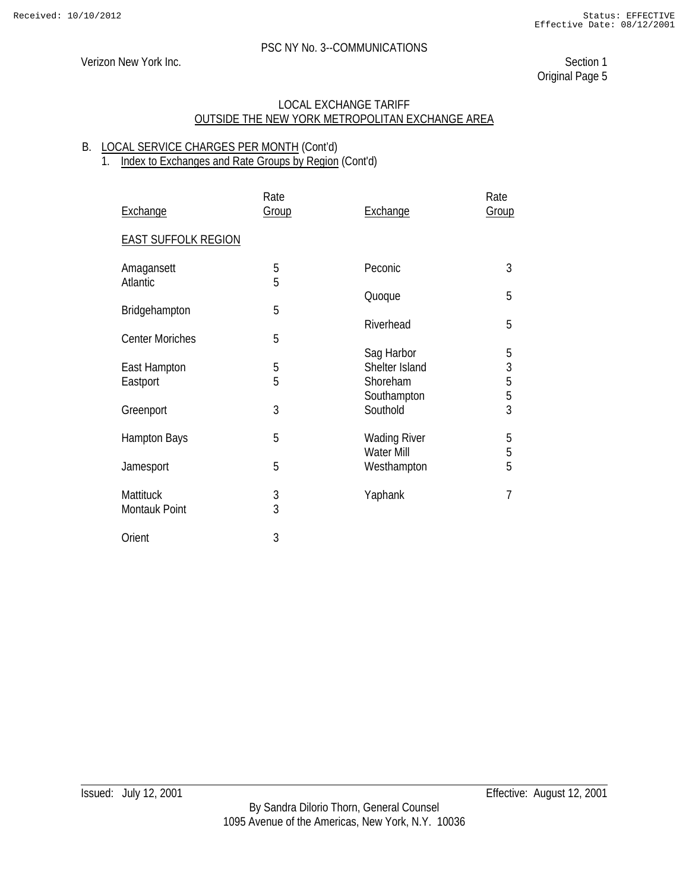PSC NY No. 3--COMMUNICATIONS

Verizon New York Inc.

Section 1
Original Page 5

LOCAL EXCHANGE TARIFF
OUTSIDE THE NEW YORK METROPOLITAN EXCHANGE AREA

B. LOCAL SERVICE CHARGES PER MONTH (Cont'd)

1. Index to Exchanges and Rate Groups by Region (Cont'd)

EAST SUFFOLK REGION

| Exchange | Rate Group | Exchange | Rate Group |
|---|---|---|---|
| Amagansett | 5 | Peconic | 3 |
| Atlantic | 5 | Quoque | 5 |
| Bridgehampton | 5 | Riverhead | 5 |
| Center Moriches | 5 | Sag Harbor | 5 |
| East Hampton | 5 | Shelter Island | 3 |
| Eastport | 5 | Shoreham | 5 |
| Greenport | 3 | Southampton | 5 |
| Hampton Bays | 5 | Southold | 3 |
| Jamesport | 5 | Wading River | 5 |
| Mattituck | 3 | Water Mill | 5 |
| Montauk Point | 3 | Westhampton | 5 |
| Orient | 3 | Yaphank | 7 |

Issued: July 12, 2001

Effective: August 12, 2001

By Sandra Dilorio Thorn, General Counsel
1095 Avenue of the Americas, New York, N.Y. 10036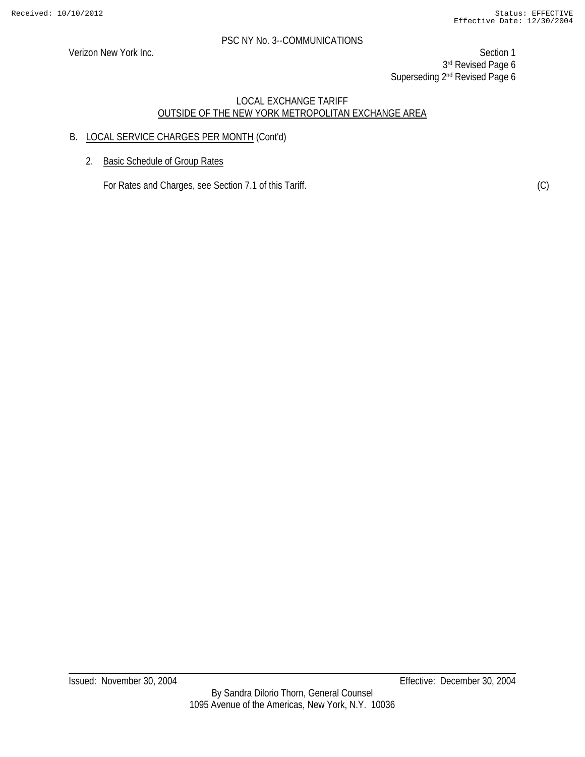PSC NY No. 3--COMMUNICATIONS

Verizon New York Inc.

Section 1
3rd Revised Page 6
Superseding 2nd Revised Page 6

LOCAL EXCHANGE TARIFF
OUTSIDE OF THE NEW YORK METROPOLITAN EXCHANGE AREA

B. LOCAL SERVICE CHARGES PER MONTH (Cont'd)

2. Basic Schedule of Group Rates

For Rates and Charges, see Section 7.1 of this Tariff. (C)

Issued: November 30, 2004 Effective: December 30, 2004

By Sandra Dilorio Thorn, General Counsel
1095 Avenue of the Americas, New York, N.Y. 10036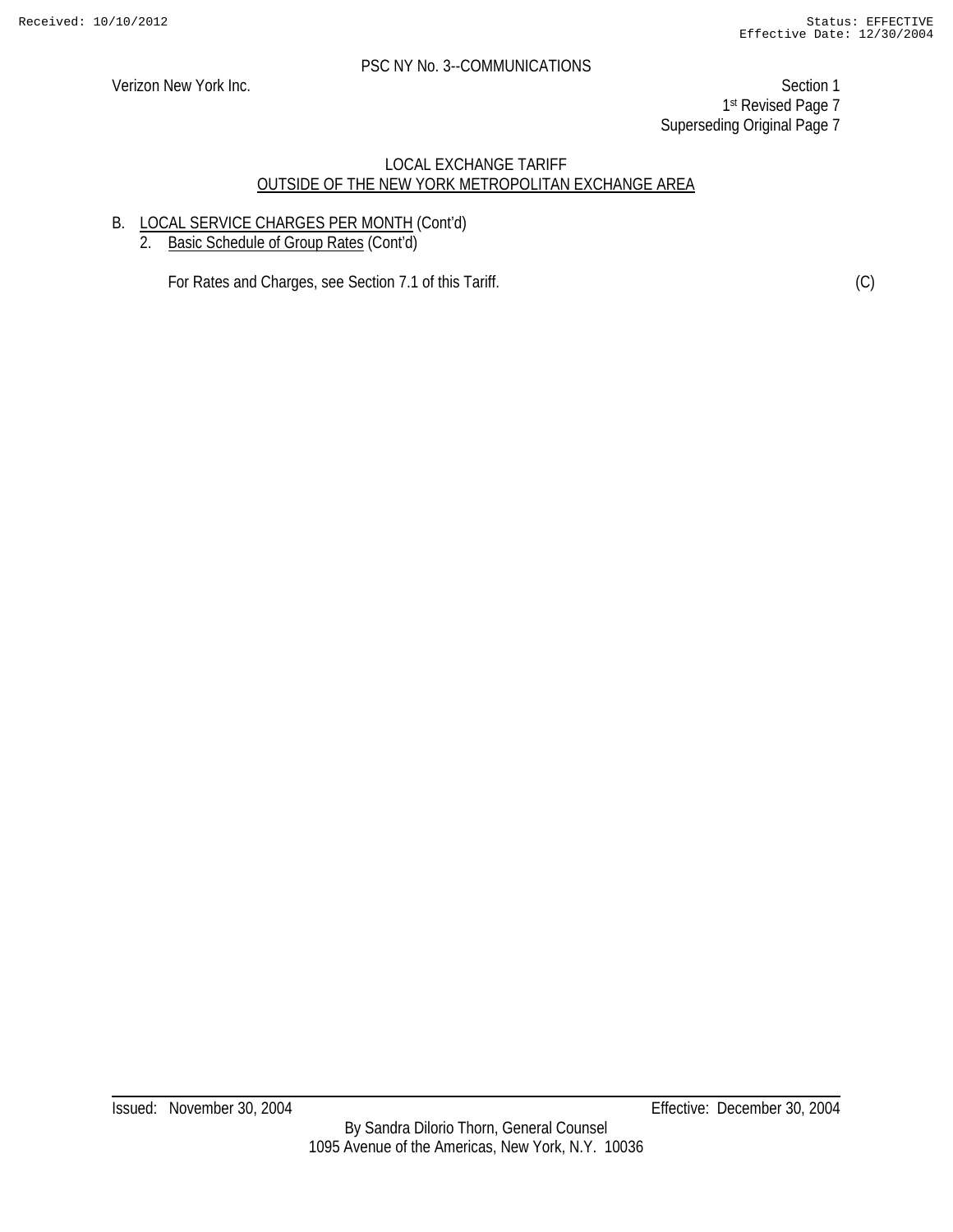LOCAL EXCHANGE TARIFF
OUTSIDE OF THE NEW YORK METROPOLITAN EXCHANGE AREA

B. LOCAL SERVICE CHARGES PER MONTH (Cont'd)

2. Basic Schedule of Group Rates (Cont'd)

For Rates and Charges, see Section 7.1 of this Tariff. (C)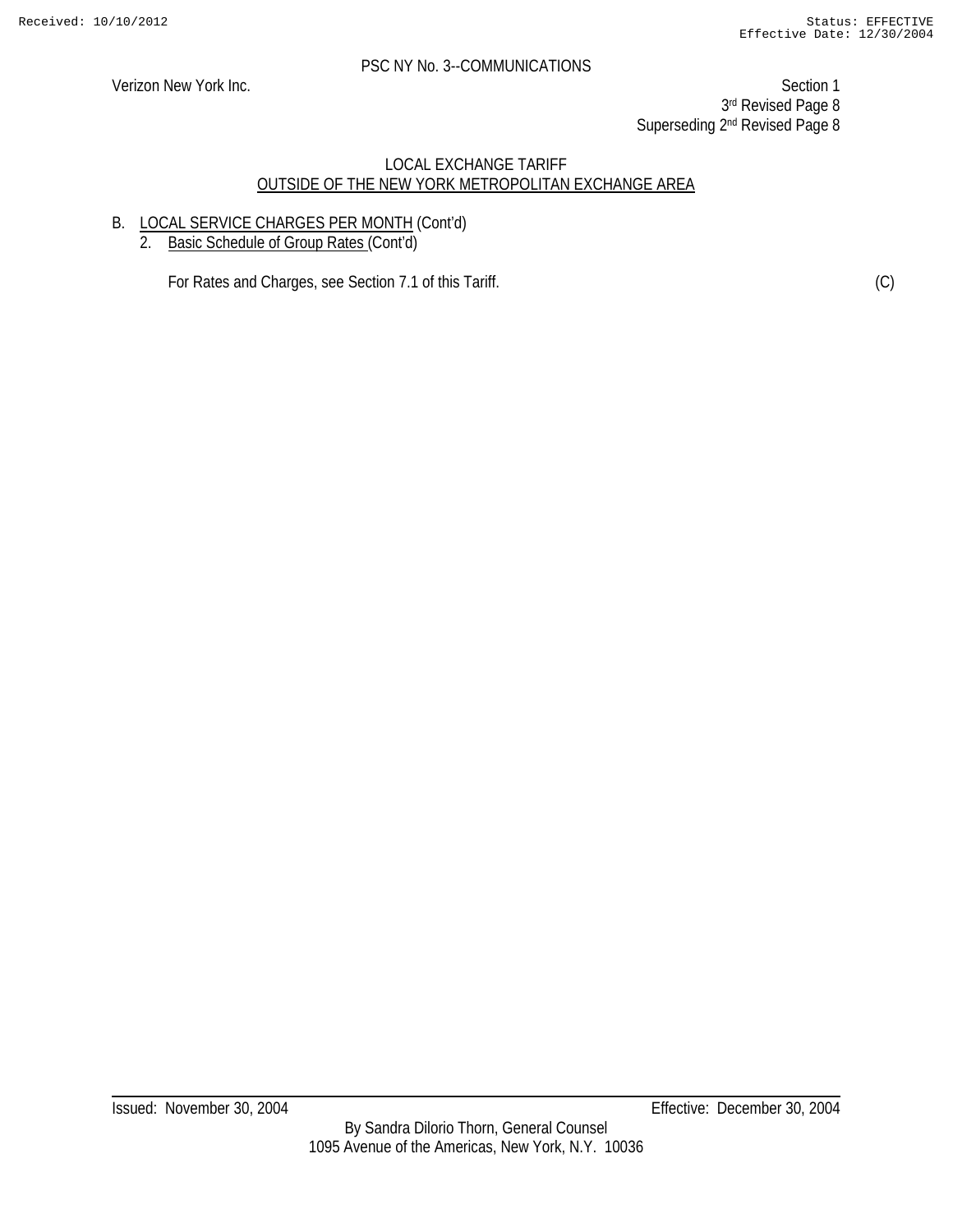PSC NY No. 3--COMMUNICATIONS

Verizon New York Inc.

Section 1
3rd Revised Page 8
Superseding 2nd Revised Page 8

LOCAL EXCHANGE TARIFF
OUTSIDE OF THE NEW YORK METROPOLITAN EXCHANGE AREA

B. LOCAL SERVICE CHARGES PER MONTH (Cont'd)
   2. Basic Schedule of Group Rates (Cont'd)

      For Rates and Charges, see Section 7.1 of this Tariff. (C)

Issued: November 30, 2004 Effective: December 30, 2004

By Sandra Dilorio Thorn, General Counsel
1095 Avenue of the Americas, New York, N.Y. 10036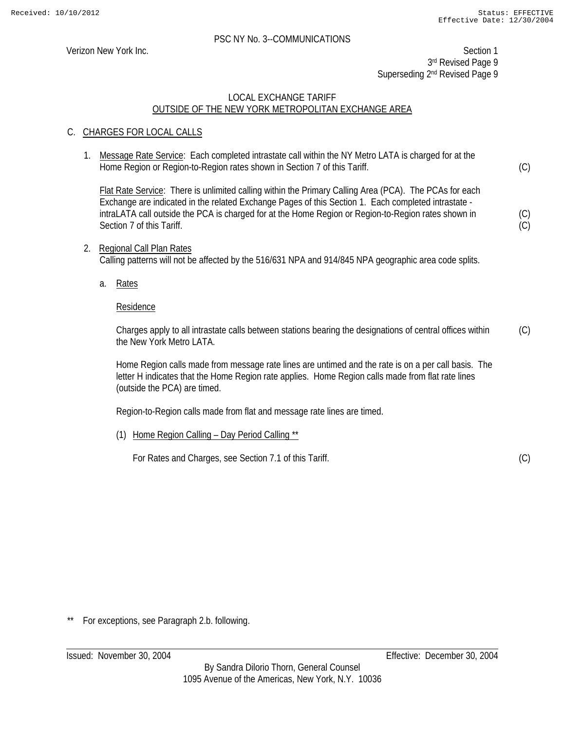PSC NY No. 3--COMMUNICATIONS

Verizon New York Inc.

Section 1
3rd Revised Page 9
Superseding 2nd Revised Page 9

LOCAL EXCHANGE TARIFF
OUTSIDE OF THE NEW YORK METROPOLITAN EXCHANGE AREA

C. CHARGES FOR LOCAL CALLS

1. Message Rate Service: Each completed intrastate call within the NY Metro LATA is charged for at the Home Region or Region-to-Region rates shown in Section 7 of this Tariff. (C)

   Flat Rate Service: There is unlimited calling within the Primary Calling Area (PCA). The PCAs for each Exchange are indicated in the related Exchange Pages of this Section 1. Each completed intrastate - intraLATA call outside the PCA is charged for at the Home Region or Region-to-Region rates shown in Section 7 of this Tariff. (C) (C)

2. Regional Call Plan Rates
   Calling patterns will not be affected by the 516/631 NPA and 914/845 NPA geographic area code splits.

   a. Rates

      Residence

      Charges apply to all intrastate calls between stations bearing the designations of central offices within the New York Metro LATA. (C)

      Home Region calls made from message rate lines are untimed and the rate is on a per call basis. The letter H indicates that the Home Region rate applies. Home Region calls made from flat rate lines (outside the PCA) are timed.

      Region-to-Region calls made from flat and message rate lines are timed.

      (1) Home Region Calling – Day Period Calling **

         For Rates and Charges, see Section 7.1 of this Tariff. (C)

** For exceptions, see Paragraph 2.b. following.

Issued: November 30, 2004

Effective: December 30, 2004

By Sandra Dilorio Thorn, General Counsel
1095 Avenue of the Americas, New York, N.Y. 10036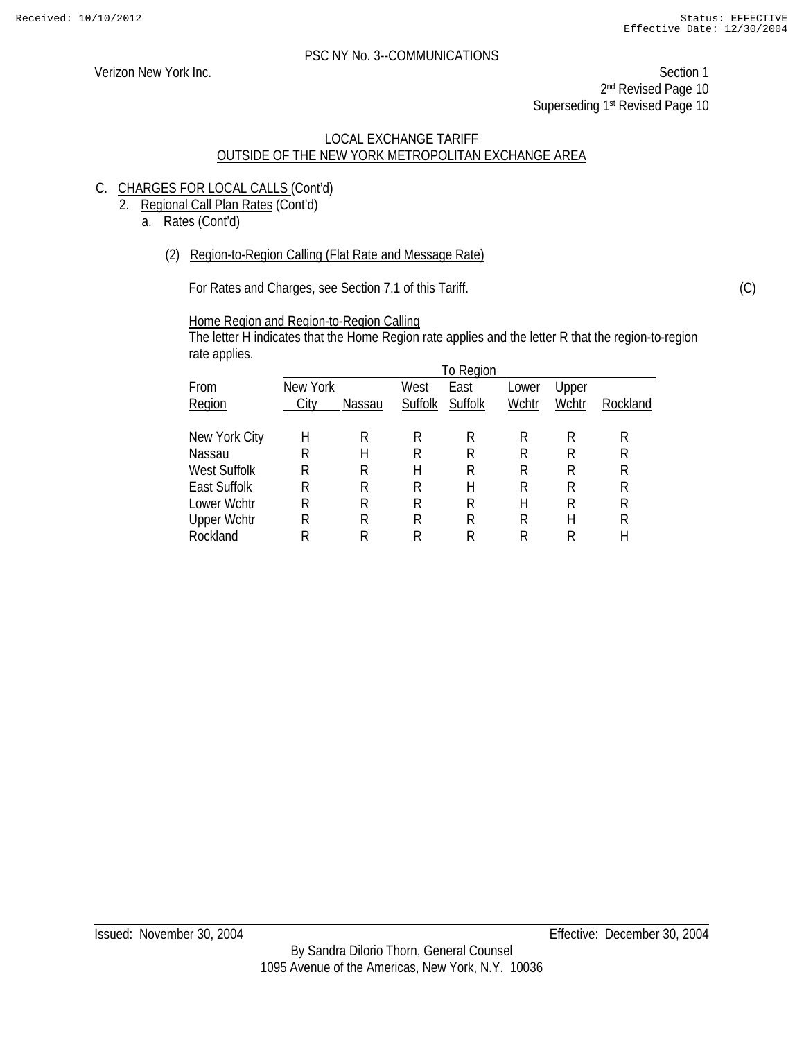PSC NY No. 3--COMMUNICATIONS

Verizon New York Inc.

Section 1
2nd Revised Page 10
Superseding 1st Revised Page 10

LOCAL EXCHANGE TARIFF
OUTSIDE OF THE NEW YORK METROPOLITAN EXCHANGE AREA

C. CHARGES FOR LOCAL CALLS (Cont'd)

2. Regional Call Plan Rates (Cont'd)

a. Rates (Cont'd)

(2) Region-to-Region Calling (Flat Rate and Message Rate)

For Rates and Charges, see Section 7.1 of this Tariff. (C)

Home Region and Region-to-Region Calling

The letter H indicates that the Home Region rate applies and the letter R that the region-to-region rate applies.

| From Region | To Region | | | | | | |
|---|---|---|---|---|---|---|---|
| | New York City | Nassau | West Suffolk | East Suffolk | Lower Wchtr | Upper Wchtr | Rockland |
| New York City | H | R | R | R | R | R | R |
| Nassau | R | H | R | R | R | R | R |
| West Suffolk | R | R | H | R | R | R | R |
| East Suffolk | R | R | R | H | R | R | R |
| Lower Wchtr | R | R | R | R | H | R | R |
| Upper Wchtr | R | R | R | R | R | H | R |
| Rockland | R | R | R | R | R | R | H |

Issued: November 30, 2004

Effective: December 30, 2004

By Sandra Dilorio Thorn, General Counsel
1095 Avenue of the Americas, New York, N.Y. 10036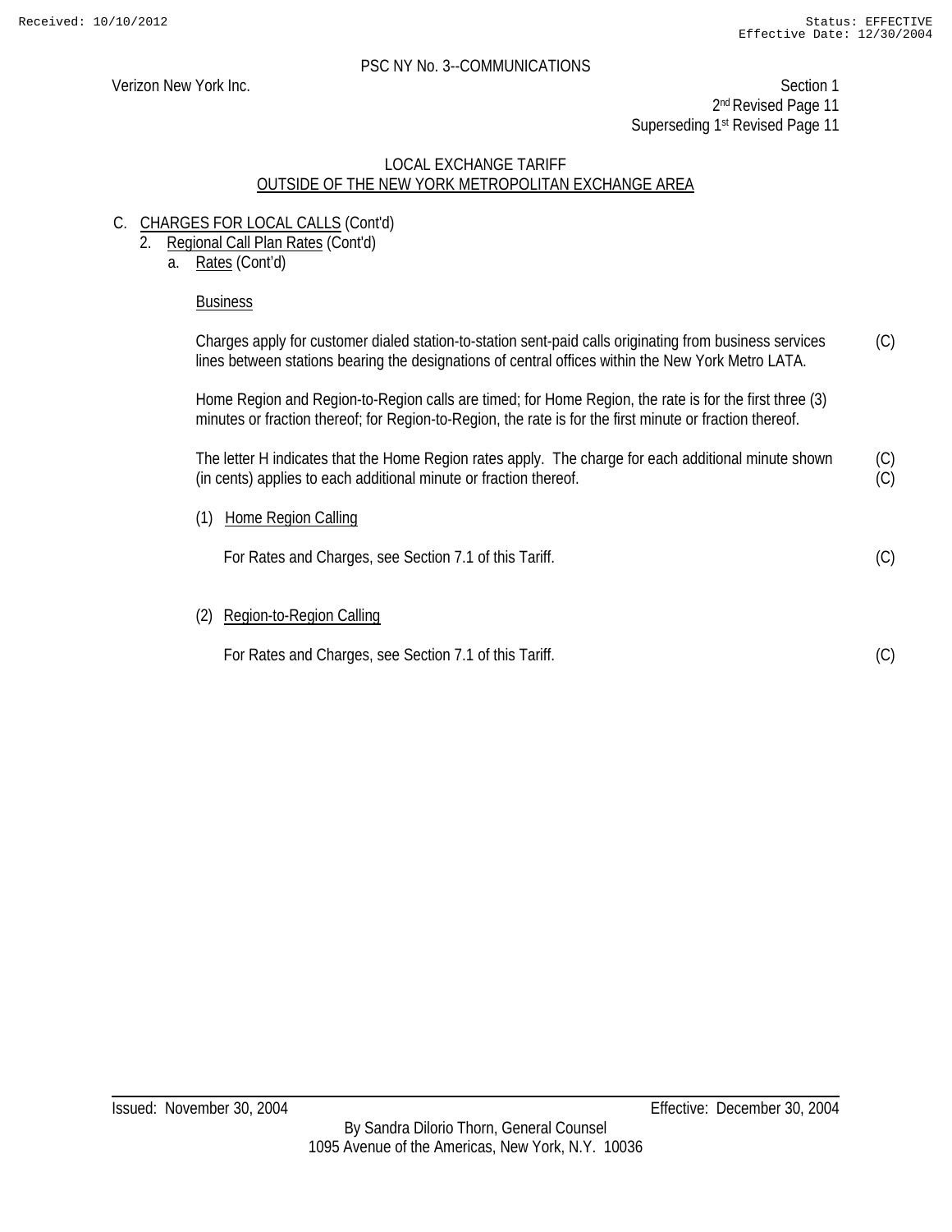PSC NY No. 3--COMMUNICATIONS

Verizon New York Inc.

Section 1
2nd Revised Page 11
Superseding 1st Revised Page 11

LOCAL EXCHANGE TARIFF
OUTSIDE OF THE NEW YORK METROPOLITAN EXCHANGE AREA

C. CHARGES FOR LOCAL CALLS (Cont'd)

2. Regional Call Plan Rates (Cont'd)

a. Rates (Cont'd)

Business

Charges apply for customer dialed station-to-station sent-paid calls originating from business services lines between stations bearing the designations of central offices within the New York Metro LATA. (C)

Home Region and Region-to-Region calls are timed; for Home Region, the rate is for the first three (3) minutes or fraction thereof; for Region-to-Region, the rate is for the first minute or fraction thereof.

The letter H indicates that the Home Region rates apply. The charge for each additional minute shown (in cents) applies to each additional minute or fraction thereof. (C) (C)

(1) Home Region Calling

For Rates and Charges, see Section 7.1 of this Tariff. (C)

(2) Region-to-Region Calling

For Rates and Charges, see Section 7.1 of this Tariff. (C)

Issued: November 30, 2004

Effective: December 30, 2004

By Sandra Dilorio Thorn, General Counsel
1095 Avenue of the Americas, New York, N.Y. 10036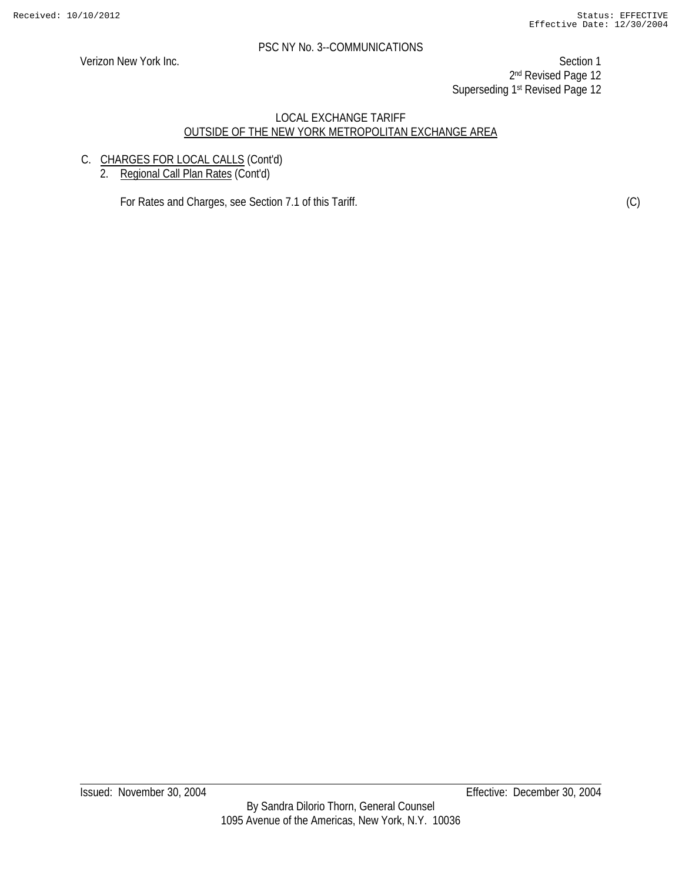PSC NY No. 3--COMMUNICATIONS

Verizon New York Inc.

Section 1
2nd Revised Page 12
Superseding 1st Revised Page 12

LOCAL EXCHANGE TARIFF
OUTSIDE OF THE NEW YORK METROPOLITAN EXCHANGE AREA

C. CHARGES FOR LOCAL CALLS (Cont'd)
   2. Regional Call Plan Rates (Cont'd)

For Rates and Charges, see Section 7.1 of this Tariff. (C)

Issued: November 30, 2004 Effective: December 30, 2004

By Sandra Dilorio Thorn, General Counsel
1095 Avenue of the Americas, New York, N.Y. 10036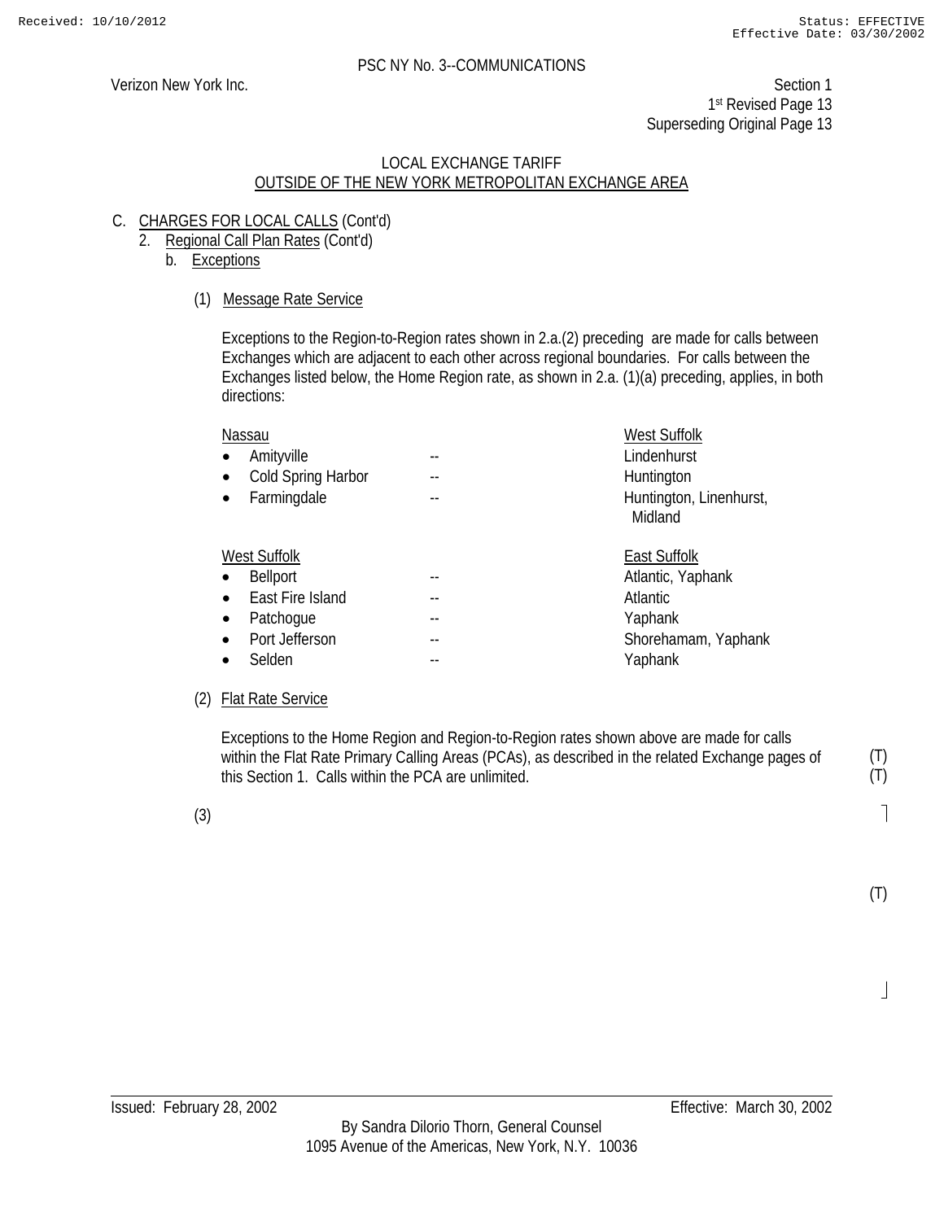PSC NY No. 3--COMMUNICATIONS

Verizon New York Inc.

Section 1
1st Revised Page 13
Superseding Original Page 13

## LOCAL EXCHANGE TARIFF
## OUTSIDE OF THE NEW YORK METROPOLITAN EXCHANGE AREA

C. CHARGES FOR LOCAL CALLS (Cont'd)

2. Regional Call Plan Rates (Cont'd)

b. Exceptions

(1) Message Rate Service

Exceptions to the Region-to-Region rates shown in 2.a.(2) preceding are made for calls between Exchanges which are adjacent to each other across regional boundaries. For calls between the Exchanges listed below, the Home Region rate, as shown in 2.a. (1)(a) preceding, applies, in both directions:

| Nassau | | West Suffolk |
|---|---|---|
| • Amityville | -- | Lindenhurst |
| • Cold Spring Harbor | -- | Huntington |
| • Farmingdale | -- | Huntington, Linenhurst, Midland |

| West Suffolk | | East Suffolk |
|---|---|---|
| • Bellport | -- | Atlantic, Yaphank |
| • East Fire Island | -- | Atlantic |
| • Patchogue | -- | Yaphank |
| • Port Jefferson | -- | Shorehamam, Yaphank |
| • Selden | -- | Yaphank |

(2) Flat Rate Service

Exceptions to the Home Region and Region-to-Region rates shown above are made for calls within the Flat Rate Primary Calling Areas (PCAs), as described in the related Exchange pages of this Section 1. Calls within the PCA are unlimited. (T) (T)

(3) (T)

Issued: February 28, 2002

Effective: March 30, 2002

By Sandra Dilorio Thorn, General Counsel
1095 Avenue of the Americas, New York, N.Y. 10036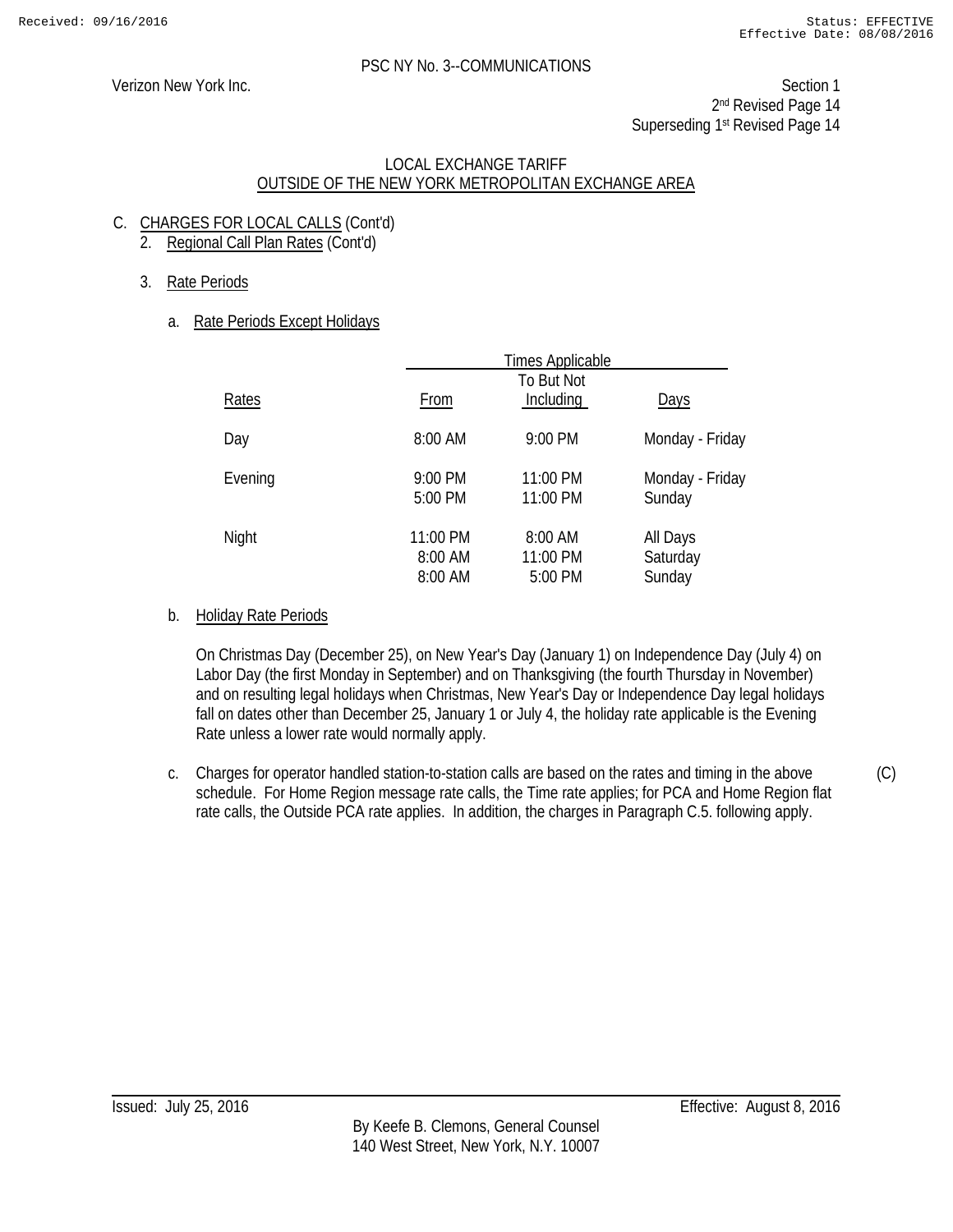PSC NY No. 3--COMMUNICATIONS

Verizon New York Inc.

Section 1
2nd Revised Page 14
Superseding 1st Revised Page 14

LOCAL EXCHANGE TARIFF
OUTSIDE OF THE NEW YORK METROPOLITAN EXCHANGE AREA

C. CHARGES FOR LOCAL CALLS (Cont'd)

2. Regional Call Plan Rates (Cont'd)

3. Rate Periods

a. Rate Periods Except Holidays

| | Times Applicable | | |
|---|---|---|---|
| Rates | From | To But Not Including | Days |
| Day | 8:00 AM | 9:00 PM | Monday - Friday |
| Evening | 9:00 PM | 11:00 PM | Monday - Friday |
| | 5:00 PM | 11:00 PM | Sunday |
| Night | 11:00 PM | 8:00 AM | All Days |
| | 8:00 AM | 11:00 PM | Saturday |
| | 8:00 AM | 5:00 PM | Sunday |

b. Holiday Rate Periods

On Christmas Day (December 25), on New Year's Day (January 1) on Independence Day (July 4) on Labor Day (the first Monday in September) and on Thanksgiving (the fourth Thursday in November) and on resulting legal holidays when Christmas, New Year's Day or Independence Day legal holidays fall on dates other than December 25, January 1 or July 4, the holiday rate applicable is the Evening Rate unless a lower rate would normally apply.

c. Charges for operator handled station-to-station calls are based on the rates and timing in the above schedule. For Home Region message rate calls, the Time rate applies; for PCA and Home Region flat rate calls, the Outside PCA rate applies. In addition, the charges in Paragraph C.5. following apply. (C)

Issued: July 25, 2016

Effective: August 8, 2016

By Keefe B. Clemons, General Counsel
140 West Street, New York, N.Y. 10007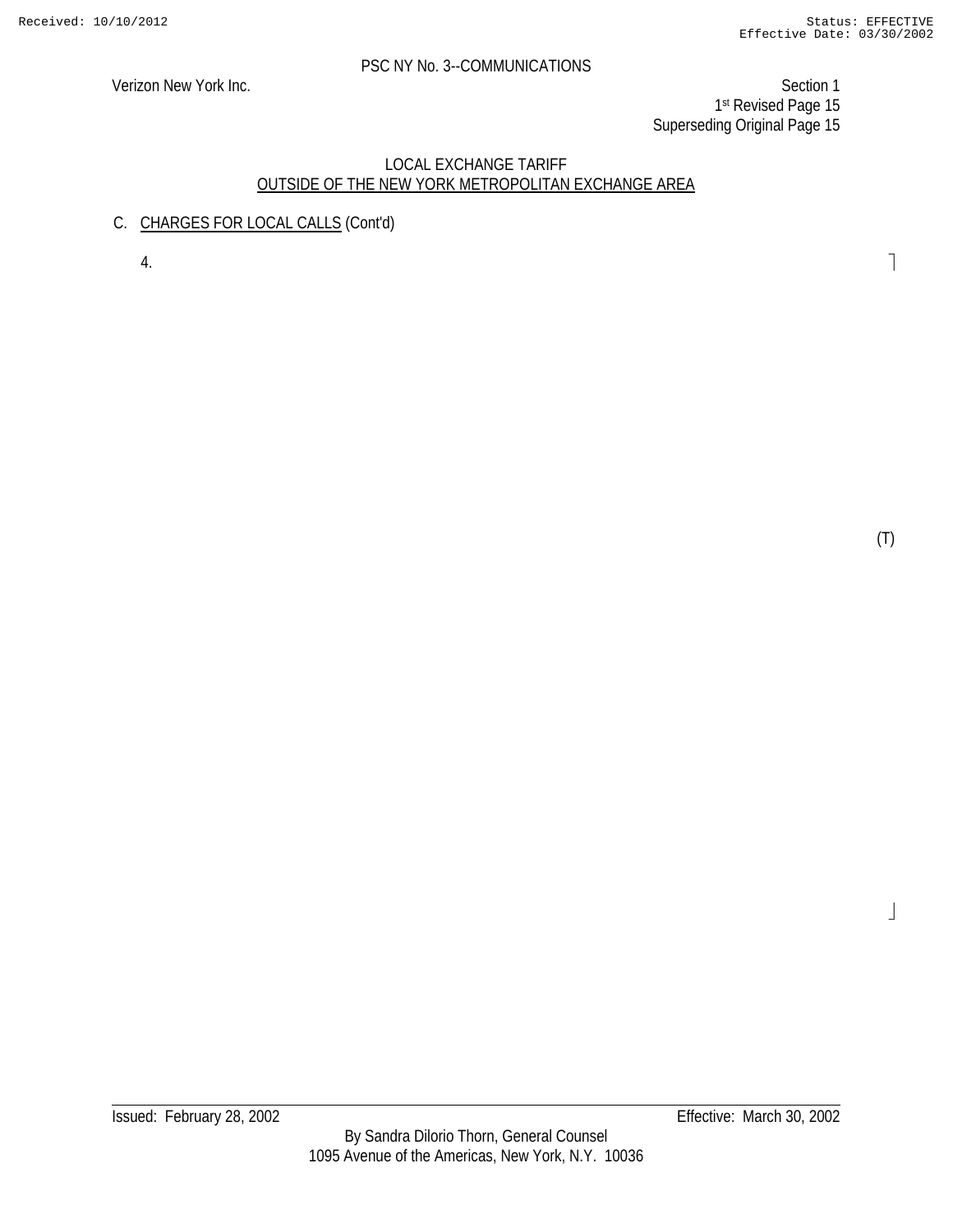PSC NY No. 3--COMMUNICATIONS

Verizon New York Inc.

Section 1
1st Revised Page 15
Superseding Original Page 15

LOCAL EXCHANGE TARIFF
OUTSIDE OF THE NEW YORK METROPOLITAN EXCHANGE AREA

C. CHARGES FOR LOCAL CALLS (Cont'd)

4.

(T)

Issued: February 28, 2002

Effective: March 30, 2002

By Sandra Dilorio Thorn, General Counsel
1095 Avenue of the Americas, New York, N.Y. 10036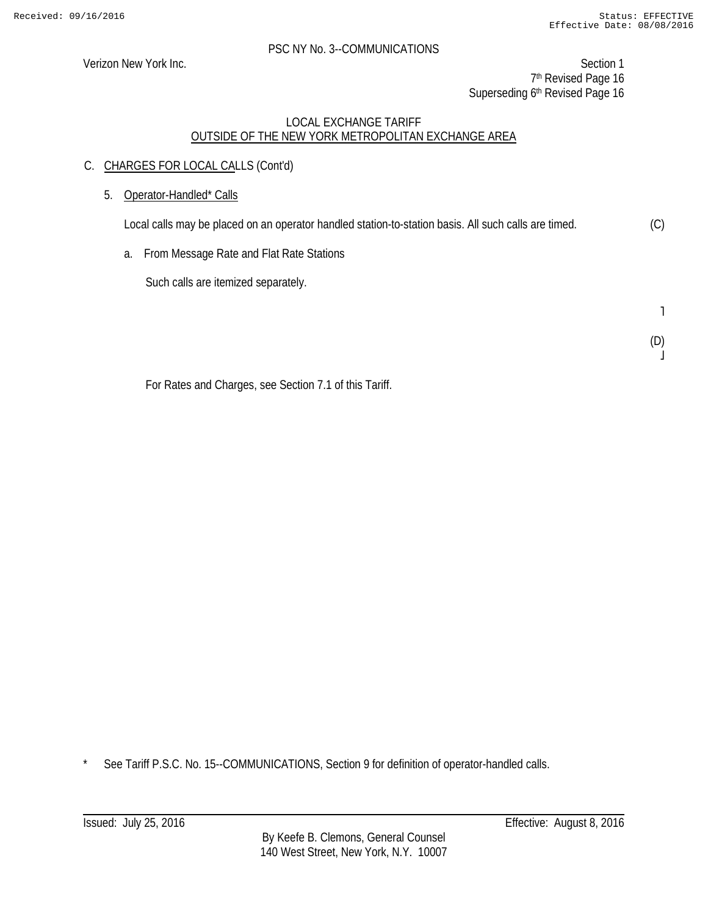PSC NY No. 3--COMMUNICATIONS

Verizon New York Inc.

Section 1
7th Revised Page 16
Superseding 6th Revised Page 16

LOCAL EXCHANGE TARIFF
OUTSIDE OF THE NEW YORK METROPOLITAN EXCHANGE AREA

C. CHARGES FOR LOCAL CALLS (Cont'd)

5. Operator-Handled* Calls

Local calls may be placed on an operator handled station-to-station basis. All such calls are timed. (C)

a. From Message Rate and Flat Rate Stations

Such calls are itemized separately.

(D)

For Rates and Charges, see Section 7.1 of this Tariff.

\* See Tariff P.S.C. No. 15--COMMUNICATIONS, Section 9 for definition of operator-handled calls.

Issued: July 25, 2016

Effective: August 8, 2016

By Keefe B. Clemons, General Counsel
140 West Street, New York, N.Y. 10007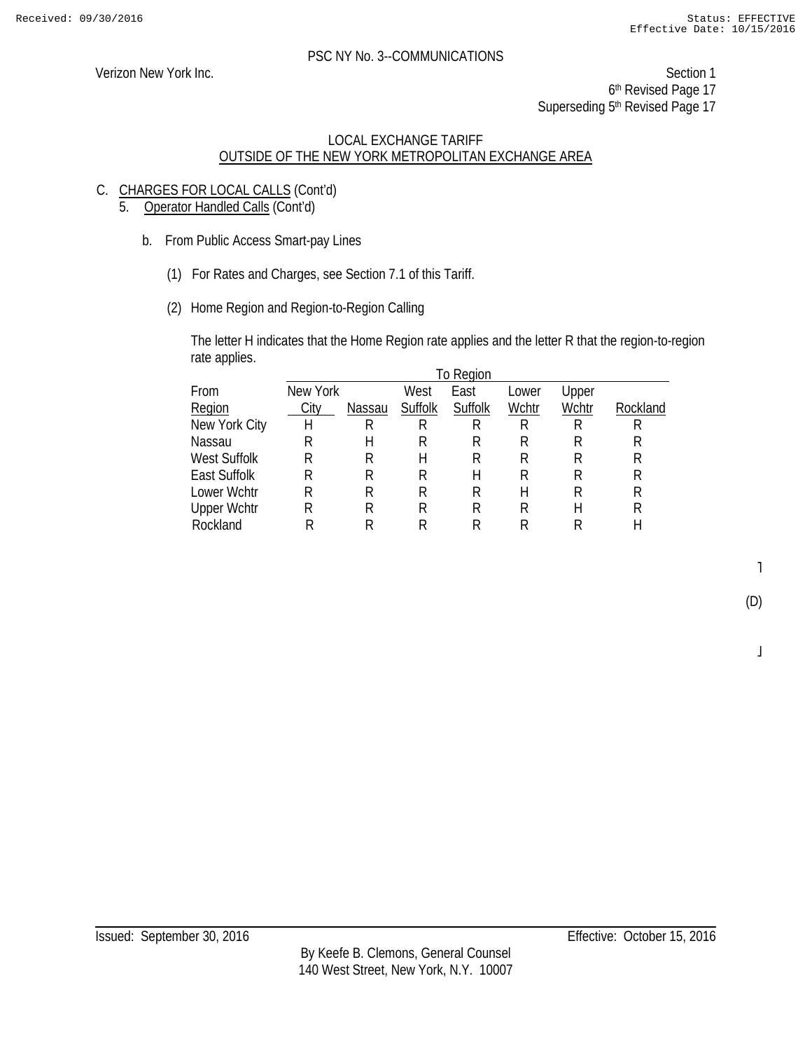PSC NY No. 3--COMMUNICATIONS

Verizon New York Inc.

Section 1
6th Revised Page 17
Superseding 5th Revised Page 17

LOCAL EXCHANGE TARIFF
OUTSIDE OF THE NEW YORK METROPOLITAN EXCHANGE AREA

C. CHARGES FOR LOCAL CALLS (Cont'd)

5. Operator Handled Calls (Cont'd)

b. From Public Access Smart-pay Lines

(1) For Rates and Charges, see Section 7.1 of this Tariff.

(2) Home Region and Region-to-Region Calling

The letter H indicates that the Home Region rate applies and the letter R that the region-to-region rate applies.

| | To Region | | | | | | |
|---|---|---|---|---|---|---|---|
| From Region | New York City | Nassau | West Suffolk | East Suffolk | Lower Wchtr | Upper Wchtr | Rockland |
| New York City | H | R | R | R | R | R | R |
| Nassau | R | H | R | R | R | R | R |
| West Suffolk | R | R | H | R | R | R | R |
| East Suffolk | R | R | R | H | R | R | R |
| Lower Wchtr | R | R | R | R | H | R | R |
| Upper Wchtr | R | R | R | R | R | H | R |
| Rockland | R | R | R | R | R | R | H |

(D)

Issued: September 30, 2016

Effective: October 15, 2016

By Keefe B. Clemons, General Counsel
140 West Street, New York, N.Y. 10007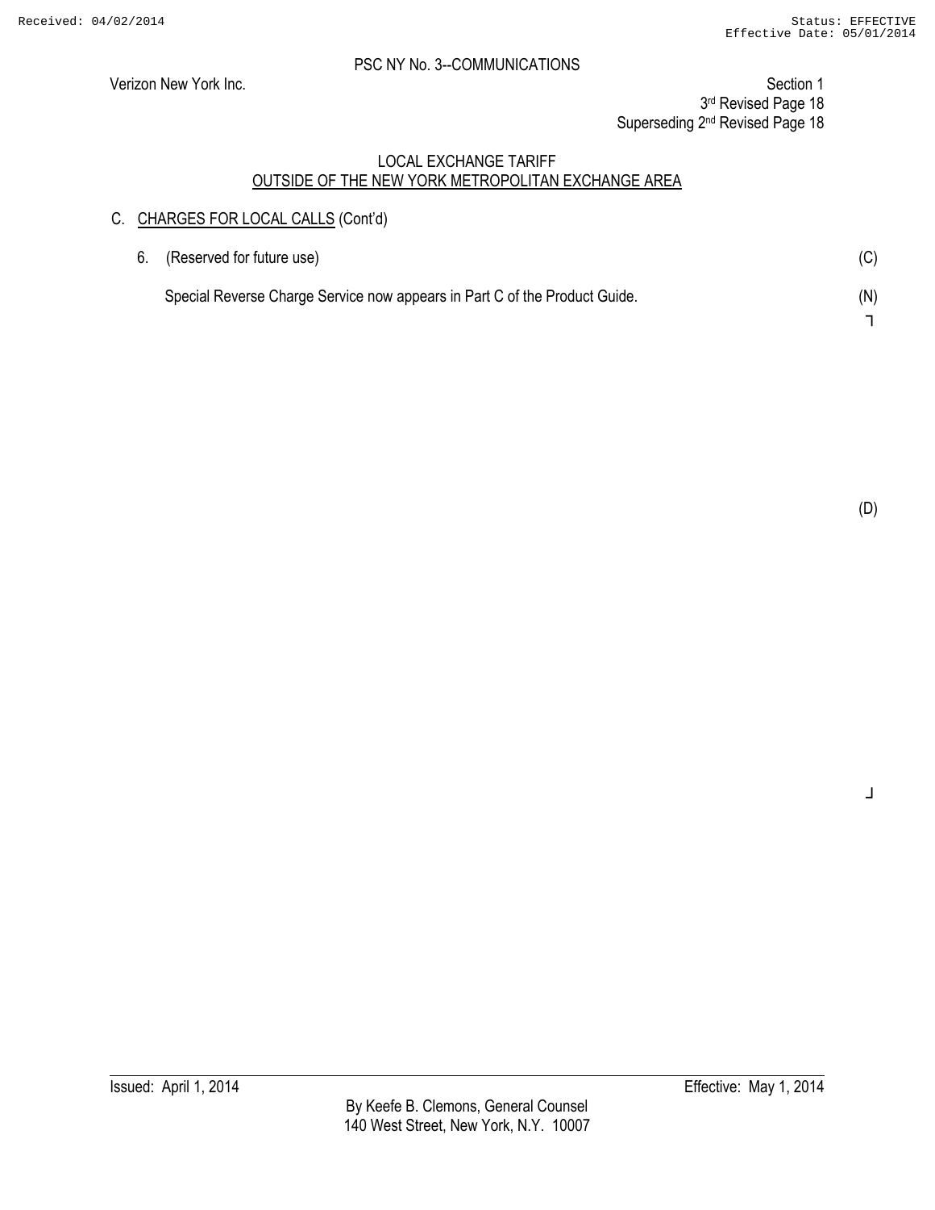PSC NY No. 3--COMMUNICATIONS

Verizon New York Inc.

Section 1
3rd Revised Page 18
Superseding 2nd Revised Page 18

LOCAL EXCHANGE TARIFF
OUTSIDE OF THE NEW YORK METROPOLITAN EXCHANGE AREA

C. CHARGES FOR LOCAL CALLS (Cont'd)

6. (Reserved for future use) (C)

Special Reverse Charge Service now appears in Part C of the Product Guide. (N)

(D)

Issued: April 1, 2014

Effective: May 1, 2014

By Keefe B. Clemons, General Counsel
140 West Street, New York, N.Y. 10007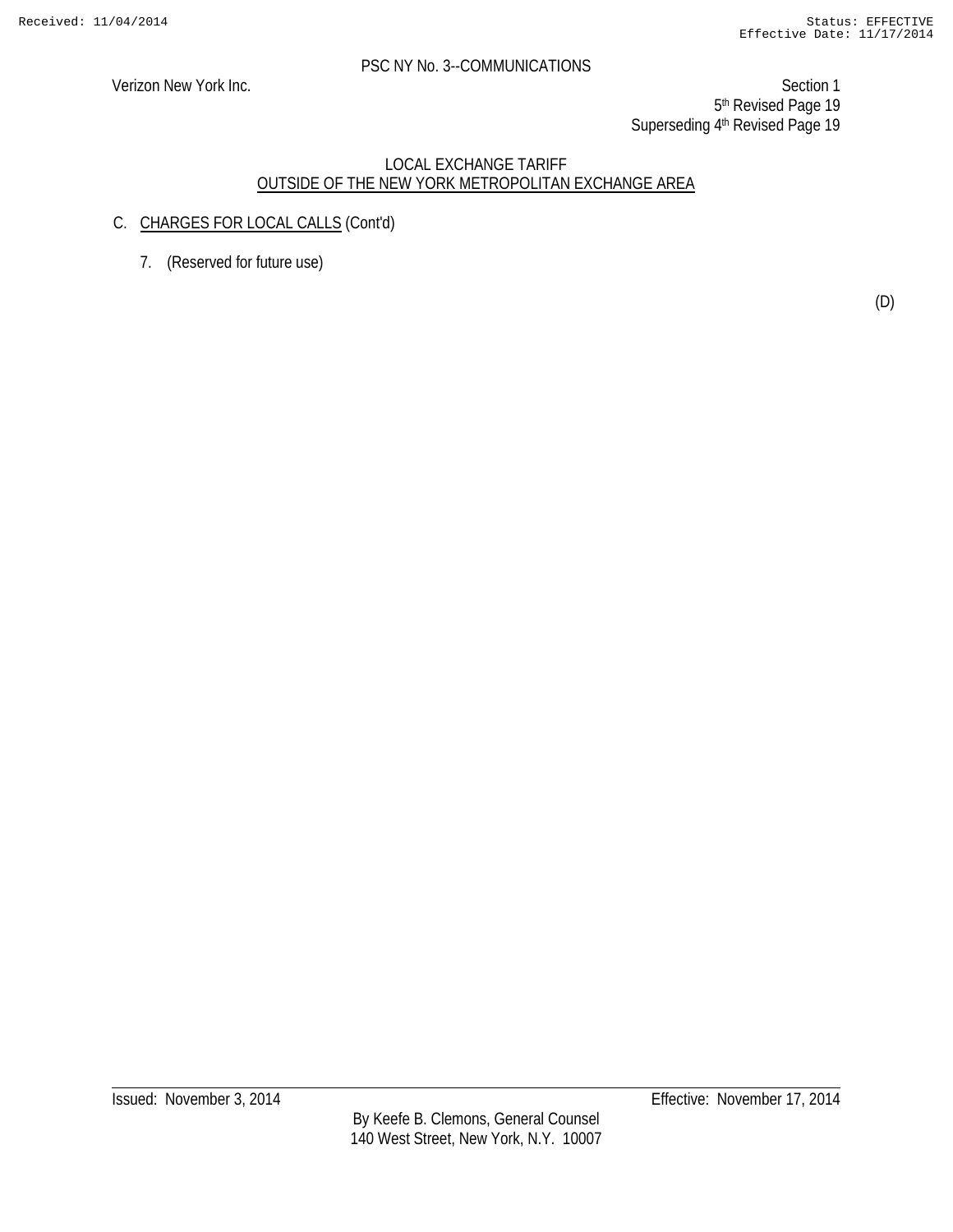PSC NY No. 3--COMMUNICATIONS

Verizon New York Inc.

Section 1
5th Revised Page 19
Superseding 4th Revised Page 19

LOCAL EXCHANGE TARIFF
OUTSIDE OF THE NEW YORK METROPOLITAN EXCHANGE AREA

C. CHARGES FOR LOCAL CALLS (Cont'd)

7. (Reserved for future use)

(D)

Issued: November 3, 2014

Effective: November 17, 2014

By Keefe B. Clemons, General Counsel
140 West Street, New York, N.Y. 10007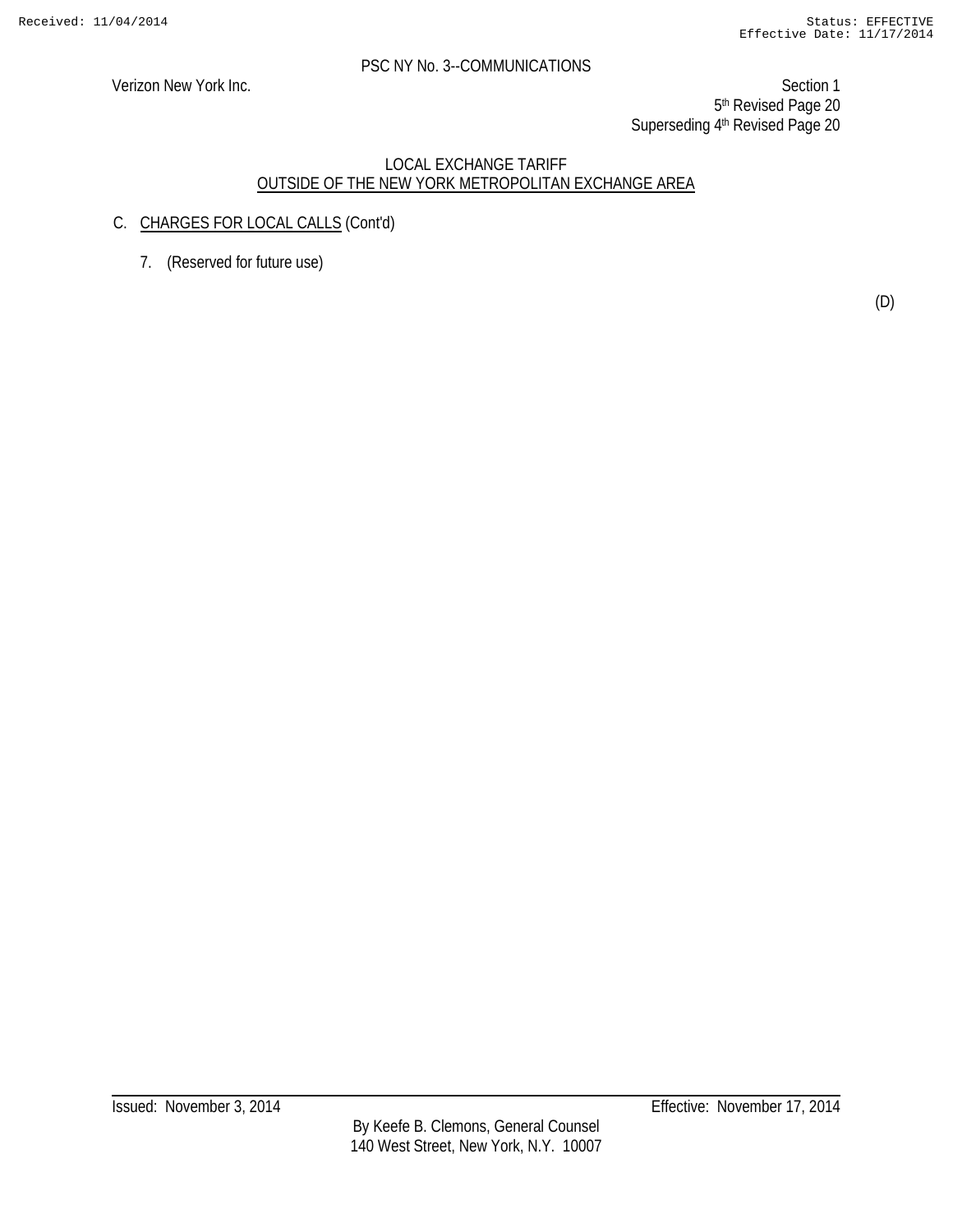PSC NY No. 3--COMMUNICATIONS

Verizon New York Inc.

Section 1
5th Revised Page 20
Superseding 4th Revised Page 20

LOCAL EXCHANGE TARIFF
OUTSIDE OF THE NEW YORK METROPOLITAN EXCHANGE AREA

C. CHARGES FOR LOCAL CALLS (Cont'd)

7. (Reserved for future use)

(D)

Issued: November 3, 2014

Effective: November 17, 2014

By Keefe B. Clemons, General Counsel
140 West Street, New York, N.Y. 10007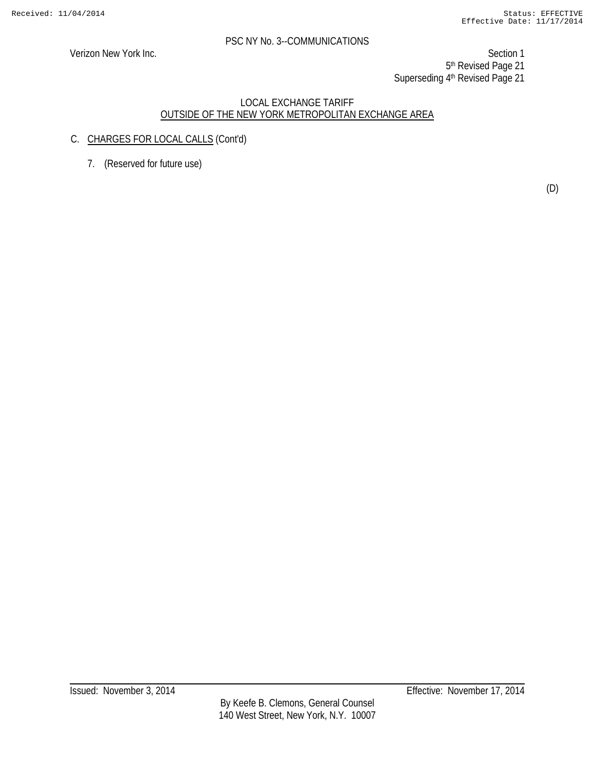PSC NY No. 3--COMMUNICATIONS

Verizon New York Inc.

Section 1
5th Revised Page 21
Superseding 4th Revised Page 21

LOCAL EXCHANGE TARIFF
OUTSIDE OF THE NEW YORK METROPOLITAN EXCHANGE AREA

C. CHARGES FOR LOCAL CALLS (Cont'd)

7. (Reserved for future use)

(D)

Issued: November 3, 2014

Effective: November 17, 2014

By Keefe B. Clemons, General Counsel
140 West Street, New York, N.Y. 10007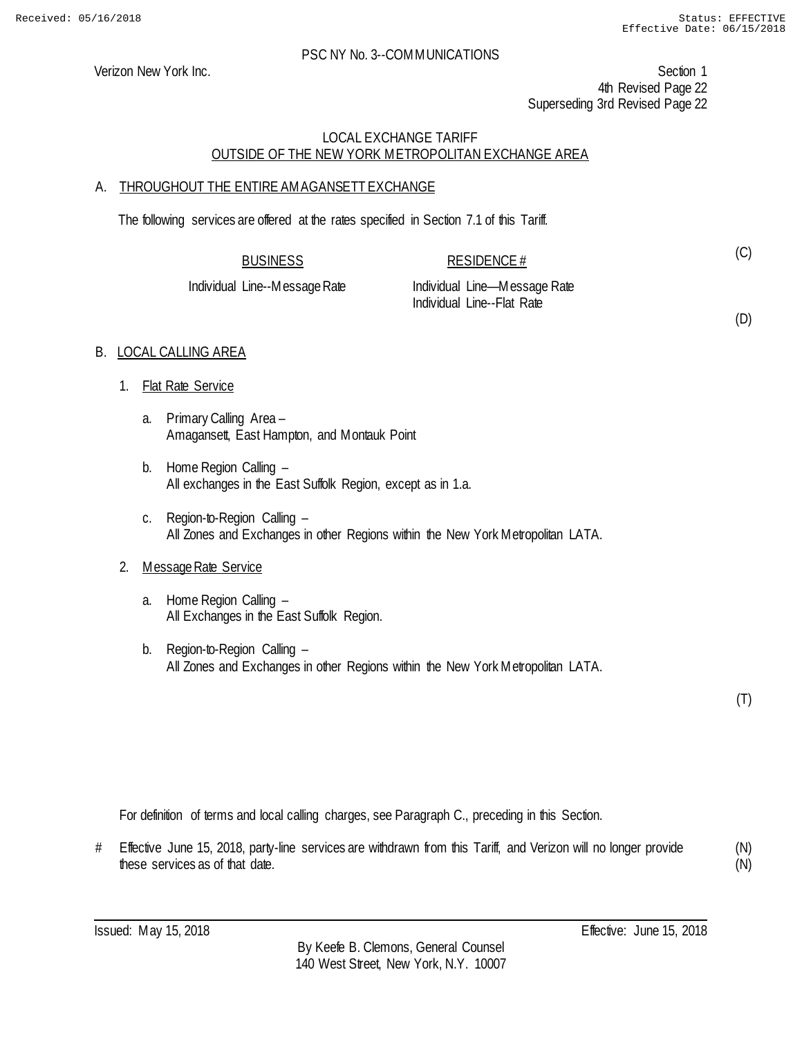PSC NY No. 3--COMMUNICATIONS

Verizon New York Inc.

Section 1
4th Revised Page 22
Superseding 3rd Revised Page 22

## LOCAL EXCHANGE TARIFF
## OUTSIDE OF THE NEW YORK METROPOLITAN EXCHANGE AREA

### A. THROUGHOUT THE ENTIRE AMAGANSETT EXCHANGE

The following services are offered at the rates specified in Section 7.1 of this Tariff.

| BUSINESS | RESIDENCE # |
|---|---|
| Individual Line--Message Rate | Individual Line—Message Rate |
| | Individual Line--Flat Rate |

(C)

(D)

### B. LOCAL CALLING AREA

1. Flat Rate Service

   a. Primary Calling Area –
   Amagansett, East Hampton, and Montauk Point

   b. Home Region Calling –
   All exchanges in the East Suffolk Region, except as in 1.a.

   c. Region-to-Region Calling –
   All Zones and Exchanges in other Regions within the New York Metropolitan LATA.

2. Message Rate Service

   a. Home Region Calling –
   All Exchanges in the East Suffolk Region.

   b. Region-to-Region Calling –
   All Zones and Exchanges in other Regions within the New York Metropolitan LATA.

(T)

For definition of terms and local calling charges, see Paragraph C., preceding in this Section.

# Effective June 15, 2018, party-line services are withdrawn from this Tariff, and Verizon will no longer provide these services as of that date. (N)

Issued: May 15, 2018

Effective: June 15, 2018

By Keefe B. Clemons, General Counsel
140 West Street, New York, N.Y. 10007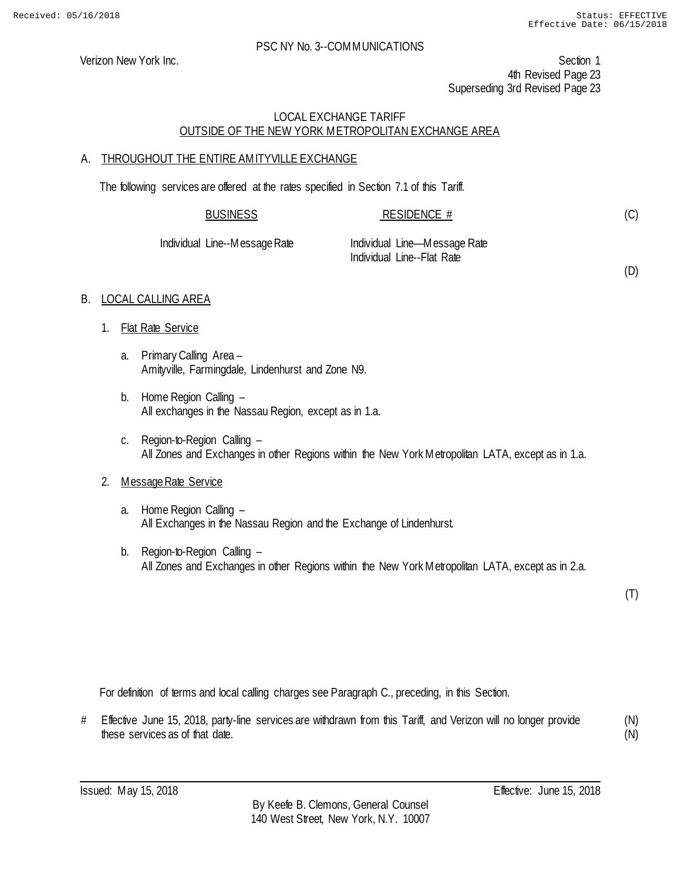PSC NY No. 3--COMMUNICATIONS

Verizon New York Inc.

Section 1
4th Revised Page 23
Superseding 3rd Revised Page 23

## LOCAL EXCHANGE TARIFF
## OUTSIDE OF THE NEW YORK METROPOLITAN EXCHANGE AREA

### A. THROUGHOUT THE ENTIRE AMITYVILLE EXCHANGE

The following services are offered at the rates specified in Section 7.1 of this Tariff.

| BUSINESS | RESIDENCE # | |
|---|---|---|
| | | (C) |
| Individual Line--Message Rate | Individual Line—Message Rate | |
| | Individual Line--Flat Rate | |
| | | (D) |

### B. LOCAL CALLING AREA

1. Flat Rate Service

   a. Primary Calling Area –
      Amityville, Farmingdale, Lindenhurst and Zone N9.

   b. Home Region Calling –
      All exchanges in the Nassau Region, except as in 1.a.

   c. Region-to-Region Calling –
      All Zones and Exchanges in other Regions within the New York Metropolitan LATA, except as in 1.a.

2. Message Rate Service

   a. Home Region Calling –
      All Exchanges in the Nassau Region and the Exchange of Lindenhurst.

   b. Region-to-Region Calling –
      All Zones and Exchanges in other Regions within the New York Metropolitan LATA, except as in 2.a.

(T)

For definition of terms and local calling charges see Paragraph C., preceding, in this Section.

# Effective June 15, 2018, party-line services are withdrawn from this Tariff, and Verizon will no longer provide these services as of that date. (N)

Issued: May 15, 2018

Effective: June 15, 2018

By Keefe B. Clemons, General Counsel
140 West Street, New York, N.Y. 10007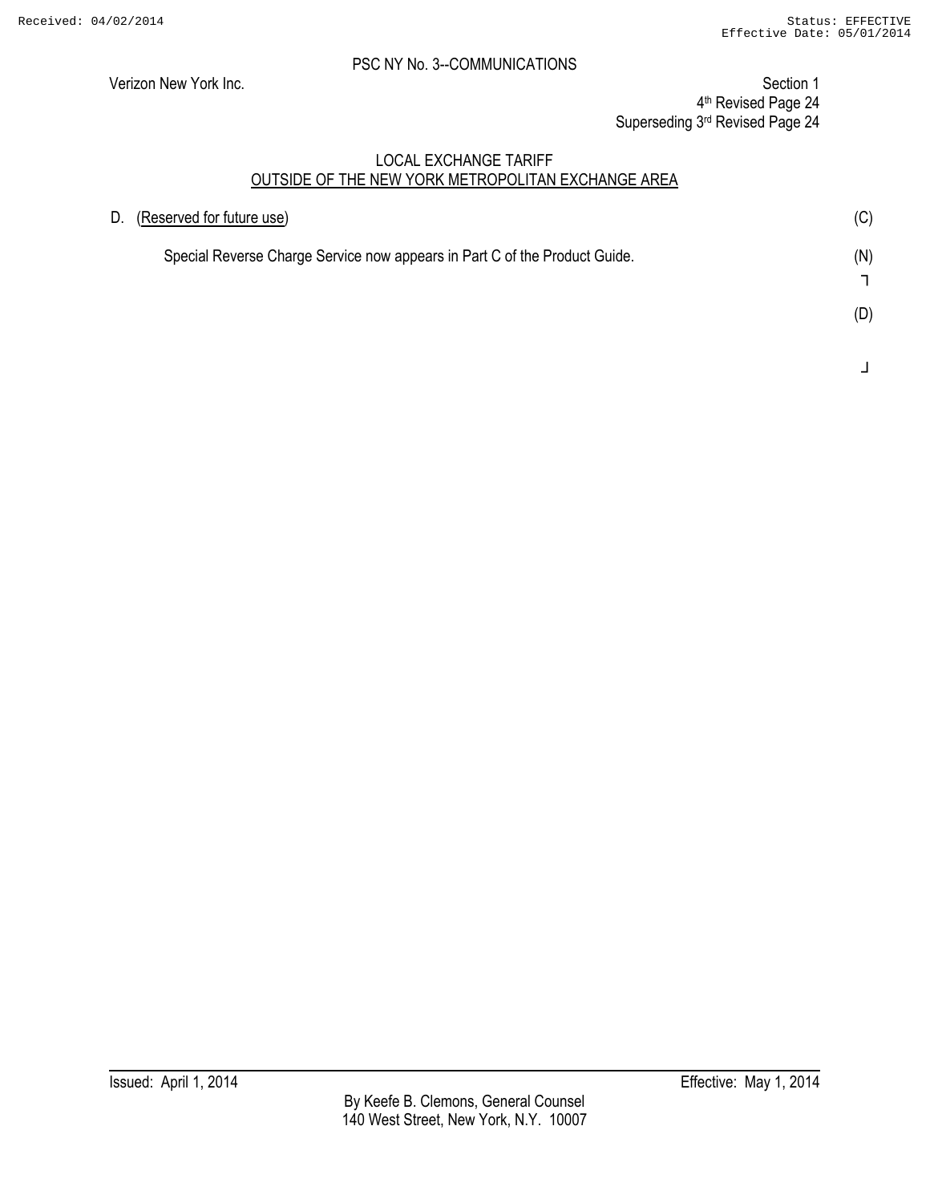PSC NY No. 3--COMMUNICATIONS

Verizon New York Inc.

Section 1
4th Revised Page 24
Superseding 3rd Revised Page 24

LOCAL EXCHANGE TARIFF
OUTSIDE OF THE NEW YORK METROPOLITAN EXCHANGE AREA

D. (Reserved for future use) (C)

Special Reverse Charge Service now appears in Part C of the Product Guide. (N)

(D)

Issued: April 1, 2014

Effective: May 1, 2014

By Keefe B. Clemons, General Counsel
140 West Street, New York, N.Y. 10007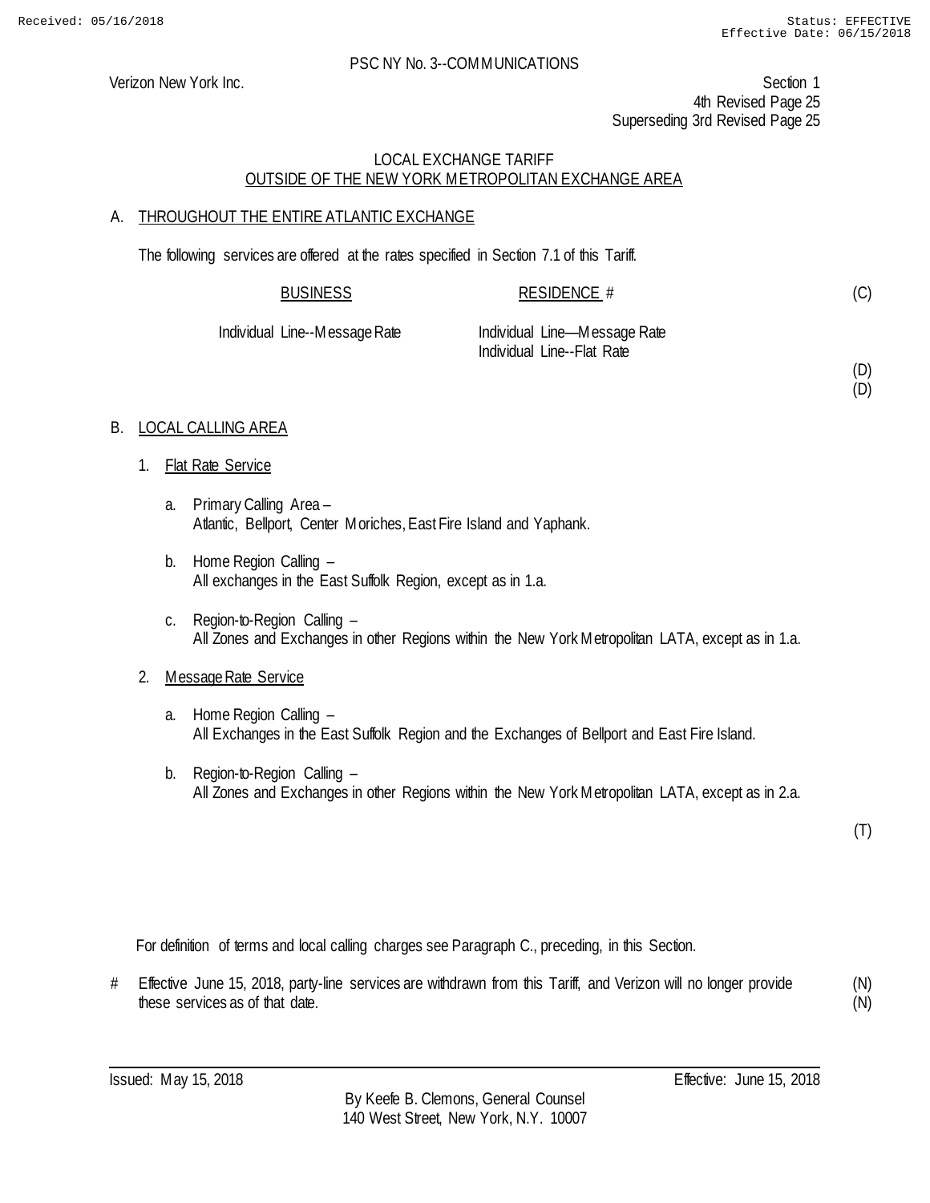PSC NY No. 3--COMMUNICATIONS

Verizon New York Inc.

Section 1
4th Revised Page 25
Superseding 3rd Revised Page 25

## LOCAL EXCHANGE TARIFF
## OUTSIDE OF THE NEW YORK METROPOLITAN EXCHANGE AREA

### A. THROUGHOUT THE ENTIRE ATLANTIC EXCHANGE

The following services are offered at the rates specified in Section 7.1 of this Tariff.

| BUSINESS | RESIDENCE # | |
|---|---|---|
| | | (C) |
| Individual Line--Message Rate | Individual Line—Message Rate | |
| | Individual Line--Flat Rate | |
| | | (D) |
| | | (D) |

### B. LOCAL CALLING AREA

1. Flat Rate Service

   a. Primary Calling Area –
   Atlantic, Bellport, Center Moriches, East Fire Island and Yaphank.

   b. Home Region Calling –
   All exchanges in the East Suffolk Region, except as in 1.a.

   c. Region-to-Region Calling –
   All Zones and Exchanges in other Regions within the New York Metropolitan LATA, except as in 1.a.

2. Message Rate Service

   a. Home Region Calling –
   All Exchanges in the East Suffolk Region and the Exchanges of Bellport and East Fire Island.

   b. Region-to-Region Calling –
   All Zones and Exchanges in other Regions within the New York Metropolitan LATA, except as in 2.a.

(T)

For definition of terms and local calling charges see Paragraph C., preceding, in this Section.

# Effective June 15, 2018, party-line services are withdrawn from this Tariff, and Verizon will no longer provide these services as of that date. (N)
(N)

Issued: May 15, 2018

Effective: June 15, 2018

By Keefe B. Clemons, General Counsel
140 West Street, New York, N.Y. 10007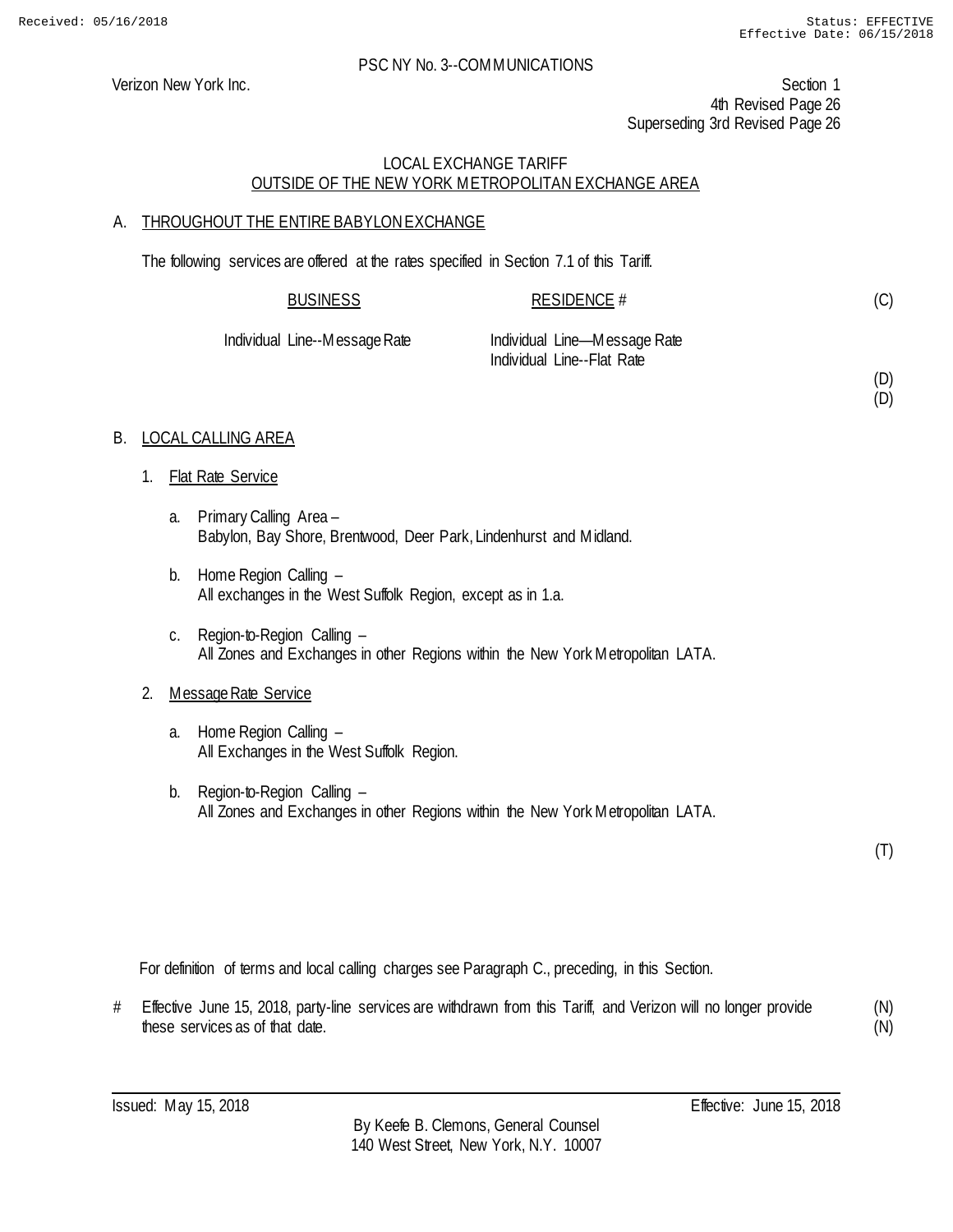PSC NY No. 3--COMMUNICATIONS

Verizon New York Inc.

Section 1
4th Revised Page 26
Superseding 3rd Revised Page 26

LOCAL EXCHANGE TARIFF
OUTSIDE OF THE NEW YORK METROPOLITAN EXCHANGE AREA

A. THROUGHOUT THE ENTIRE BABYLON EXCHANGE

The following services are offered at the rates specified in Section 7.1 of this Tariff.

| BUSINESS | RESIDENCE # | |
|---|---|---|
| | | (C) |
| Individual Line--Message Rate | Individual Line—Message Rate | |
| | Individual Line--Flat Rate | |
| | | (D) |
| | | (D) |

B. LOCAL CALLING AREA

1. Flat Rate Service

   a. Primary Calling Area –
   Babylon, Bay Shore, Brentwood, Deer Park, Lindenhurst and Midland.

   b. Home Region Calling –
   All exchanges in the West Suffolk Region, except as in 1.a.

   c. Region-to-Region Calling –
   All Zones and Exchanges in other Regions within the New York Metropolitan LATA.

2. Message Rate Service

   a. Home Region Calling –
   All Exchanges in the West Suffolk Region.

   b. Region-to-Region Calling –
   All Zones and Exchanges in other Regions within the New York Metropolitan LATA.

(T)

For definition of terms and local calling charges see Paragraph C., preceding, in this Section.

\# Effective June 15, 2018, party-line services are withdrawn from this Tariff, and Verizon will no longer provide these services as of that date. (N)(N)

Issued: May 15, 2018 Effective: June 15, 2018

By Keefe B. Clemons, General Counsel
140 West Street, New York, N.Y. 10007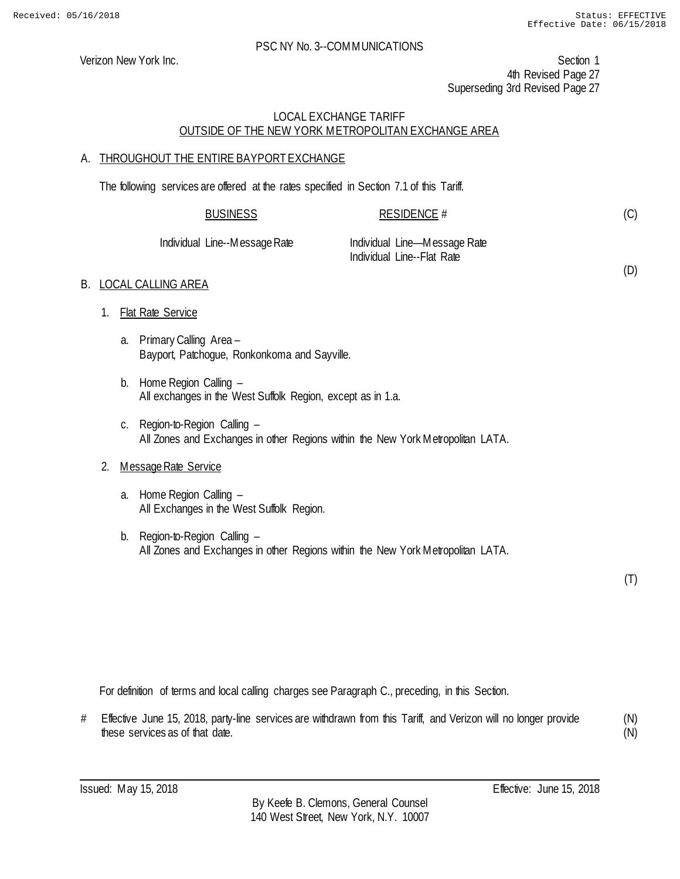PSC NY No. 3--COMMUNICATIONS

Verizon New York Inc.

Section 1
4th Revised Page 27
Superseding 3rd Revised Page 27

LOCAL EXCHANGE TARIFF
OUTSIDE OF THE NEW YORK METROPOLITAN EXCHANGE AREA

## A. THROUGHOUT THE ENTIRE BAYPORT EXCHANGE

The following services are offered at the rates specified in Section 7.1 of this Tariff.

| BUSINESS | RESIDENCE # | |
|---|---|---|
| | | (C) |
| Individual Line--Message Rate | Individual Line—Message Rate | |
| | Individual Line--Flat Rate | |
| | | (D) |

## B. LOCAL CALLING AREA

1. Flat Rate Service

   a. Primary Calling Area –
   Bayport, Patchogue, Ronkonkoma and Sayville.

   b. Home Region Calling –
   All exchanges in the West Suffolk Region, except as in 1.a.

   c. Region-to-Region Calling –
   All Zones and Exchanges in other Regions within the New York Metropolitan LATA.

2. Message Rate Service

   a. Home Region Calling –
   All Exchanges in the West Suffolk Region.

   b. Region-to-Region Calling –
   All Zones and Exchanges in other Regions within the New York Metropolitan LATA.

(T)

For definition of terms and local calling charges see Paragraph C., preceding, in this Section.

# Effective June 15, 2018, party-line services are withdrawn from this Tariff, and Verizon will no longer provide these services as of that date. (N)
(N)

Issued: May 15, 2018

Effective: June 15, 2018

By Keefe B. Clemons, General Counsel
140 West Street, New York, N.Y. 10007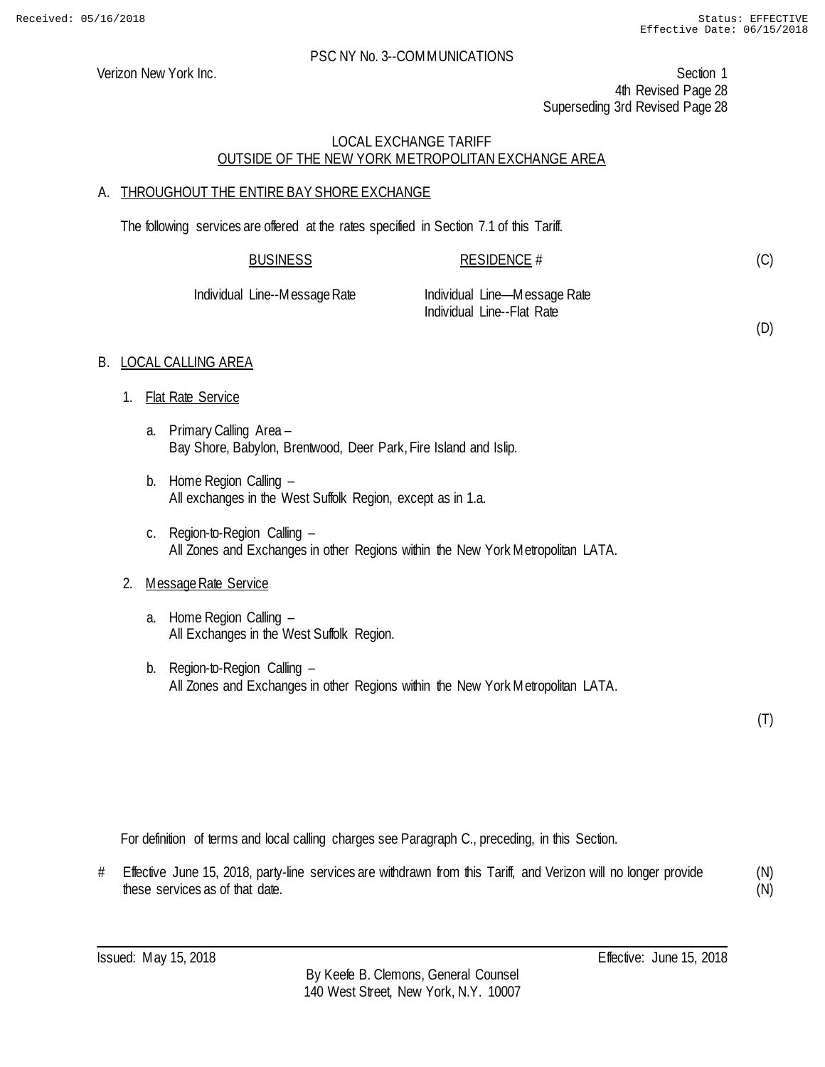PSC NY No. 3--COMMUNICATIONS

Verizon New York Inc.

Section 1
4th Revised Page 28
Superseding 3rd Revised Page 28

## LOCAL EXCHANGE TARIFF
## OUTSIDE OF THE NEW YORK METROPOLITAN EXCHANGE AREA

### A. THROUGHOUT THE ENTIRE BAY SHORE EXCHANGE

The following services are offered at the rates specified in Section 7.1 of this Tariff.

| BUSINESS | RESIDENCE # | |
|---|---|---|
| | | (C) |
| Individual Line--Message Rate | Individual Line—Message Rate | |
| | Individual Line--Flat Rate | |
| | | (D) |

### B. LOCAL CALLING AREA

1. Flat Rate Service

   a. Primary Calling Area –
      Bay Shore, Babylon, Brentwood, Deer Park, Fire Island and Islip.

   b. Home Region Calling –
      All exchanges in the West Suffolk Region, except as in 1.a.

   c. Region-to-Region Calling –
      All Zones and Exchanges in other Regions within the New York Metropolitan LATA.

2. Message Rate Service

   a. Home Region Calling –
      All Exchanges in the West Suffolk Region.

   b. Region-to-Region Calling –
      All Zones and Exchanges in other Regions within the New York Metropolitan LATA.

(T)

For definition of terms and local calling charges see Paragraph C., preceding, in this Section.

# Effective June 15, 2018, party-line services are withdrawn from this Tariff, and Verizon will no longer provide these services as of that date. (N)

Issued: May 15, 2018

Effective: June 15, 2018

By Keefe B. Clemons, General Counsel
140 West Street, New York, N.Y. 10007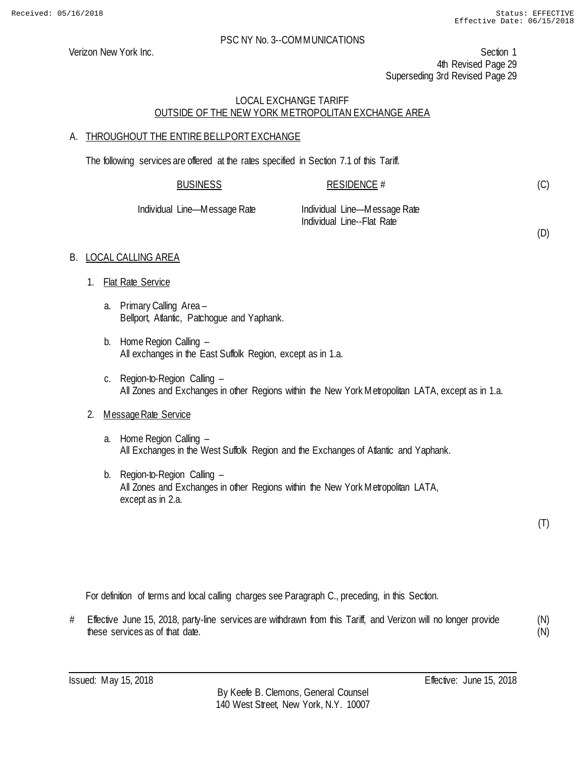Received: 05/16/2018 Status: EFFECTIVE
Effective Date: 06/15/2018

PSC NY No. 3--COMMUNICATIONS

Verizon New York Inc.

Section 1
4th Revised Page 29
Superseding 3rd Revised Page 29

LOCAL EXCHANGE TARIFF
OUTSIDE OF THE NEW YORK METROPOLITAN EXCHANGE AREA

A. THROUGHOUT THE ENTIRE BELLPORT EXCHANGE

The following services are offered at the rates specified in Section 7.1 of this Tariff.

| BUSINESS | RESIDENCE # | |
|---|---|---|
| | | (C) |
| Individual Line—Message Rate | Individual Line—Message Rate<br>Individual Line--Flat Rate | |
| | | (D) |

B. LOCAL CALLING AREA

1. Flat Rate Service

   a. Primary Calling Area –
      Bellport, Atlantic, Patchogue and Yaphank.

   b. Home Region Calling –
      All exchanges in the East Suffolk Region, except as in 1.a.

   c. Region-to-Region Calling –
      All Zones and Exchanges in other Regions within the New York Metropolitan LATA, except as in 1.a.

2. Message Rate Service

   a. Home Region Calling –
      All Exchanges in the West Suffolk Region and the Exchanges of Atlantic and Yaphank.

   b. Region-to-Region Calling –
      All Zones and Exchanges in other Regions within the New York Metropolitan LATA, except as in 2.a.

(T)

For definition of terms and local calling charges see Paragraph C., preceding, in this Section.

# Effective June 15, 2018, party-line services are withdrawn from this Tariff, and Verizon will no longer provide these services as of that date. (N)

Issued: May 15, 2018 Effective: June 15, 2018

By Keefe B. Clemons, General Counsel
140 West Street, New York, N.Y. 10007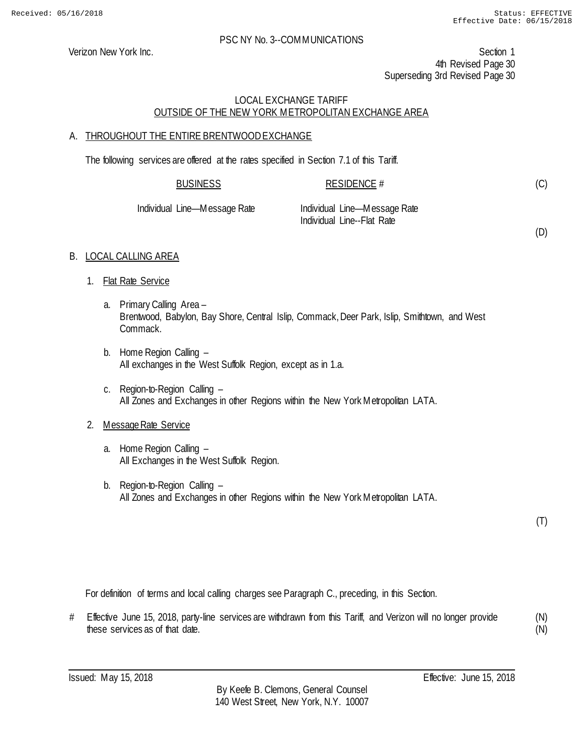Received: 05/16/2018 Status: EFFECTIVE
Effective Date: 06/15/2018

PSC NY No. 3--COMMUNICATIONS

Verizon New York Inc.

Section 1
4th Revised Page 30
Superseding 3rd Revised Page 30

LOCAL EXCHANGE TARIFF
OUTSIDE OF THE NEW YORK METROPOLITAN EXCHANGE AREA

A. THROUGHOUT THE ENTIRE BRENTWOOD EXCHANGE

The following services are offered at the rates specified in Section 7.1 of this Tariff.

| BUSINESS | RESIDENCE # | |
|---|---|---|
| | | (C) |
| Individual Line—Message Rate | Individual Line—Message Rate | |
| | Individual Line--Flat Rate | |
| | | (D) |

B. LOCAL CALLING AREA

1. Flat Rate Service

   a. Primary Calling Area –
   Brentwood, Babylon, Bay Shore, Central Islip, Commack, Deer Park, Islip, Smithtown, and West Commack.

   b. Home Region Calling –
   All exchanges in the West Suffolk Region, except as in 1.a.

   c. Region-to-Region Calling –
   All Zones and Exchanges in other Regions within the New York Metropolitan LATA.

2. Message Rate Service

   a. Home Region Calling –
   All Exchanges in the West Suffolk Region.

   b. Region-to-Region Calling –
   All Zones and Exchanges in other Regions within the New York Metropolitan LATA.

(T)

For definition of terms and local calling charges see Paragraph C., preceding, in this Section.

\# Effective June 15, 2018, party-line services are withdrawn from this Tariff, and Verizon will no longer provide these services as of that date. (N)
(N)

Issued: May 15, 2018 Effective: June 15, 2018

By Keefe B. Clemons, General Counsel
140 West Street, New York, N.Y. 10007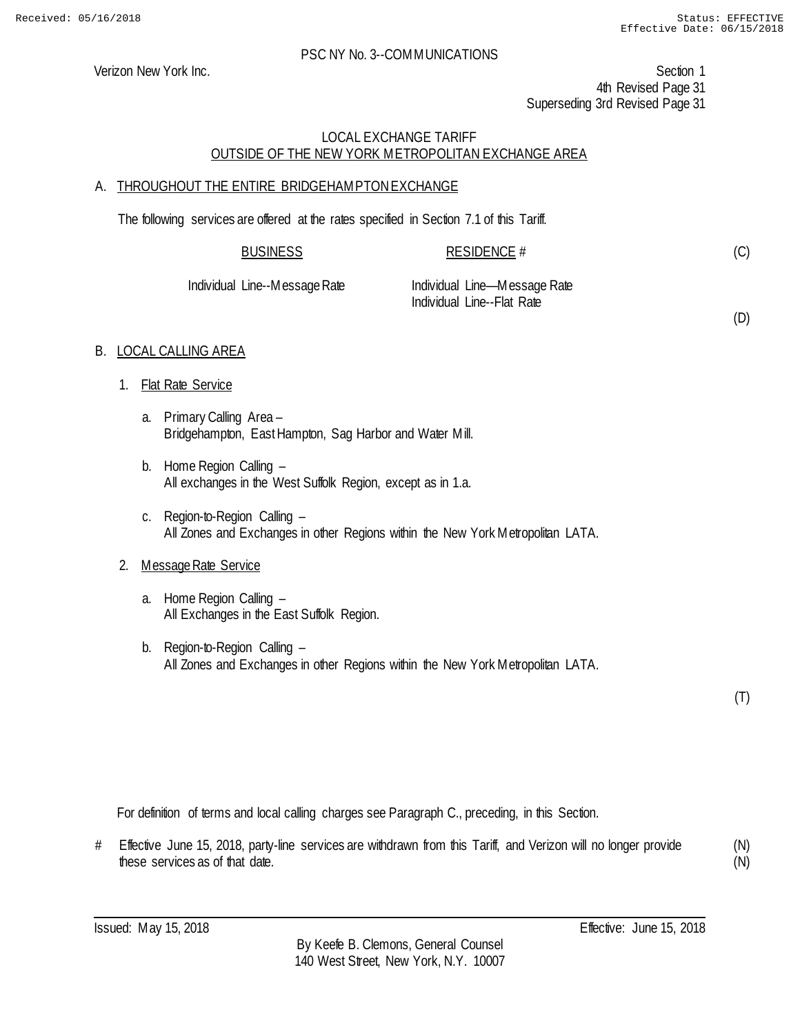Verizon New York Inc.

PSC NY No. 3--COMMUNICATIONS

Section 1
4th Revised Page 31
Superseding 3rd Revised Page 31

LOCAL EXCHANGE TARIFF
OUTSIDE OF THE NEW YORK METROPOLITAN EXCHANGE AREA

A. THROUGHOUT THE ENTIRE BRIDGEHAMPTON EXCHANGE

The following services are offered at the rates specified in Section 7.1 of this Tariff.

| BUSINESS | RESIDENCE # |
|---|---|
| Individual Line--Message Rate | Individual Line—Message Rate |
| | Individual Line--Flat Rate |

(C)

(D)

B. LOCAL CALLING AREA

1. Flat Rate Service

   a. Primary Calling Area –
   Bridgehampton, East Hampton, Sag Harbor and Water Mill.

   b. Home Region Calling –
   All exchanges in the West Suffolk Region, except as in 1.a.

   c. Region-to-Region Calling –
   All Zones and Exchanges in other Regions within the New York Metropolitan LATA.

2. Message Rate Service

   a. Home Region Calling –
   All Exchanges in the East Suffolk Region.

   b. Region-to-Region Calling –
   All Zones and Exchanges in other Regions within the New York Metropolitan LATA.

(T)

For definition of terms and local calling charges see Paragraph C., preceding, in this Section.

# Effective June 15, 2018, party-line services are withdrawn from this Tariff, and Verizon will no longer provide these services as of that date. (N)

Issued: May 15, 2018

Effective: June 15, 2018

By Keefe B. Clemons, General Counsel
140 West Street, New York, N.Y. 10007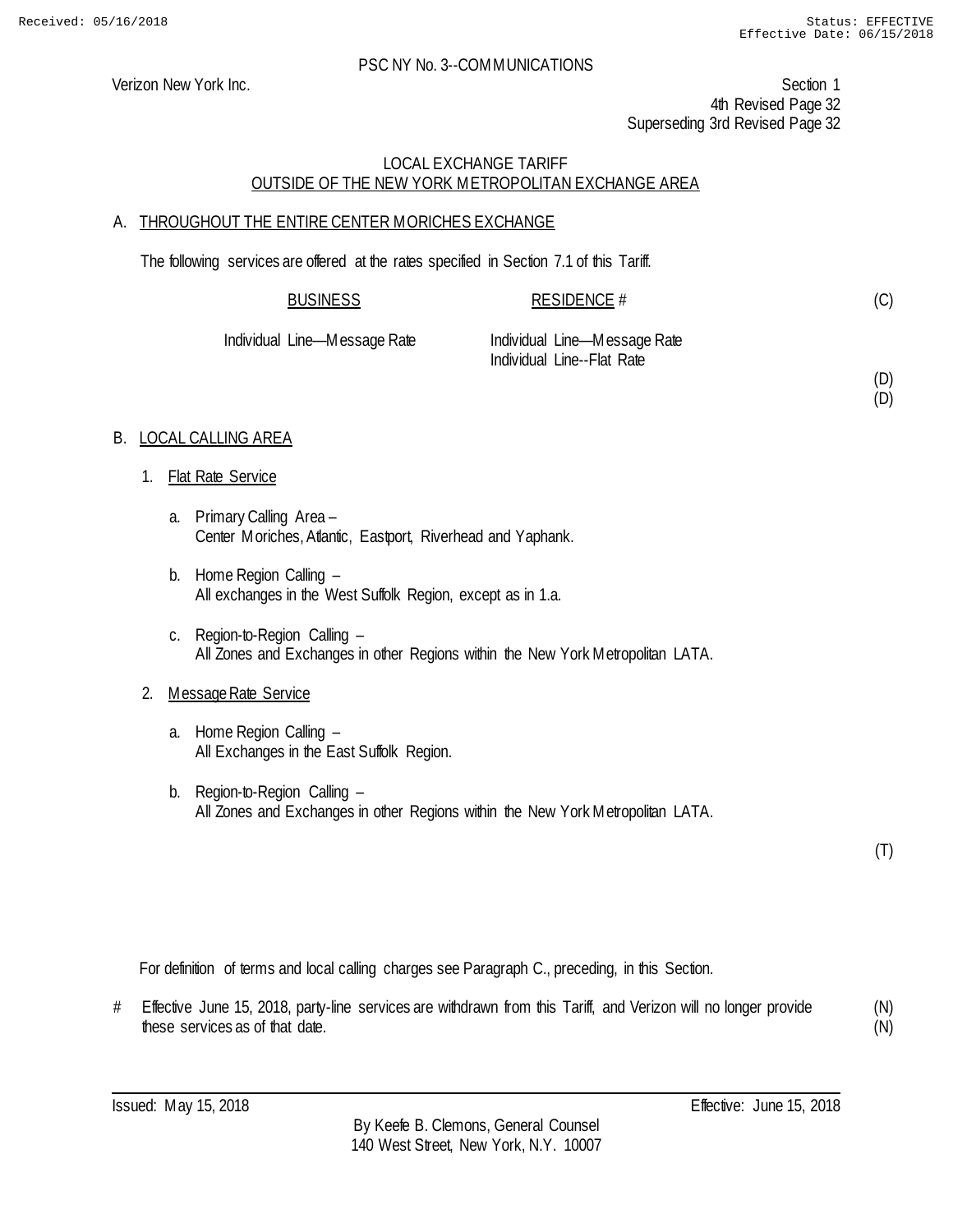PSC NY No. 3--COMMUNICATIONS

Verizon New York Inc.

Section 1
4th Revised Page 32
Superseding 3rd Revised Page 32

## LOCAL EXCHANGE TARIFF
## OUTSIDE OF THE NEW YORK METROPOLITAN EXCHANGE AREA

A. THROUGHOUT THE ENTIRE CENTER MORICHES EXCHANGE

The following services are offered at the rates specified in Section 7.1 of this Tariff.

| BUSINESS | RESIDENCE # | |
|---|---|---|
| | | (C) |
| Individual Line—Message Rate | Individual Line—Message Rate | |
| | Individual Line--Flat Rate | |
| | | (D) |
| | | (D) |

B. LOCAL CALLING AREA

1. Flat Rate Service

   a. Primary Calling Area –
      Center Moriches, Atlantic, Eastport, Riverhead and Yaphank.

   b. Home Region Calling –
      All exchanges in the West Suffolk Region, except as in 1.a.

   c. Region-to-Region Calling –
      All Zones and Exchanges in other Regions within the New York Metropolitan LATA.

2. Message Rate Service

   a. Home Region Calling –
      All Exchanges in the East Suffolk Region.

   b. Region-to-Region Calling –
      All Zones and Exchanges in other Regions within the New York Metropolitan LATA.

(T)

For definition of terms and local calling charges see Paragraph C., preceding, in this Section.

# Effective June 15, 2018, party-line services are withdrawn from this Tariff, and Verizon will no longer provide these services as of that date. (N)
(N)

Issued: May 15, 2018

Effective: June 15, 2018

By Keefe B. Clemons, General Counsel
140 West Street, New York, N.Y. 10007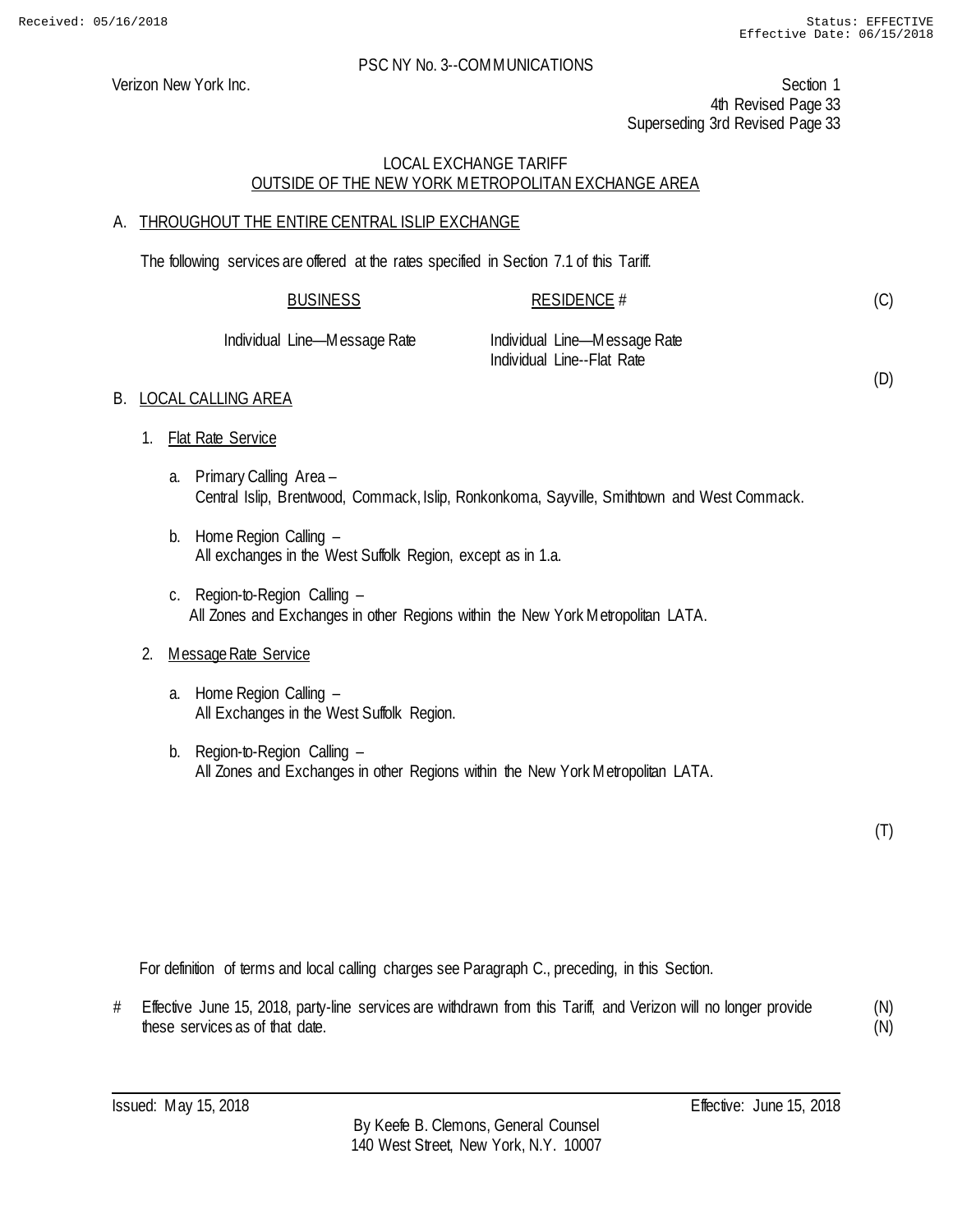Received: 05/16/2018 Status: EFFECTIVE Effective Date: 06/15/2018

PSC NY No. 3--COMMUNICATIONS

Verizon New York Inc.

Section 1
4th Revised Page 33
Superseding 3rd Revised Page 33

LOCAL EXCHANGE TARIFF
OUTSIDE OF THE NEW YORK METROPOLITAN EXCHANGE AREA

A. THROUGHOUT THE ENTIRE CENTRAL ISLIP EXCHANGE

The following services are offered at the rates specified in Section 7.1 of this Tariff.

| BUSINESS | RESIDENCE # | |
|---|---|---|
| | | (C) |
| Individual Line—Message Rate | Individual Line—Message Rate<br>Individual Line--Flat Rate | |
| | | (D) |

B. LOCAL CALLING AREA

1. Flat Rate Service

   a. Primary Calling Area –
      Central Islip, Brentwood, Commack, Islip, Ronkonkoma, Sayville, Smithtown and West Commack.

   b. Home Region Calling –
      All exchanges in the West Suffolk Region, except as in 1.a.

   c. Region-to-Region Calling –
      All Zones and Exchanges in other Regions within the New York Metropolitan LATA.

2. Message Rate Service

   a. Home Region Calling –
      All Exchanges in the West Suffolk Region.

   b. Region-to-Region Calling –
      All Zones and Exchanges in other Regions within the New York Metropolitan LATA.

(T)

For definition of terms and local calling charges see Paragraph C., preceding, in this Section.

# Effective June 15, 2018, party-line services are withdrawn from this Tariff, and Verizon will no longer provide these services as of that date. (N)(N)

Issued: May 15, 2018 Effective: June 15, 2018

By Keefe B. Clemons, General Counsel
140 West Street, New York, N.Y. 10007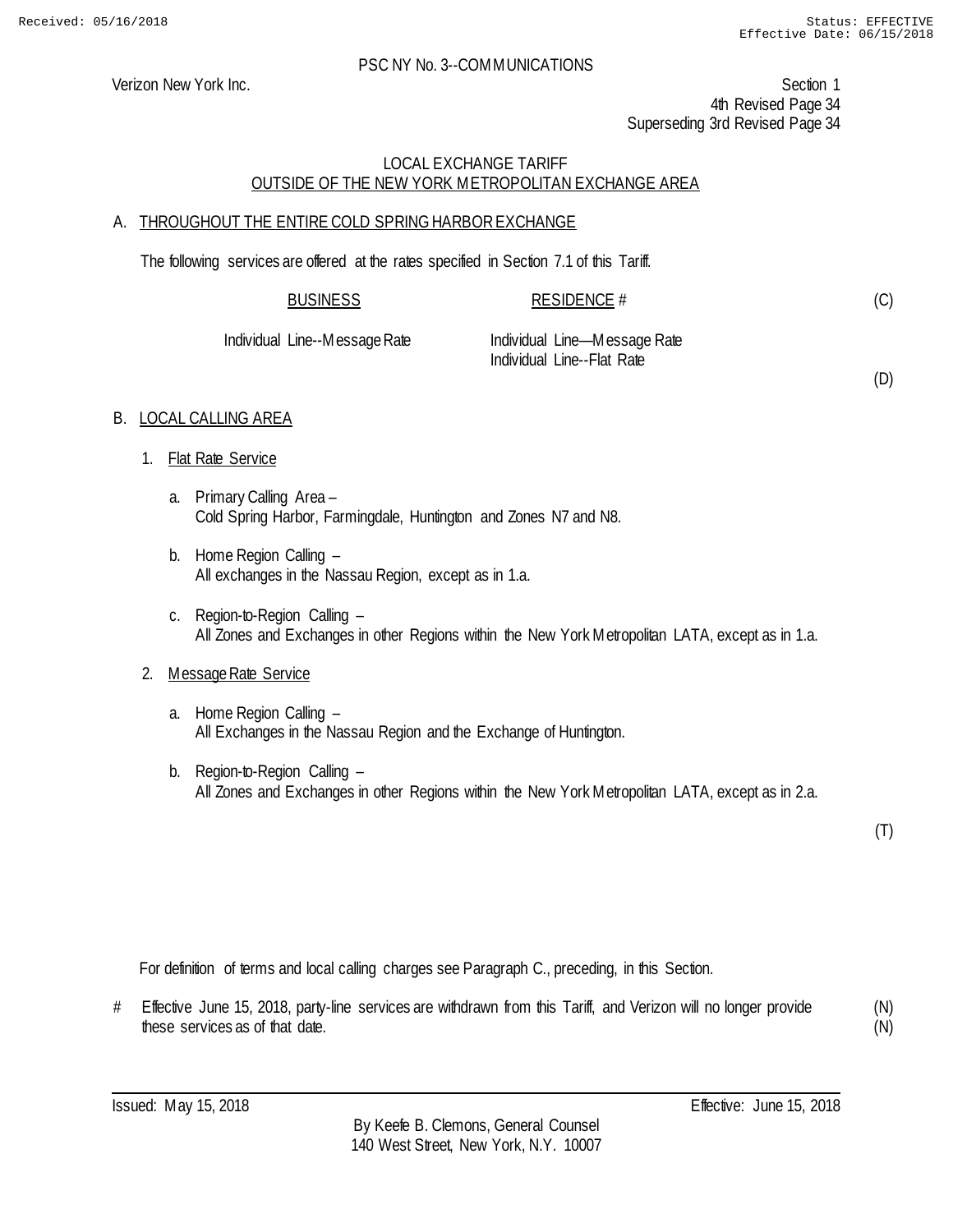Verizon New York Inc.

PSC NY No. 3--COMMUNICATIONS

Section 1
4th Revised Page 34
Superseding 3rd Revised Page 34

LOCAL EXCHANGE TARIFF
OUTSIDE OF THE NEW YORK METROPOLITAN EXCHANGE AREA

## A. THROUGHOUT THE ENTIRE COLD SPRING HARBOR EXCHANGE

The following services are offered at the rates specified in Section 7.1 of this Tariff.

| BUSINESS | RESIDENCE # | |
|---|---|---|
| | | (C) |
| Individual Line--Message Rate | Individual Line—Message Rate | |
| | Individual Line--Flat Rate | |
| | | (D) |

## B. LOCAL CALLING AREA

1. Flat Rate Service

   a. Primary Calling Area –
   Cold Spring Harbor, Farmingdale, Huntington and Zones N7 and N8.

   b. Home Region Calling –
   All exchanges in the Nassau Region, except as in 1.a.

   c. Region-to-Region Calling –
   All Zones and Exchanges in other Regions within the New York Metropolitan LATA, except as in 1.a.

2. Message Rate Service

   a. Home Region Calling –
   All Exchanges in the Nassau Region and the Exchange of Huntington.

   b. Region-to-Region Calling –
   All Zones and Exchanges in other Regions within the New York Metropolitan LATA, except as in 2.a.

(T)

For definition of terms and local calling charges see Paragraph C., preceding, in this Section.

\# Effective June 15, 2018, party-line services are withdrawn from this Tariff, and Verizon will no longer provide these services as of that date. (N)(N)

Issued: May 15, 2018

Effective: June 15, 2018

By Keefe B. Clemons, General Counsel
140 West Street, New York, N.Y. 10007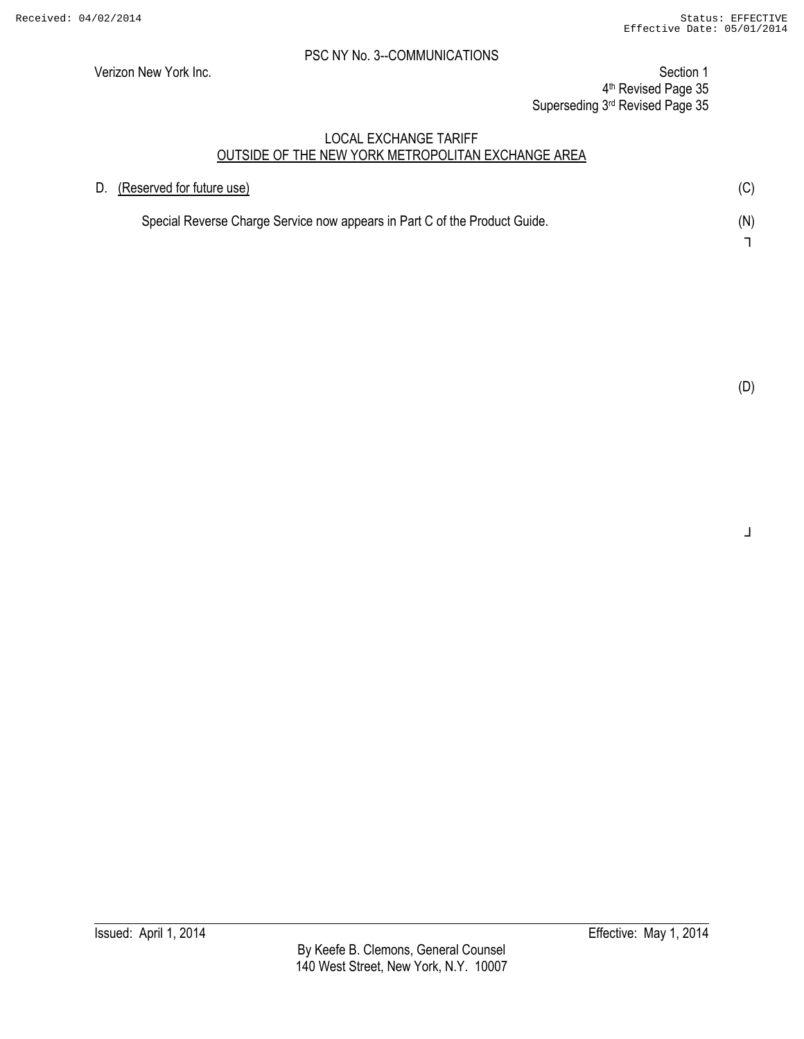PSC NY No. 3--COMMUNICATIONS

Verizon New York Inc.

Section 1
4th Revised Page 35
Superseding 3rd Revised Page 35

LOCAL EXCHANGE TARIFF
OUTSIDE OF THE NEW YORK METROPOLITAN EXCHANGE AREA

D. (Reserved for future use) (C)

Special Reverse Charge Service now appears in Part C of the Product Guide. (N)

(D)

Issued: April 1, 2014

Effective: May 1, 2014

By Keefe B. Clemons, General Counsel
140 West Street, New York, N.Y. 10007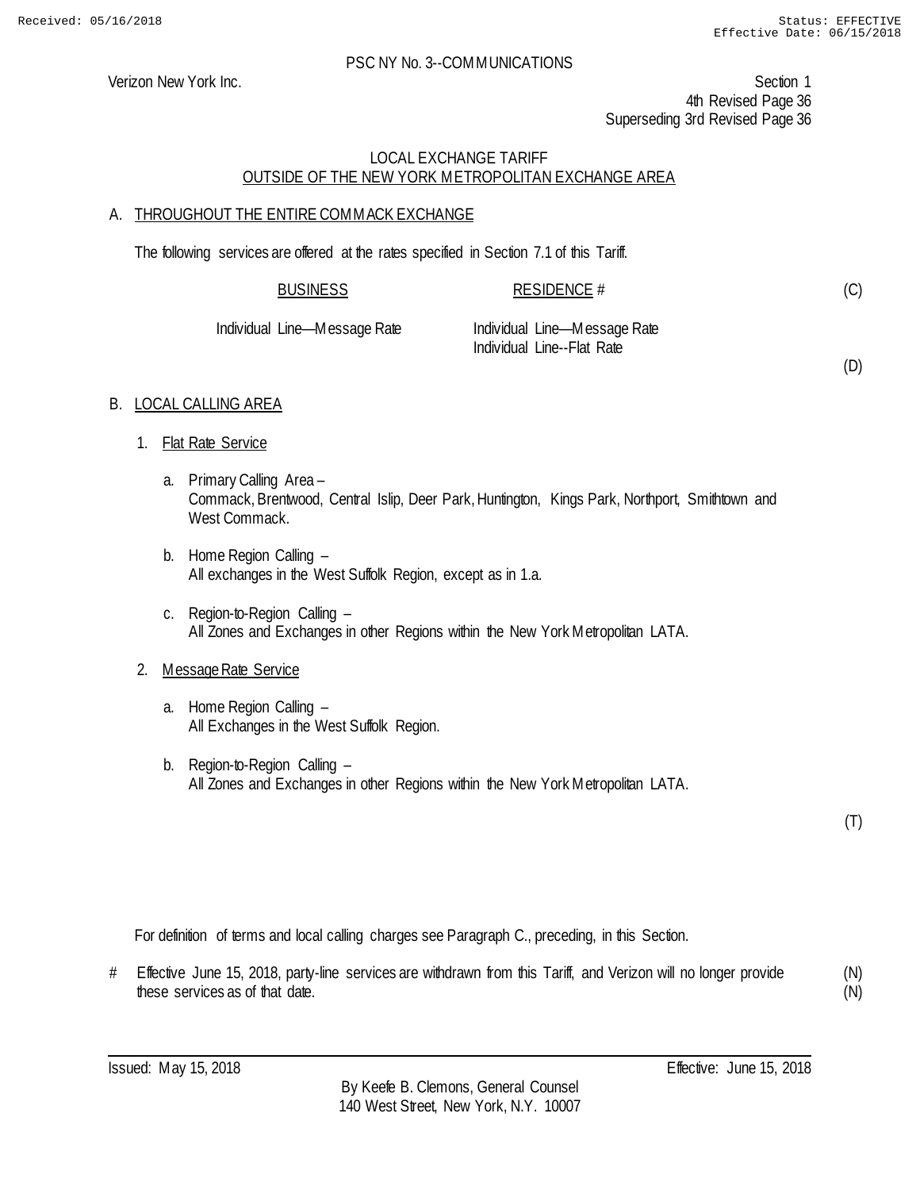PSC NY No. 3--COMMUNICATIONS

Verizon New York Inc.

Section 1
4th Revised Page 36
Superseding 3rd Revised Page 36

## LOCAL EXCHANGE TARIFF
## OUTSIDE OF THE NEW YORK METROPOLITAN EXCHANGE AREA

### A. THROUGHOUT THE ENTIRE COMMACK EXCHANGE

The following services are offered at the rates specified in Section 7.1 of this Tariff.

| BUSINESS | RESIDENCE # |
|---|---|
| Individual Line—Message Rate | Individual Line—Message Rate |
| | Individual Line--Flat Rate |

(C)

(D)

### B. LOCAL CALLING AREA

1. Flat Rate Service

   a. Primary Calling Area –
   Commack, Brentwood, Central Islip, Deer Park, Huntington, Kings Park, Northport, Smithtown and West Commack.

   b. Home Region Calling –
   All exchanges in the West Suffolk Region, except as in 1.a.

   c. Region-to-Region Calling –
   All Zones and Exchanges in other Regions within the New York Metropolitan LATA.

2. Message Rate Service

   a. Home Region Calling –
   All Exchanges in the West Suffolk Region.

   b. Region-to-Region Calling –
   All Zones and Exchanges in other Regions within the New York Metropolitan LATA.

(T)

For definition of terms and local calling charges see Paragraph C., preceding, in this Section.

# Effective June 15, 2018, party-line services are withdrawn from this Tariff, and Verizon will no longer provide these services as of that date. (N)(N)

Issued: May 15, 2018

Effective: June 15, 2018

By Keefe B. Clemons, General Counsel
140 West Street, New York, N.Y. 10007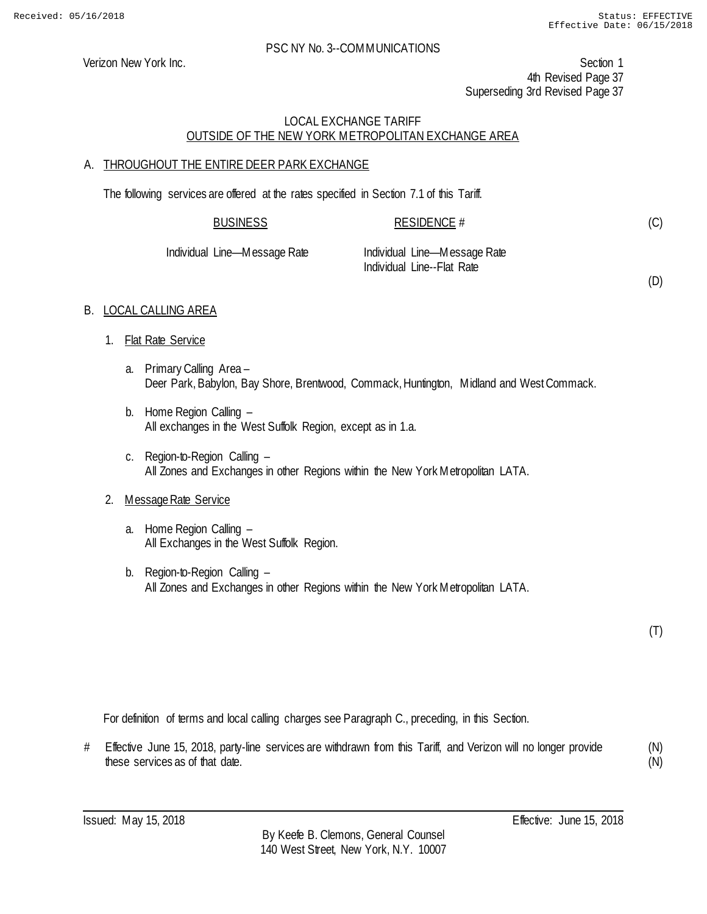PSC NY No. 3--COMMUNICATIONS

Verizon New York Inc.

Section 1
4th Revised Page 37
Superseding 3rd Revised Page 37

LOCAL EXCHANGE TARIFF
OUTSIDE OF THE NEW YORK METROPOLITAN EXCHANGE AREA

## A. THROUGHOUT THE ENTIRE DEER PARK EXCHANGE

The following services are offered at the rates specified in Section 7.1 of this Tariff.

| BUSINESS | RESIDENCE # | |
|---|---|---|
| | | (C) |
| Individual Line—Message Rate | Individual Line—Message Rate | |
| | Individual Line--Flat Rate | |
| | | (D) |

## B. LOCAL CALLING AREA

1. Flat Rate Service

   a. Primary Calling Area –
   Deer Park, Babylon, Bay Shore, Brentwood, Commack, Huntington, Midland and West Commack.

   b. Home Region Calling –
   All exchanges in the West Suffolk Region, except as in 1.a.

   c. Region-to-Region Calling –
   All Zones and Exchanges in other Regions within the New York Metropolitan LATA.

2. Message Rate Service

   a. Home Region Calling –
   All Exchanges in the West Suffolk Region.

   b. Region-to-Region Calling –
   All Zones and Exchanges in other Regions within the New York Metropolitan LATA.

(T)

For definition of terms and local calling charges see Paragraph C., preceding, in this Section.

\# Effective June 15, 2018, party-line services are withdrawn from this Tariff, and Verizon will no longer provide these services as of that date. (N)

Issued: May 15, 2018

Effective: June 15, 2018

By Keefe B. Clemons, General Counsel
140 West Street, New York, N.Y. 10007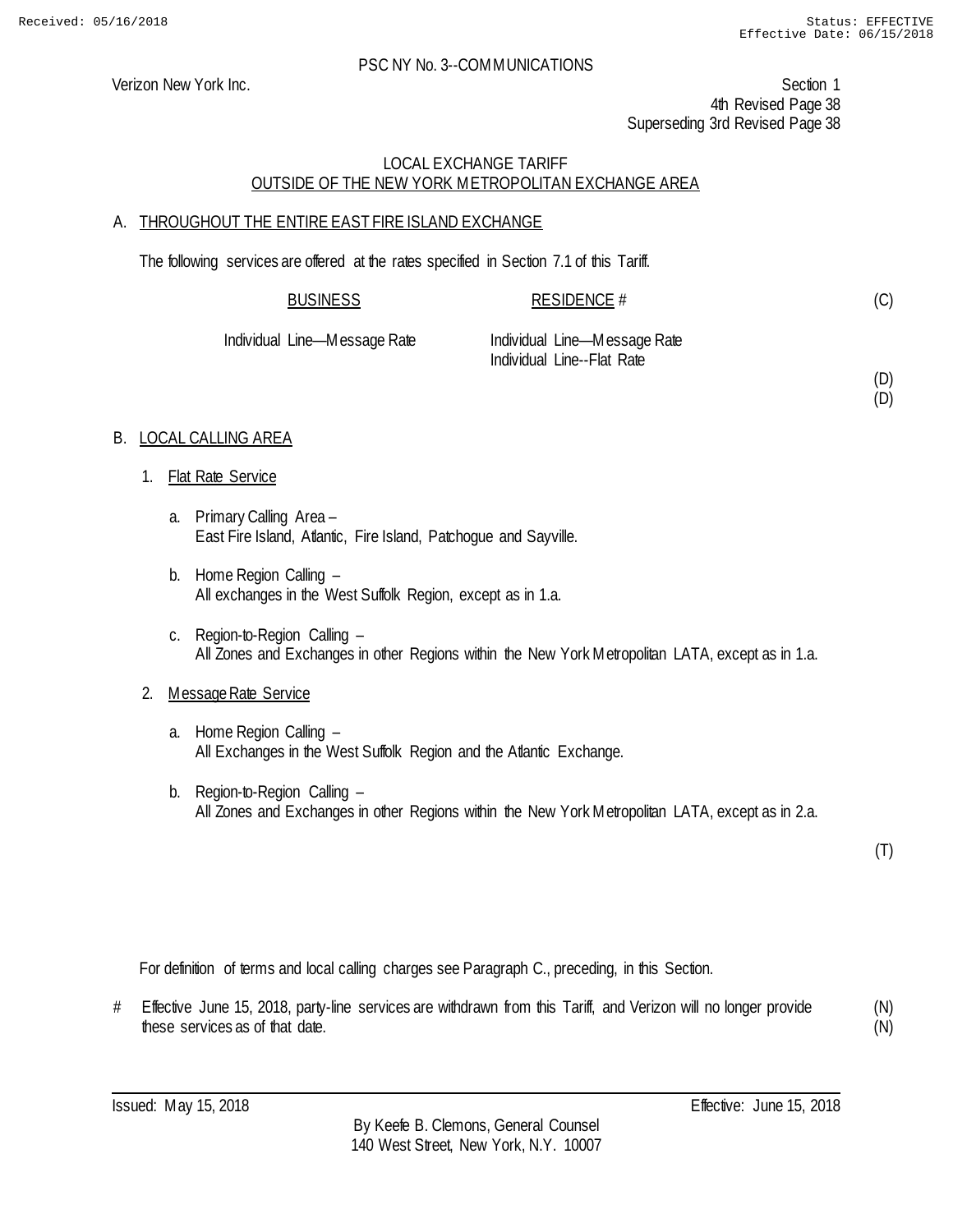PSC NY No. 3--COMMUNICATIONS

Verizon New York Inc.

Section 1
4th Revised Page 38
Superseding 3rd Revised Page 38

## LOCAL EXCHANGE TARIFF
## OUTSIDE OF THE NEW YORK METROPOLITAN EXCHANGE AREA

### A. THROUGHOUT THE ENTIRE EAST FIRE ISLAND EXCHANGE

The following services are offered at the rates specified in Section 7.1 of this Tariff.

| BUSINESS | RESIDENCE # | |
|---|---|---|
| | | (C) |
| Individual Line—Message Rate | Individual Line—Message Rate | |
| | Individual Line--Flat Rate | |
| | | (D) |
| | | (D) |

### B. LOCAL CALLING AREA

1. Flat Rate Service

   a. Primary Calling Area –
      East Fire Island, Atlantic, Fire Island, Patchogue and Sayville.

   b. Home Region Calling –
      All exchanges in the West Suffolk Region, except as in 1.a.

   c. Region-to-Region Calling –
      All Zones and Exchanges in other Regions within the New York Metropolitan LATA, except as in 1.a.

2. Message Rate Service

   a. Home Region Calling –
      All Exchanges in the West Suffolk Region and the Atlantic Exchange.

   b. Region-to-Region Calling –
      All Zones and Exchanges in other Regions within the New York Metropolitan LATA, except as in 2.a.

(T)

For definition of terms and local calling charges see Paragraph C., preceding, in this Section.

# Effective June 15, 2018, party-line services are withdrawn from this Tariff, and Verizon will no longer provide these services as of that date. (N) (N)

Issued: May 15, 2018 Effective: June 15, 2018

By Keefe B. Clemons, General Counsel
140 West Street, New York, N.Y. 10007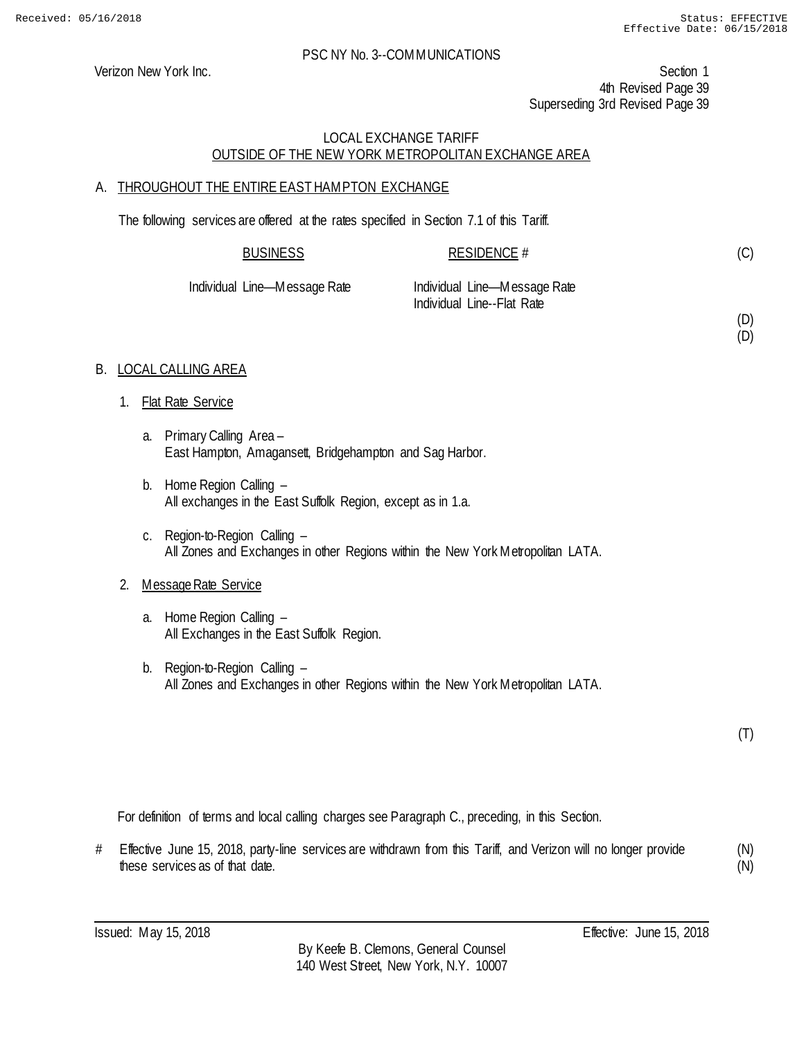PSC NY No. 3--COMMUNICATIONS

Verizon New York Inc.

Section 1
4th Revised Page 39
Superseding 3rd Revised Page 39

## LOCAL EXCHANGE TARIFF
## OUTSIDE OF THE NEW YORK METROPOLITAN EXCHANGE AREA

### A. THROUGHOUT THE ENTIRE EAST HAMPTON EXCHANGE

The following services are offered at the rates specified in Section 7.1 of this Tariff.

| BUSINESS | RESIDENCE # | |
|---|---|---|
| | | (C) |
| Individual Line—Message Rate | Individual Line—Message Rate<br>Individual Line--Flat Rate | |
| | | (D)<br>(D) |

### B. LOCAL CALLING AREA

1. Flat Rate Service

   a. Primary Calling Area –
   East Hampton, Amagansett, Bridgehampton and Sag Harbor.

   b. Home Region Calling –
   All exchanges in the East Suffolk Region, except as in 1.a.

   c. Region-to-Region Calling –
   All Zones and Exchanges in other Regions within the New York Metropolitan LATA.

2. Message Rate Service

   a. Home Region Calling –
   All Exchanges in the East Suffolk Region.

   b. Region-to-Region Calling –
   All Zones and Exchanges in other Regions within the New York Metropolitan LATA.

(T)

For definition of terms and local calling charges see Paragraph C., preceding, in this Section.

# Effective June 15, 2018, party-line services are withdrawn from this Tariff, and Verizon will no longer provide these services as of that date. (N)(N)

Issued: May 15, 2018 Effective: June 15, 2018

By Keefe B. Clemons, General Counsel
140 West Street, New York, N.Y. 10007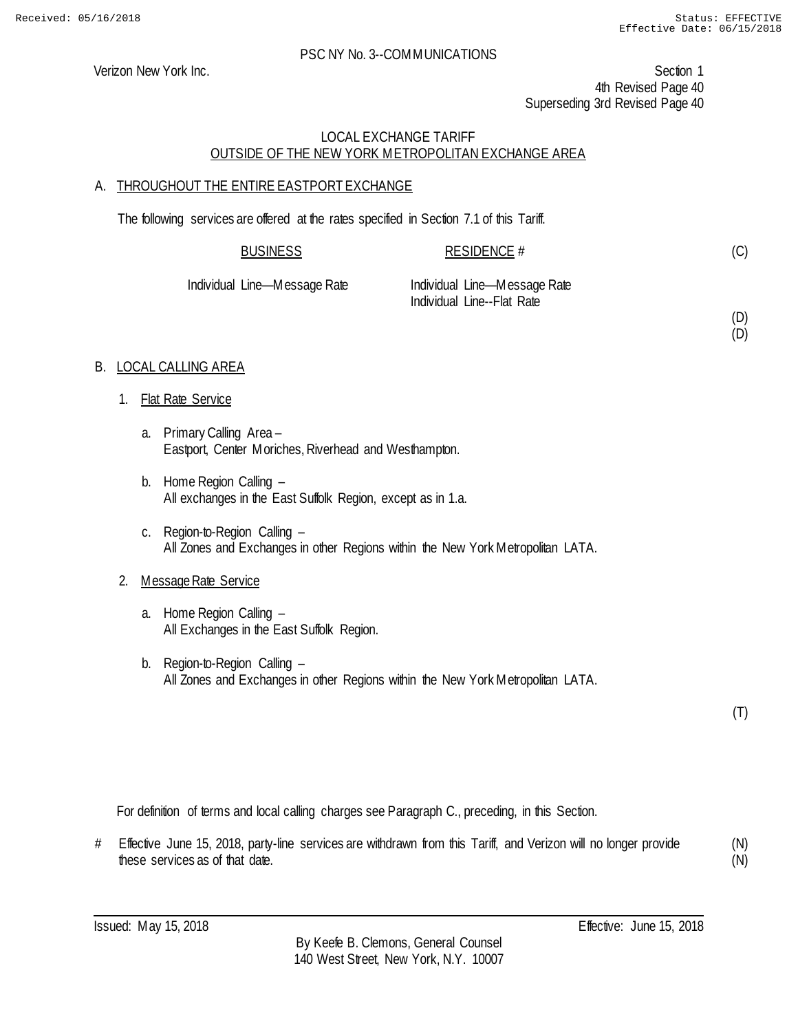PSC NY No. 3--COMMUNICATIONS

Verizon New York Inc.

Section 1
4th Revised Page 40
Superseding 3rd Revised Page 40

LOCAL EXCHANGE TARIFF
OUTSIDE OF THE NEW YORK METROPOLITAN EXCHANGE AREA

## A. THROUGHOUT THE ENTIRE EASTPORT EXCHANGE

The following services are offered at the rates specified in Section 7.1 of this Tariff.

| BUSINESS | RESIDENCE # | |
|---|---|---|
| | | (C) |
| Individual Line—Message Rate | Individual Line—Message Rate | |
| | Individual Line--Flat Rate | |
| | | (D) |
| | | (D) |

## B. LOCAL CALLING AREA

1. Flat Rate Service

   a. Primary Calling Area –
   Eastport, Center Moriches, Riverhead and Westhampton.

   b. Home Region Calling –
   All exchanges in the East Suffolk Region, except as in 1.a.

   c. Region-to-Region Calling –
   All Zones and Exchanges in other Regions within the New York Metropolitan LATA.

2. Message Rate Service

   a. Home Region Calling –
   All Exchanges in the East Suffolk Region.

   b. Region-to-Region Calling –
   All Zones and Exchanges in other Regions within the New York Metropolitan LATA.

(T)

For definition of terms and local calling charges see Paragraph C., preceding, in this Section.

# Effective June 15, 2018, party-line services are withdrawn from this Tariff, and Verizon will no longer provide these services as of that date. (N) (N)

Issued: May 15, 2018

Effective: June 15, 2018

By Keefe B. Clemons, General Counsel
140 West Street, New York, N.Y. 10007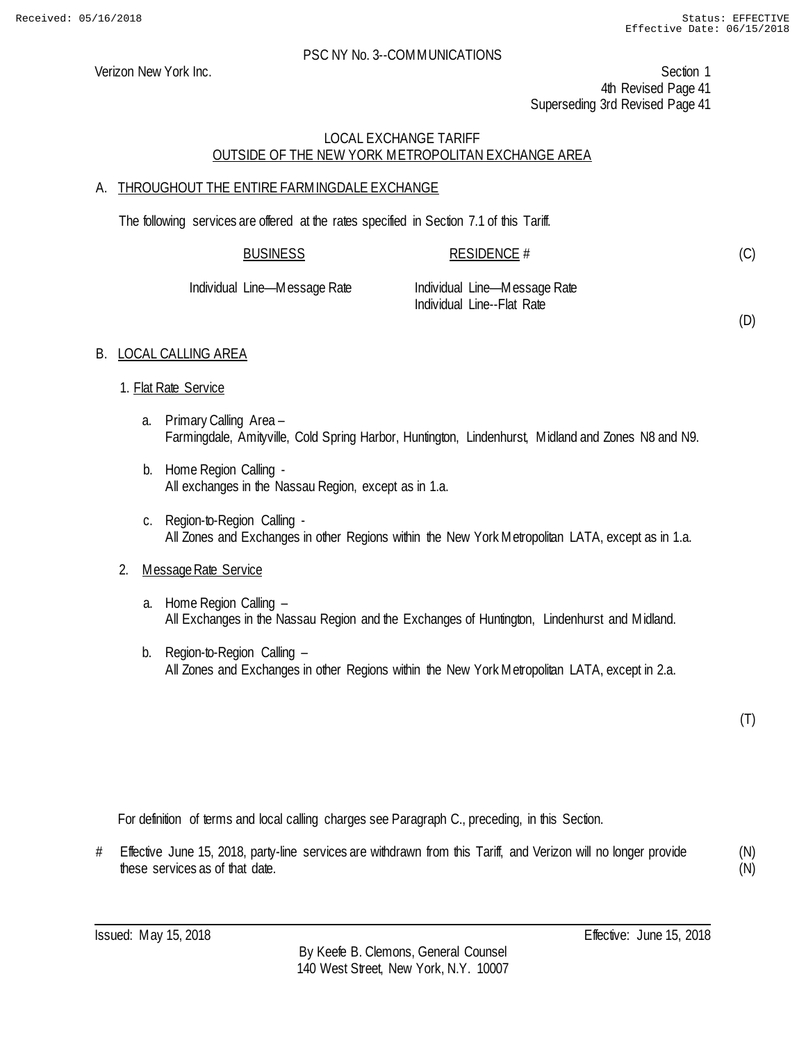PSC NY No. 3--COMMUNICATIONS

Verizon New York Inc.

Section 1
4th Revised Page 41
Superseding 3rd Revised Page 41

## LOCAL EXCHANGE TARIFF
## OUTSIDE OF THE NEW YORK METROPOLITAN EXCHANGE AREA

### A. THROUGHOUT THE ENTIRE FARMINGDALE EXCHANGE

The following services are offered at the rates specified in Section 7.1 of this Tariff.

| BUSINESS | RESIDENCE # |
|---|---|
| Individual Line—Message Rate | Individual Line—Message Rate |
| | Individual Line--Flat Rate |

(C)

(D)

### B. LOCAL CALLING AREA

1. Flat Rate Service

   a. Primary Calling Area –
   Farmingdale, Amityville, Cold Spring Harbor, Huntington, Lindenhurst, Midland and Zones N8 and N9.

   b. Home Region Calling -
   All exchanges in the Nassau Region, except as in 1.a.

   c. Region-to-Region Calling -
   All Zones and Exchanges in other Regions within the New York Metropolitan LATA, except as in 1.a.

2. Message Rate Service

   a. Home Region Calling –
   All Exchanges in the Nassau Region and the Exchanges of Huntington, Lindenhurst and Midland.

   b. Region-to-Region Calling –
   All Zones and Exchanges in other Regions within the New York Metropolitan LATA, except in 2.a.

(T)

For definition of terms and local calling charges see Paragraph C., preceding, in this Section.

# Effective June 15, 2018, party-line services are withdrawn from this Tariff, and Verizon will no longer provide these services as of that date. (N)

Issued: May 15, 2018

Effective: June 15, 2018

By Keefe B. Clemons, General Counsel
140 West Street, New York, N.Y. 10007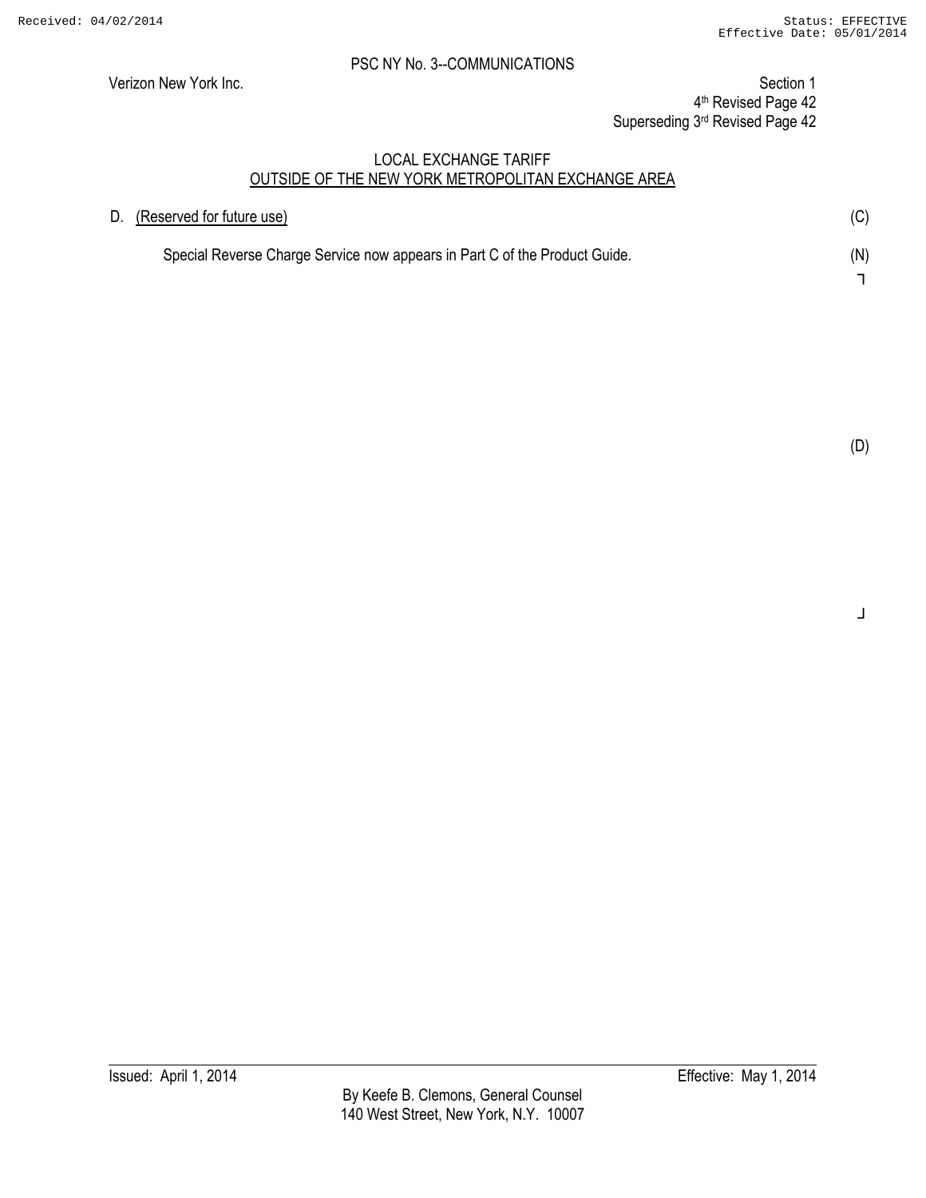PSC NY No. 3--COMMUNICATIONS

Verizon New York Inc.

Section 1
4th Revised Page 42
Superseding 3rd Revised Page 42

LOCAL EXCHANGE TARIFF
OUTSIDE OF THE NEW YORK METROPOLITAN EXCHANGE AREA

D. (Reserved for future use) (C)

Special Reverse Charge Service now appears in Part C of the Product Guide. (N)

(D)

Issued: April 1, 2014

Effective: May 1, 2014

By Keefe B. Clemons, General Counsel
140 West Street, New York, N.Y. 10007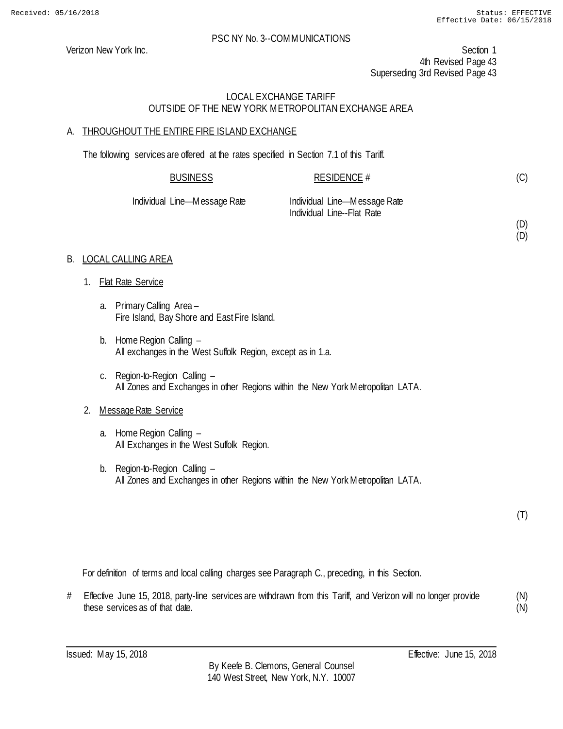Received: 05/16/2018 Status: EFFECTIVE
Effective Date: 06/15/2018

PSC NY No. 3--COMMUNICATIONS

Verizon New York Inc.

Section 1
4th Revised Page 43
Superseding 3rd Revised Page 43

LOCAL EXCHANGE TARIFF
OUTSIDE OF THE NEW YORK METROPOLITAN EXCHANGE AREA

A. THROUGHOUT THE ENTIRE FIRE ISLAND EXCHANGE

The following services are offered at the rates specified in Section 7.1 of this Tariff.

| BUSINESS | RESIDENCE # | |
|---|---|---|
| | | (C) |
| Individual Line—Message Rate | Individual Line—Message Rate | |
| | Individual Line--Flat Rate | |
| | | (D) |
| | | (D) |

B. LOCAL CALLING AREA

1. Flat Rate Service

   a. Primary Calling Area –
      Fire Island, Bay Shore and East Fire Island.

   b. Home Region Calling –
      All exchanges in the West Suffolk Region, except as in 1.a.

   c. Region-to-Region Calling –
      All Zones and Exchanges in other Regions within the New York Metropolitan LATA.

2. Message Rate Service

   a. Home Region Calling –
      All Exchanges in the West Suffolk Region.

   b. Region-to-Region Calling –
      All Zones and Exchanges in other Regions within the New York Metropolitan LATA.

(T)

For definition of terms and local calling charges see Paragraph C., preceding, in this Section.

# Effective June 15, 2018, party-line services are withdrawn from this Tariff, and Verizon will no longer provide these services as of that date. (N)
(N)

Issued: May 15, 2018 Effective: June 15, 2018

By Keefe B. Clemons, General Counsel
140 West Street, New York, N.Y. 10007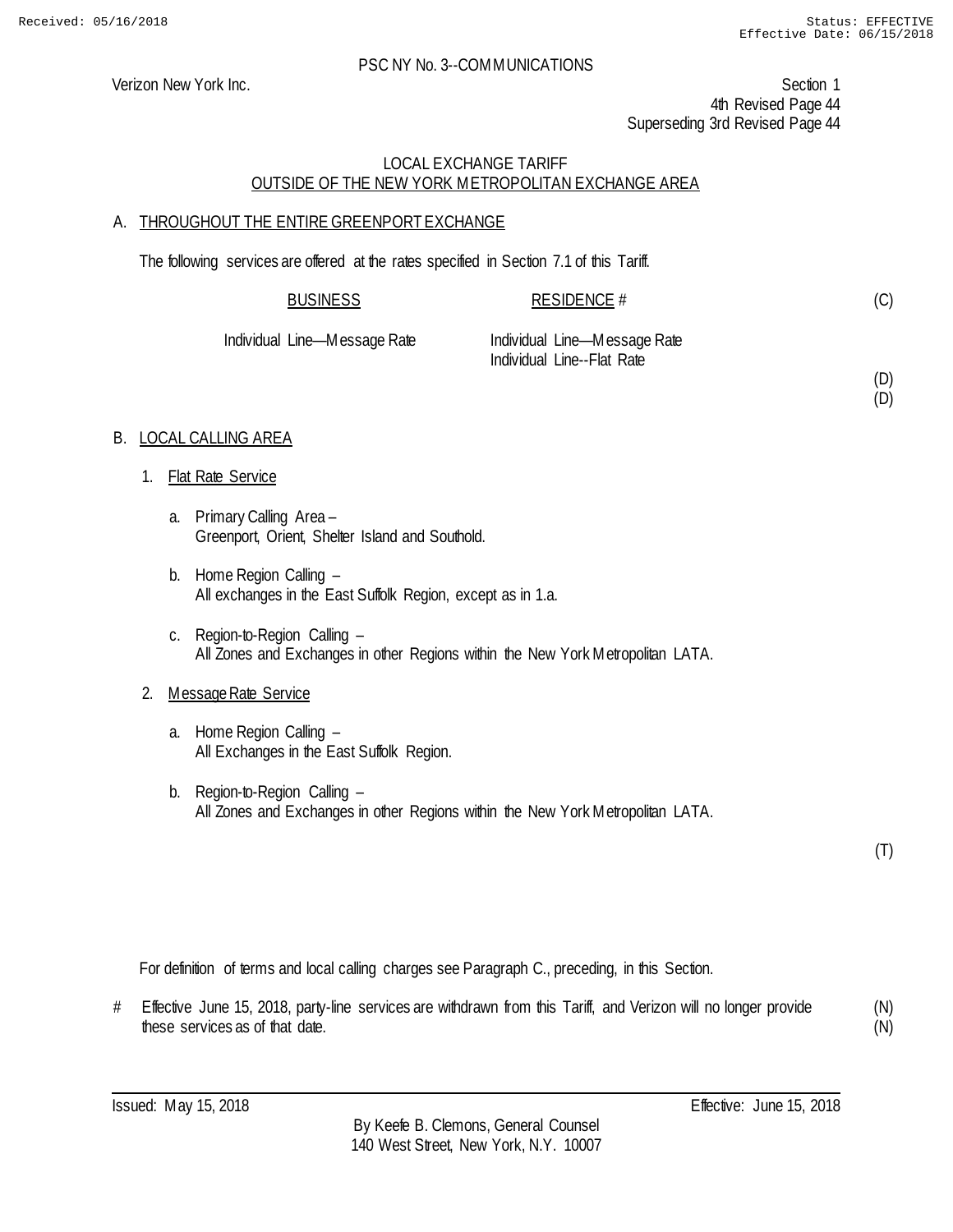PSC NY No. 3--COMMUNICATIONS

Verizon New York Inc.

Section 1
4th Revised Page 44
Superseding 3rd Revised Page 44

## LOCAL EXCHANGE TARIFF
## OUTSIDE OF THE NEW YORK METROPOLITAN EXCHANGE AREA

### A. THROUGHOUT THE ENTIRE GREENPORT EXCHANGE

The following services are offered at the rates specified in Section 7.1 of this Tariff.

| BUSINESS | RESIDENCE # | |
|---|---|---|
| | | (C) |
| Individual Line—Message Rate | Individual Line—Message Rate | |
| | Individual Line--Flat Rate | |
| | | (D) |
| | | (D) |

### B. LOCAL CALLING AREA

1. Flat Rate Service

   a. Primary Calling Area –
   Greenport, Orient, Shelter Island and Southold.

   b. Home Region Calling –
   All exchanges in the East Suffolk Region, except as in 1.a.

   c. Region-to-Region Calling –
   All Zones and Exchanges in other Regions within the New York Metropolitan LATA.

2. Message Rate Service

   a. Home Region Calling –
   All Exchanges in the East Suffolk Region.

   b. Region-to-Region Calling –
   All Zones and Exchanges in other Regions within the New York Metropolitan LATA.

(T)

For definition of terms and local calling charges see Paragraph C., preceding, in this Section.

# Effective June 15, 2018, party-line services are withdrawn from this Tariff, and Verizon will no longer provide these services as of that date. (N)

Issued: May 15, 2018

Effective: June 15, 2018

By Keefe B. Clemons, General Counsel
140 West Street, New York, N.Y. 10007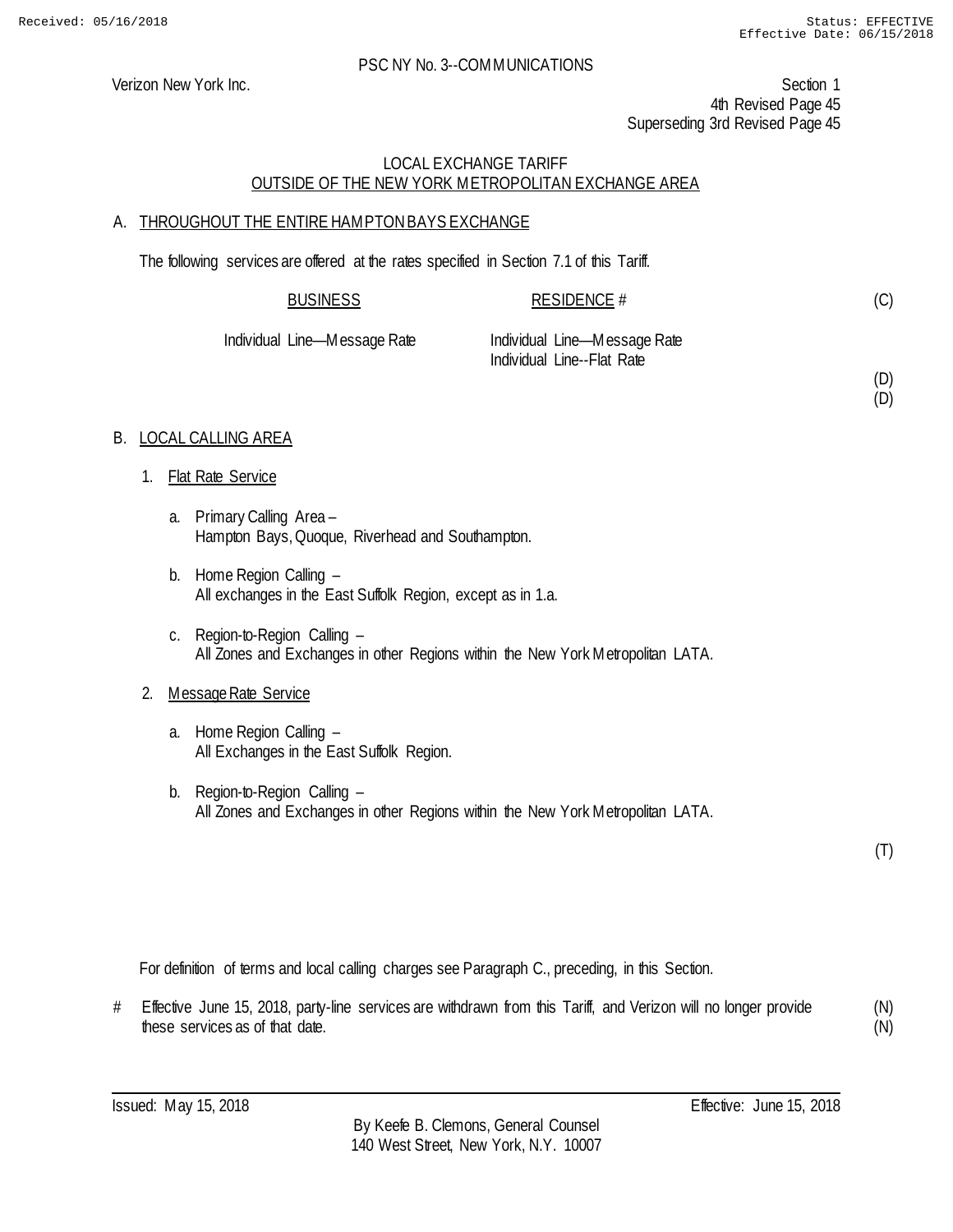PSC NY No. 3--COMMUNICATIONS

Verizon New York Inc.

Section 1
4th Revised Page 45
Superseding 3rd Revised Page 45

LOCAL EXCHANGE TARIFF
OUTSIDE OF THE NEW YORK METROPOLITAN EXCHANGE AREA

A. THROUGHOUT THE ENTIRE HAMPTON BAYS EXCHANGE

The following services are offered at the rates specified in Section 7.1 of this Tariff.

| BUSINESS | RESIDENCE # | |
|---|---|---|
| | | (C) |
| Individual Line—Message Rate | Individual Line—Message Rate | |
| | Individual Line--Flat Rate | |
| | | (D) |
| | | (D) |

B. LOCAL CALLING AREA

1. Flat Rate Service

   a. Primary Calling Area –
      Hampton Bays, Quoque, Riverhead and Southampton.

   b. Home Region Calling –
      All exchanges in the East Suffolk Region, except as in 1.a.

   c. Region-to-Region Calling –
      All Zones and Exchanges in other Regions within the New York Metropolitan LATA.

2. Message Rate Service

   a. Home Region Calling –
      All Exchanges in the East Suffolk Region.

   b. Region-to-Region Calling –
      All Zones and Exchanges in other Regions within the New York Metropolitan LATA.

(T)

For definition of terms and local calling charges see Paragraph C., preceding, in this Section.

# Effective June 15, 2018, party-line services are withdrawn from this Tariff, and Verizon will no longer provide these services as of that date. (N)
(N)

Issued: May 15, 2018 Effective: June 15, 2018

By Keefe B. Clemons, General Counsel
140 West Street, New York, N.Y. 10007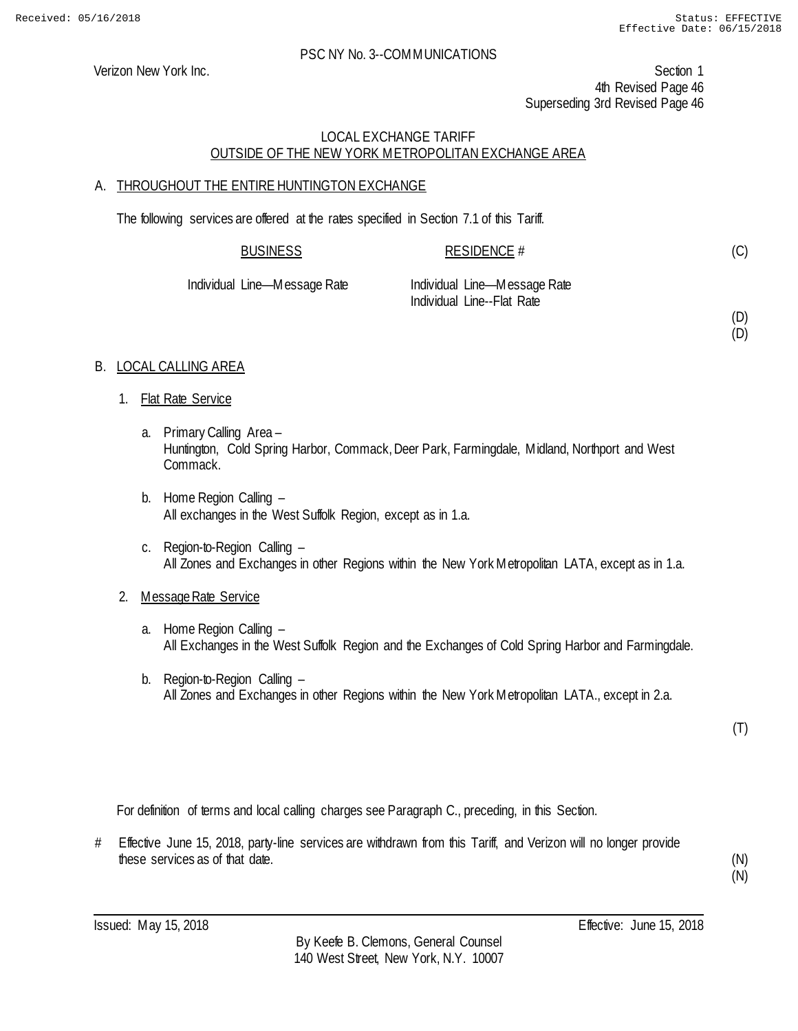Received: 05/16/2018 Status: EFFECTIVE
Effective Date: 06/15/2018

PSC NY No. 3--COMMUNICATIONS

Verizon New York Inc.

Section 1
4th Revised Page 46
Superseding 3rd Revised Page 46

LOCAL EXCHANGE TARIFF
OUTSIDE OF THE NEW YORK METROPOLITAN EXCHANGE AREA

A. THROUGHOUT THE ENTIRE HUNTINGTON EXCHANGE

The following services are offered at the rates specified in Section 7.1 of this Tariff.

| BUSINESS | RESIDENCE # | |
|---|---|---|
| | | (C) |
| Individual Line—Message Rate | Individual Line—Message Rate | |
| | Individual Line--Flat Rate | |
| | | (D) |
| | | (D) |

B. LOCAL CALLING AREA

1. Flat Rate Service

   a. Primary Calling Area –
      Huntington, Cold Spring Harbor, Commack, Deer Park, Farmingdale, Midland, Northport and West Commack.

   b. Home Region Calling –
      All exchanges in the West Suffolk Region, except as in 1.a.

   c. Region-to-Region Calling –
      All Zones and Exchanges in other Regions within the New York Metropolitan LATA, except as in 1.a.

2. Message Rate Service

   a. Home Region Calling –
      All Exchanges in the West Suffolk Region and the Exchanges of Cold Spring Harbor and Farmingdale.

   b. Region-to-Region Calling –
      All Zones and Exchanges in other Regions within the New York Metropolitan LATA., except in 2.a.

(T)

For definition of terms and local calling charges see Paragraph C., preceding, in this Section.

# Effective June 15, 2018, party-line services are withdrawn from this Tariff, and Verizon will no longer provide these services as of that date. (N)
(N)

Issued: May 15, 2018 Effective: June 15, 2018

By Keefe B. Clemons, General Counsel
140 West Street, New York, N.Y. 10007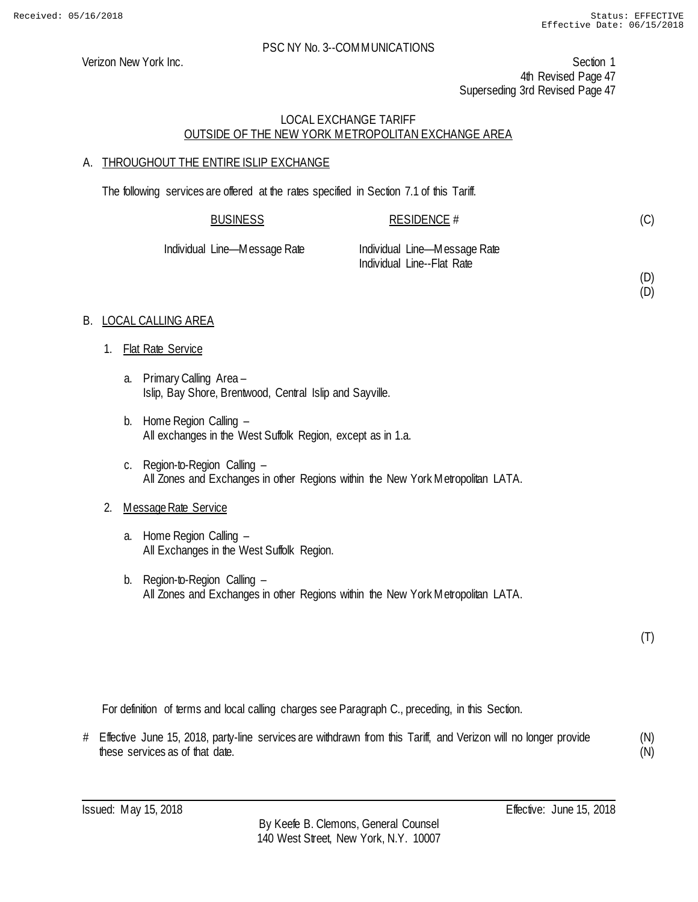PSC NY No. 3--COMMUNICATIONS

Verizon New York Inc.

Section 1
4th Revised Page 47
Superseding 3rd Revised Page 47

LOCAL EXCHANGE TARIFF
OUTSIDE OF THE NEW YORK METROPOLITAN EXCHANGE AREA

A. THROUGHOUT THE ENTIRE ISLIP EXCHANGE

The following services are offered at the rates specified in Section 7.1 of this Tariff.

| BUSINESS | RESIDENCE # | (C) |
|---|---|---|
| Individual Line—Message Rate | Individual Line—Message Rate | |
| | Individual Line--Flat Rate | |
| | | (D) |
| | | (D) |

B. LOCAL CALLING AREA

1. Flat Rate Service

   a. Primary Calling Area –
      Islip, Bay Shore, Brentwood, Central Islip and Sayville.

   b. Home Region Calling –
      All exchanges in the West Suffolk Region, except as in 1.a.

   c. Region-to-Region Calling –
      All Zones and Exchanges in other Regions within the New York Metropolitan LATA.

2. Message Rate Service

   a. Home Region Calling –
      All Exchanges in the West Suffolk Region.

   b. Region-to-Region Calling –
      All Zones and Exchanges in other Regions within the New York Metropolitan LATA.

(T)

For definition of terms and local calling charges see Paragraph C., preceding, in this Section.

# Effective June 15, 2018, party-line services are withdrawn from this Tariff, and Verizon will no longer provide these services as of that date. (N)
(N)

Issued: May 15, 2018

Effective: June 15, 2018

By Keefe B. Clemons, General Counsel
140 West Street, New York, N.Y. 10007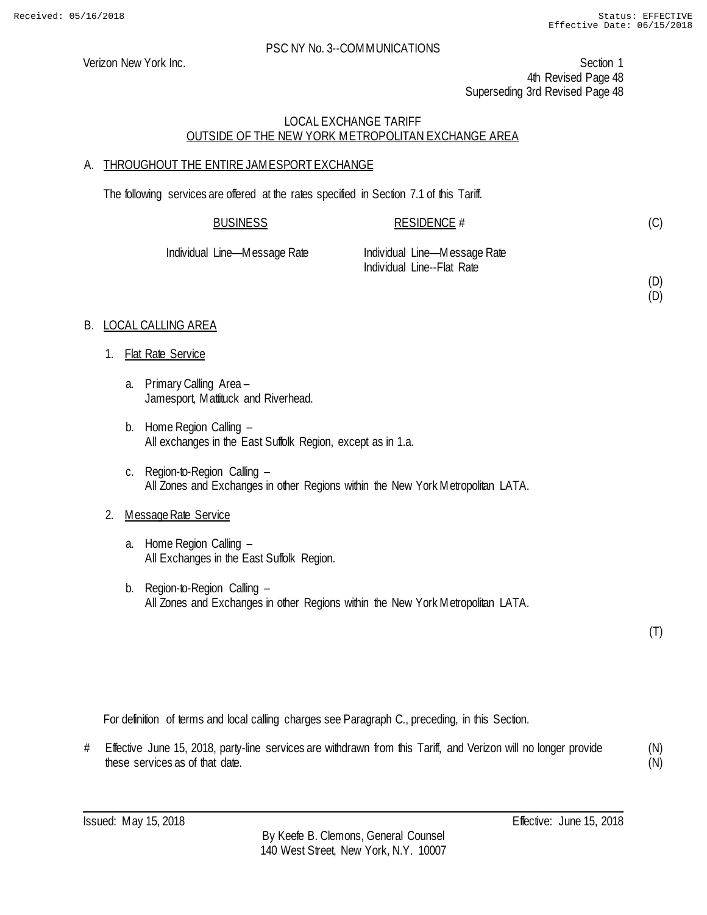PSC NY No. 3--COMMUNICATIONS

Verizon New York Inc.

Section 1
4th Revised Page 48
Superseding 3rd Revised Page 48

LOCAL EXCHANGE TARIFF
OUTSIDE OF THE NEW YORK METROPOLITAN EXCHANGE AREA

## A. THROUGHOUT THE ENTIRE JAMESPORT EXCHANGE

The following services are offered at the rates specified in Section 7.1 of this Tariff.

| BUSINESS | RESIDENCE # |
|---|---|
| Individual Line—Message Rate | Individual Line—Message Rate |
| | Individual Line--Flat Rate |

(C)

(D)
(D)

## B. LOCAL CALLING AREA

1. Flat Rate Service

   a. Primary Calling Area –
   Jamesport, Mattituck and Riverhead.

   b. Home Region Calling –
   All exchanges in the East Suffolk Region, except as in 1.a.

   c. Region-to-Region Calling –
   All Zones and Exchanges in other Regions within the New York Metropolitan LATA.

2. Message Rate Service

   a. Home Region Calling –
   All Exchanges in the East Suffolk Region.

   b. Region-to-Region Calling –
   All Zones and Exchanges in other Regions within the New York Metropolitan LATA.

(T)

For definition of terms and local calling charges see Paragraph C., preceding, in this Section.

# Effective June 15, 2018, party-line services are withdrawn from this Tariff, and Verizon will no longer provide these services as of that date. (N)

Issued: May 15, 2018

Effective: June 15, 2018

By Keefe B. Clemons, General Counsel
140 West Street, New York, N.Y. 10007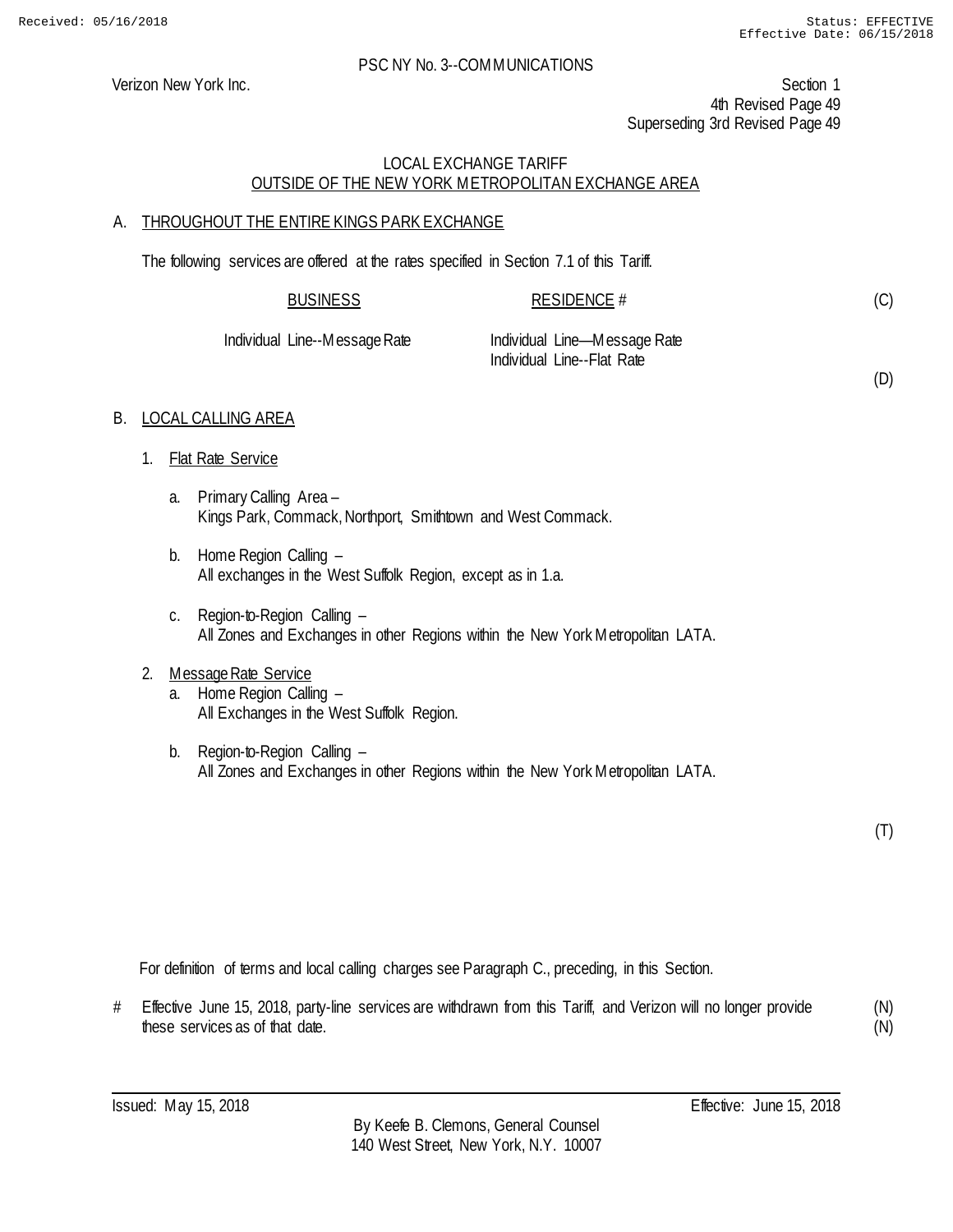PSC NY No. 3--COMMUNICATIONS

Verizon New York Inc.

Section 1
4th Revised Page 49
Superseding 3rd Revised Page 49

## LOCAL EXCHANGE TARIFF
## OUTSIDE OF THE NEW YORK METROPOLITAN EXCHANGE AREA

### A. THROUGHOUT THE ENTIRE KINGS PARK EXCHANGE

The following services are offered at the rates specified in Section 7.1 of this Tariff.

| BUSINESS | RESIDENCE # | |
|---|---|---|
| Individual Line--Message Rate | Individual Line—Message Rate | (C) |
| | Individual Line--Flat Rate | (D) |

### B. LOCAL CALLING AREA

1. Flat Rate Service
   - a. Primary Calling Area –
     Kings Park, Commack, Northport, Smithtown and West Commack.
   - b. Home Region Calling –
     All exchanges in the West Suffolk Region, except as in 1.a.
   - c. Region-to-Region Calling –
     All Zones and Exchanges in other Regions within the New York Metropolitan LATA.
2. Message Rate Service
   - a. Home Region Calling –
     All Exchanges in the West Suffolk Region.
   - b. Region-to-Region Calling –
     All Zones and Exchanges in other Regions within the New York Metropolitan LATA.

(T)

For definition of terms and local calling charges see Paragraph C., preceding, in this Section.

\# Effective June 15, 2018, party-line services are withdrawn from this Tariff, and Verizon will no longer provide these services as of that date. (N)

Issued: May 15, 2018

Effective: June 15, 2018

By Keefe B. Clemons, General Counsel
140 West Street, New York, N.Y. 10007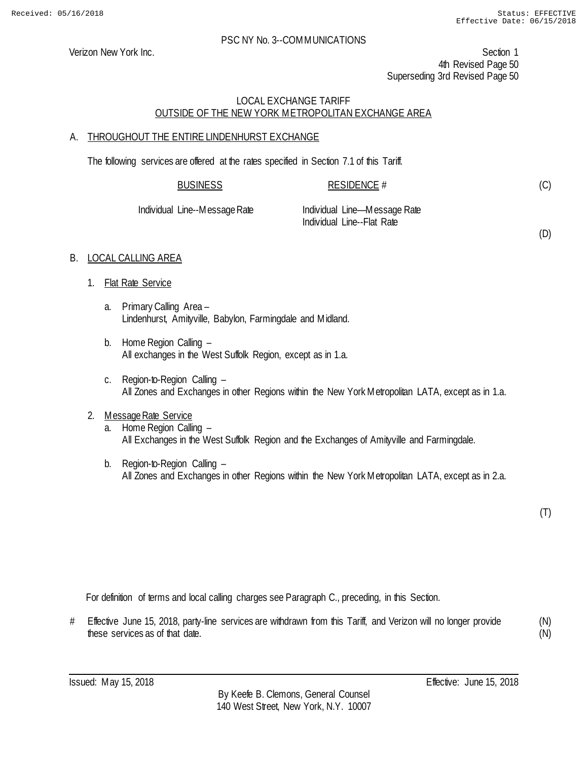PSC NY No. 3--COMMUNICATIONS

Verizon New York Inc.

Section 1
4th Revised Page 50
Superseding 3rd Revised Page 50

## LOCAL EXCHANGE TARIFF
## OUTSIDE OF THE NEW YORK METROPOLITAN EXCHANGE AREA

### A. THROUGHOUT THE ENTIRE LINDENHURST EXCHANGE

The following services are offered at the rates specified in Section 7.1 of this Tariff.

| BUSINESS | RESIDENCE # | |
|---|---|---|
| | | (C) |
| Individual Line--Message Rate | Individual Line—Message Rate | |
| | Individual Line--Flat Rate | |
| | | (D) |

### B. LOCAL CALLING AREA

1. Flat Rate Service

   a. Primary Calling Area –
   Lindenhurst, Amityville, Babylon, Farmingdale and Midland.

   b. Home Region Calling –
   All exchanges in the West Suffolk Region, except as in 1.a.

   c. Region-to-Region Calling –
   All Zones and Exchanges in other Regions within the New York Metropolitan LATA, except as in 1.a.

2. Message Rate Service

   a. Home Region Calling –
   All Exchanges in the West Suffolk Region and the Exchanges of Amityville and Farmingdale.

   b. Region-to-Region Calling –
   All Zones and Exchanges in other Regions within the New York Metropolitan LATA, except as in 2.a.

(T)

For definition of terms and local calling charges see Paragraph C., preceding, in this Section.

# Effective June 15, 2018, party-line services are withdrawn from this Tariff, and Verizon will no longer provide these services as of that date. (N)

Issued: May 15, 2018 Effective: June 15, 2018

By Keefe B. Clemons, General Counsel
140 West Street, New York, N.Y. 10007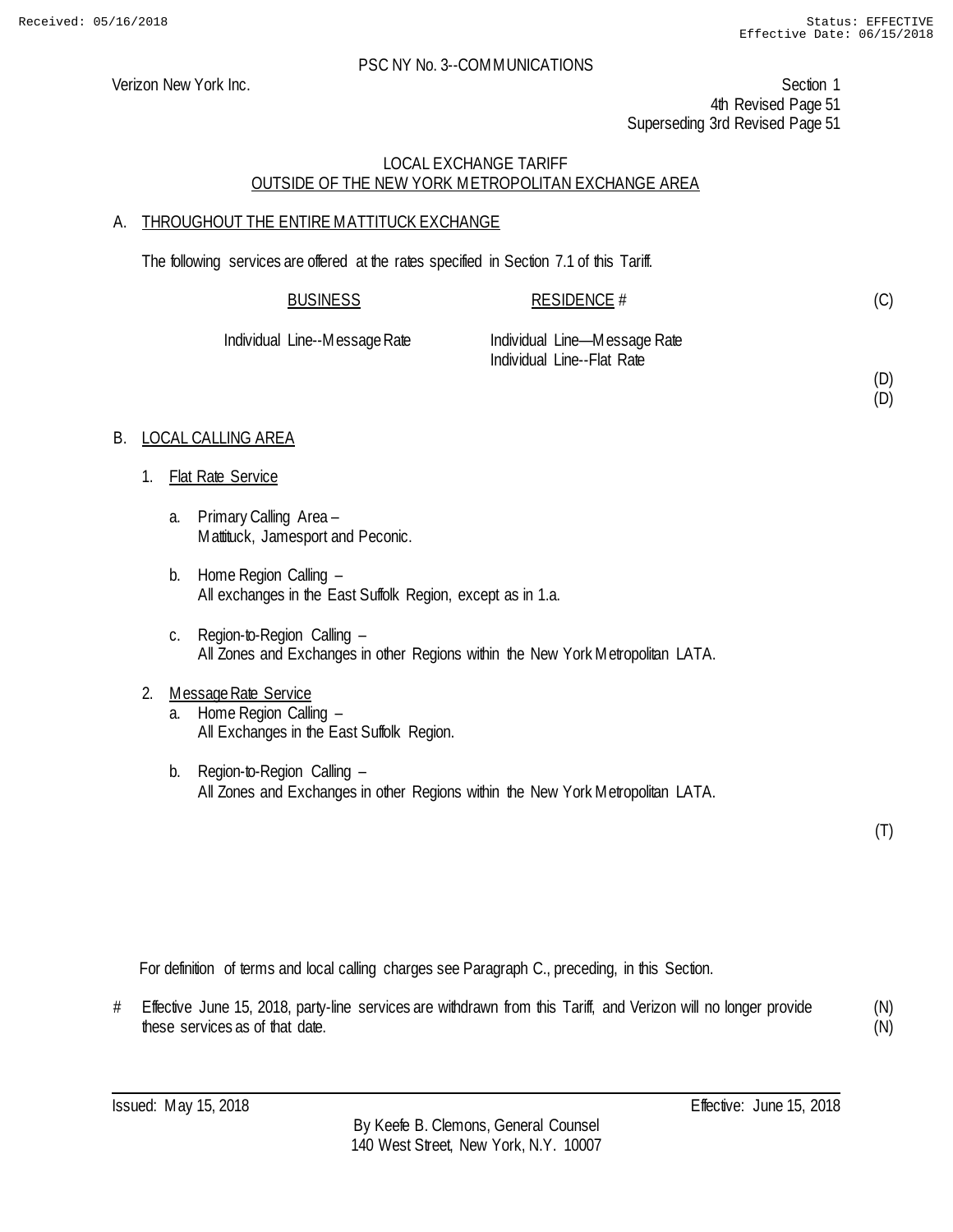PSC NY No. 3--COMMUNICATIONS

Verizon New York Inc.

Section 1
4th Revised Page 51
Superseding 3rd Revised Page 51

LOCAL EXCHANGE TARIFF
OUTSIDE OF THE NEW YORK METROPOLITAN EXCHANGE AREA

## A. THROUGHOUT THE ENTIRE MATTITUCK EXCHANGE

The following services are offered at the rates specified in Section 7.1 of this Tariff.

| BUSINESS | RESIDENCE # | |
|---|---|---|
| | | (C) |
| Individual Line--Message Rate | Individual Line—Message Rate | |
| | Individual Line--Flat Rate | |
| | | (D) |
| | | (D) |

## B. LOCAL CALLING AREA

1. Flat Rate Service

   a. Primary Calling Area –
   Mattituck, Jamesport and Peconic.

   b. Home Region Calling –
   All exchanges in the East Suffolk Region, except as in 1.a.

   c. Region-to-Region Calling –
   All Zones and Exchanges in other Regions within the New York Metropolitan LATA.

2. Message Rate Service

   a. Home Region Calling –
   All Exchanges in the East Suffolk Region.

   b. Region-to-Region Calling –
   All Zones and Exchanges in other Regions within the New York Metropolitan LATA.

(T)

For definition of terms and local calling charges see Paragraph C., preceding, in this Section.

# Effective June 15, 2018, party-line services are withdrawn from this Tariff, and Verizon will no longer provide these services as of that date. (N) (N)

Issued: May 15, 2018

Effective: June 15, 2018

By Keefe B. Clemons, General Counsel
140 West Street, New York, N.Y. 10007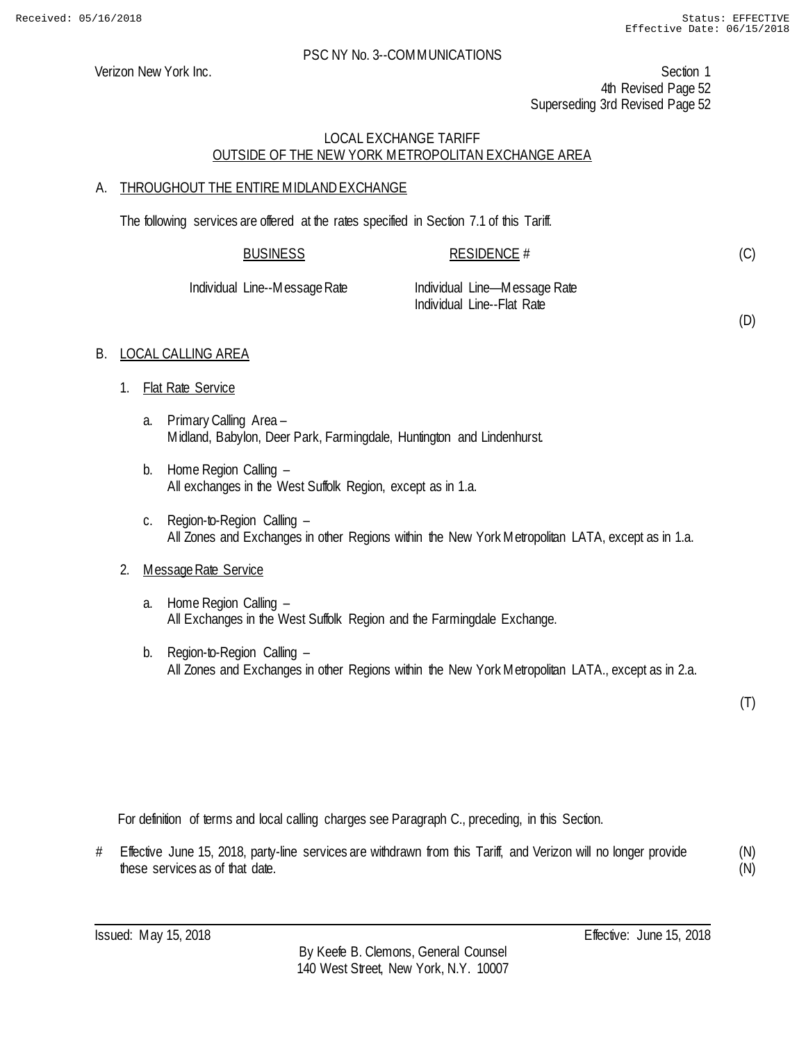PSC NY No. 3--COMMUNICATIONS

Verizon New York Inc.

Section 1
4th Revised Page 52
Superseding 3rd Revised Page 52

## LOCAL EXCHANGE TARIFF
## OUTSIDE OF THE NEW YORK METROPOLITAN EXCHANGE AREA

### A. THROUGHOUT THE ENTIRE MIDLAND EXCHANGE

The following services are offered at the rates specified in Section 7.1 of this Tariff.

| BUSINESS | RESIDENCE # | |
|---|---|---|
| | | (C) |
| Individual Line--Message Rate | Individual Line—Message Rate | |
| | Individual Line--Flat Rate | |
| | | (D) |

### B. LOCAL CALLING AREA

1. Flat Rate Service

   a. Primary Calling Area –
   Midland, Babylon, Deer Park, Farmingdale, Huntington and Lindenhurst.

   b. Home Region Calling –
   All exchanges in the West Suffolk Region, except as in 1.a.

   c. Region-to-Region Calling –
   All Zones and Exchanges in other Regions within the New York Metropolitan LATA, except as in 1.a.

2. Message Rate Service

   a. Home Region Calling –
   All Exchanges in the West Suffolk Region and the Farmingdale Exchange.

   b. Region-to-Region Calling –
   All Zones and Exchanges in other Regions within the New York Metropolitan LATA., except as in 2.a.

(T)

For definition of terms and local calling charges see Paragraph C., preceding, in this Section.

# Effective June 15, 2018, party-line services are withdrawn from this Tariff, and Verizon will no longer provide these services as of that date. (N) (N)

Issued: May 15, 2018 Effective: June 15, 2018

By Keefe B. Clemons, General Counsel
140 West Street, New York, N.Y. 10007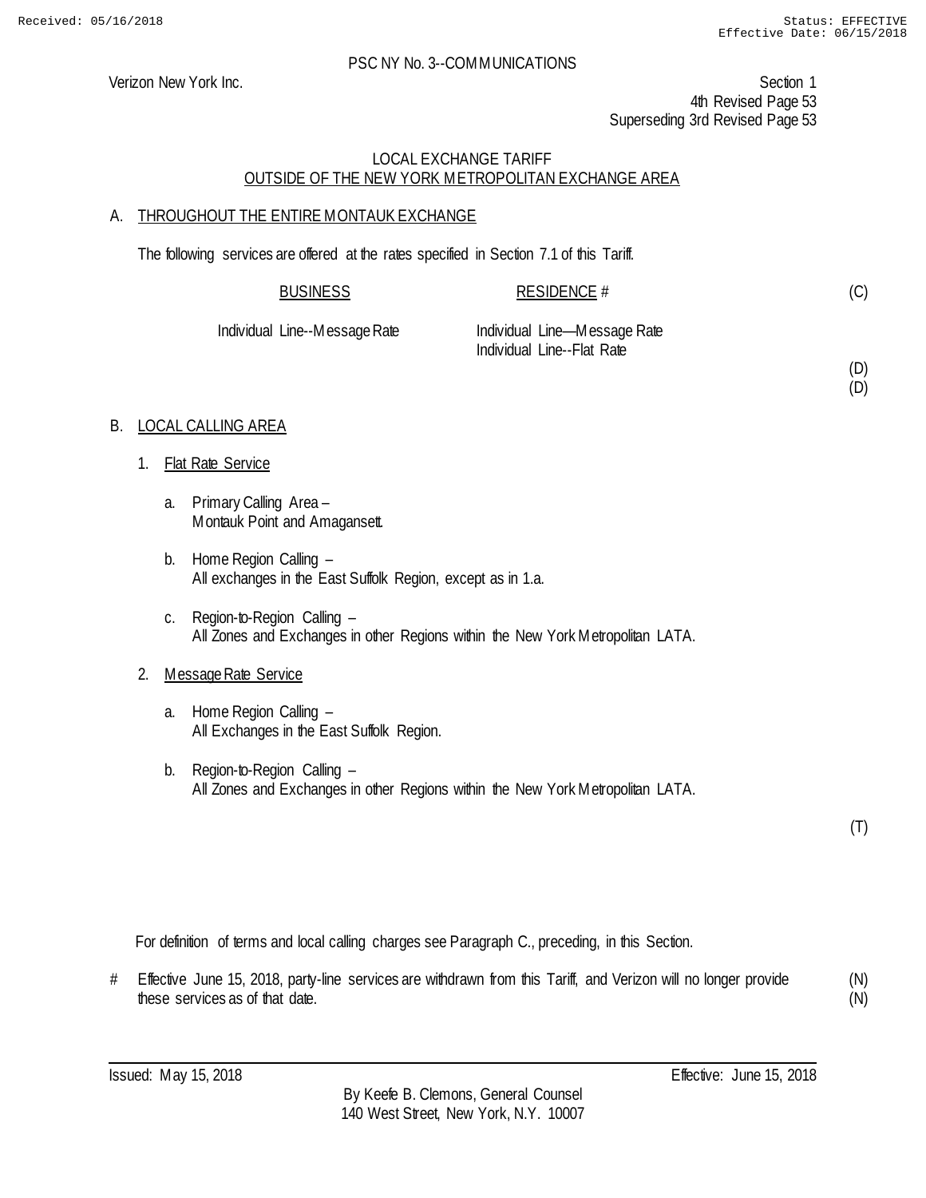PSC NY No. 3--COMMUNICATIONS

Verizon New York Inc.

Section 1
4th Revised Page 53
Superseding 3rd Revised Page 53

## LOCAL EXCHANGE TARIFF
## OUTSIDE OF THE NEW YORK METROPOLITAN EXCHANGE AREA

### A. THROUGHOUT THE ENTIRE MONTAUK EXCHANGE

The following services are offered at the rates specified in Section 7.1 of this Tariff.

| BUSINESS | RESIDENCE # | |
|---|---|---|
| | | (C) |
| Individual Line--Message Rate | Individual Line—Message Rate | |
| | Individual Line--Flat Rate | |
| | | (D) |
| | | (D) |

### B. LOCAL CALLING AREA

1. Flat Rate Service

   a. Primary Calling Area –
   Montauk Point and Amagansett.

   b. Home Region Calling –
   All exchanges in the East Suffolk Region, except as in 1.a.

   c. Region-to-Region Calling –
   All Zones and Exchanges in other Regions within the New York Metropolitan LATA.

2. Message Rate Service

   a. Home Region Calling –
   All Exchanges in the East Suffolk Region.

   b. Region-to-Region Calling –
   All Zones and Exchanges in other Regions within the New York Metropolitan LATA.

(T)

For definition of terms and local calling charges see Paragraph C., preceding, in this Section.

# Effective June 15, 2018, party-line services are withdrawn from this Tariff, and Verizon will no longer provide these services as of that date. (N)
(N)

Issued: May 15, 2018

Effective: June 15, 2018

By Keefe B. Clemons, General Counsel
140 West Street, New York, N.Y. 10007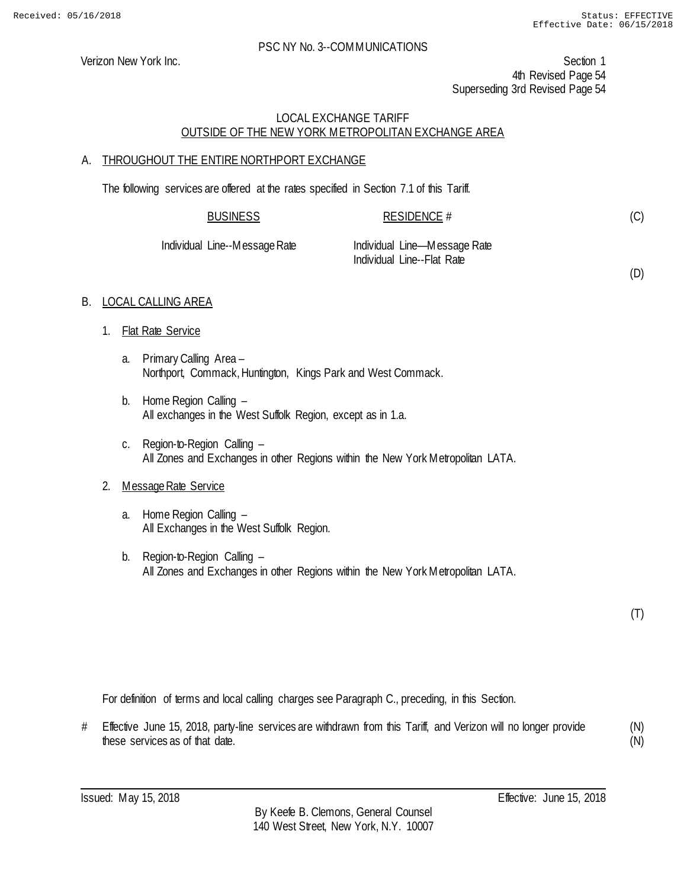PSC NY No. 3--COMMUNICATIONS

Verizon New York Inc.

Section 1
4th Revised Page 54
Superseding 3rd Revised Page 54

## LOCAL EXCHANGE TARIFF
## OUTSIDE OF THE NEW YORK METROPOLITAN EXCHANGE AREA

### A. THROUGHOUT THE ENTIRE NORTHPORT EXCHANGE

The following services are offered at the rates specified in Section 7.1 of this Tariff.

| BUSINESS | RESIDENCE # | (C) |
|---|---|---|
| Individual Line--Message Rate | Individual Line—Message Rate | |
| | Individual Line--Flat Rate | |
| | | (D) |

### B. LOCAL CALLING AREA

1. Flat Rate Service

   a. Primary Calling Area –
   Northport, Commack, Huntington, Kings Park and West Commack.

   b. Home Region Calling –
   All exchanges in the West Suffolk Region, except as in 1.a.

   c. Region-to-Region Calling –
   All Zones and Exchanges in other Regions within the New York Metropolitan LATA.

2. Message Rate Service

   a. Home Region Calling –
   All Exchanges in the West Suffolk Region.

   b. Region-to-Region Calling –
   All Zones and Exchanges in other Regions within the New York Metropolitan LATA.

(T)

For definition of terms and local calling charges see Paragraph C., preceding, in this Section.

# Effective June 15, 2018, party-line services are withdrawn from this Tariff, and Verizon will no longer provide these services as of that date. (N)
(N)

Issued: May 15, 2018

Effective: June 15, 2018

By Keefe B. Clemons, General Counsel
140 West Street, New York, N.Y. 10007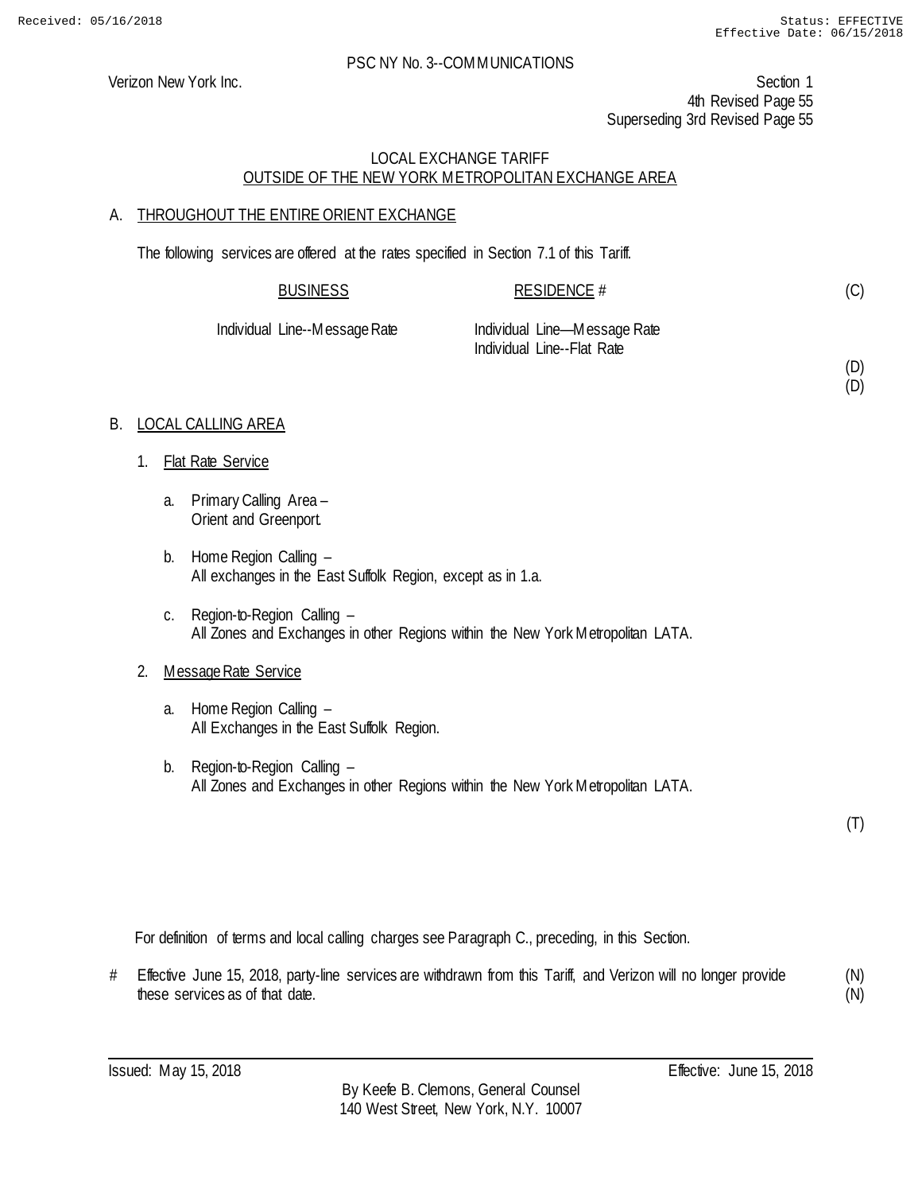Received: 05/16/2018 Status: EFFECTIVE
Effective Date: 06/15/2018

PSC NY No. 3--COMMUNICATIONS

Verizon New York Inc.

Section 1
4th Revised Page 55
Superseding 3rd Revised Page 55

LOCAL EXCHANGE TARIFF
OUTSIDE OF THE NEW YORK METROPOLITAN EXCHANGE AREA

## A. THROUGHOUT THE ENTIRE ORIENT EXCHANGE

The following services are offered at the rates specified in Section 7.1 of this Tariff.

| BUSINESS | RESIDENCE # | (C) |
|---|---|---|
| Individual Line--Message Rate | Individual Line—Message Rate | |
| | Individual Line--Flat Rate | |
| | | (D) |
| | | (D) |

## B. LOCAL CALLING AREA

1. Flat Rate Service

   a. Primary Calling Area –
   Orient and Greenport.

   b. Home Region Calling –
   All exchanges in the East Suffolk Region, except as in 1.a.

   c. Region-to-Region Calling –
   All Zones and Exchanges in other Regions within the New York Metropolitan LATA.

2. Message Rate Service

   a. Home Region Calling –
   All Exchanges in the East Suffolk Region.

   b. Region-to-Region Calling –
   All Zones and Exchanges in other Regions within the New York Metropolitan LATA.

(T)

For definition of terms and local calling charges see Paragraph C., preceding, in this Section.

# Effective June 15, 2018, party-line services are withdrawn from this Tariff, and Verizon will no longer provide these services as of that date. (N)
(N)

Issued: May 15, 2018 Effective: June 15, 2018

By Keefe B. Clemons, General Counsel
140 West Street, New York, N.Y. 10007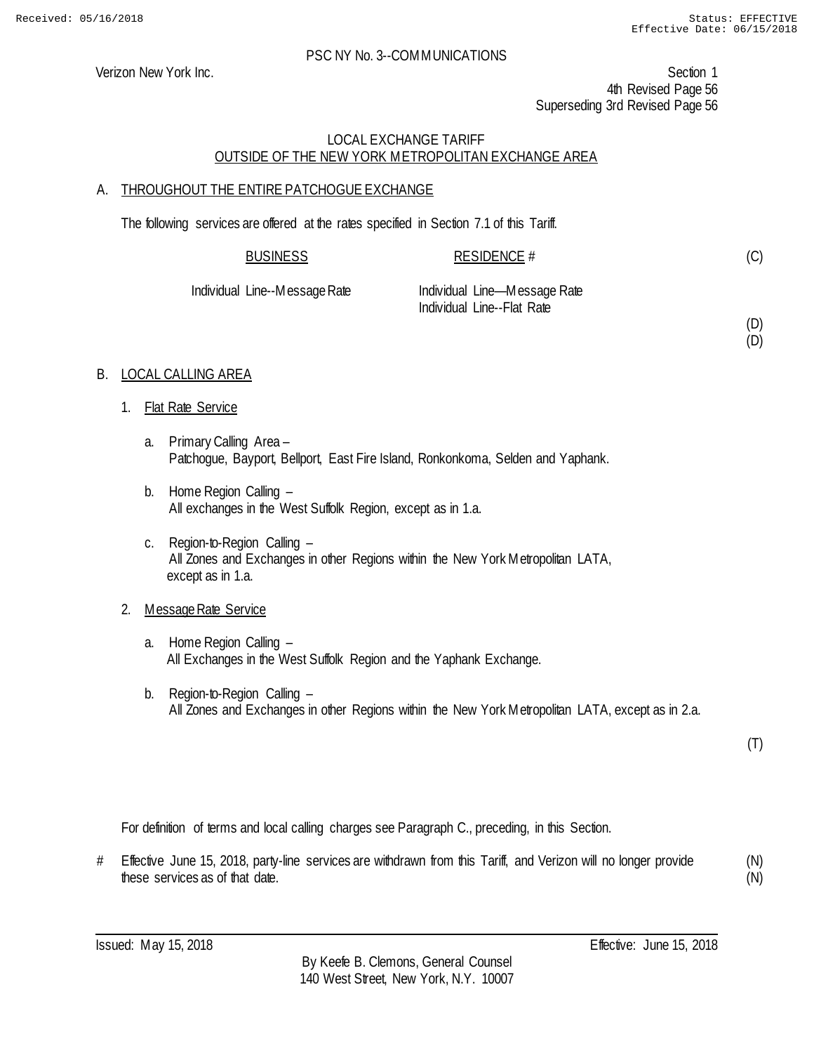PSC NY No. 3--COMMUNICATIONS

Verizon New York Inc.

Section 1
4th Revised Page 56
Superseding 3rd Revised Page 56

## LOCAL EXCHANGE TARIFF
## OUTSIDE OF THE NEW YORK METROPOLITAN EXCHANGE AREA

### A. THROUGHOUT THE ENTIRE PATCHOGUE EXCHANGE

The following services are offered at the rates specified in Section 7.1 of this Tariff.

| BUSINESS | RESIDENCE # | |
|---|---|---|
| | | (C) |
| Individual Line--Message Rate | Individual Line—Message Rate | |
| | Individual Line--Flat Rate | |
| | | (D) |
| | | (D) |

### B. LOCAL CALLING AREA

1. Flat Rate Service

   a. Primary Calling Area –
   Patchogue, Bayport, Bellport, East Fire Island, Ronkonkoma, Selden and Yaphank.

   b. Home Region Calling –
   All exchanges in the West Suffolk Region, except as in 1.a.

   c. Region-to-Region Calling –
   All Zones and Exchanges in other Regions within the New York Metropolitan LATA, except as in 1.a.

2. Message Rate Service

   a. Home Region Calling –
   All Exchanges in the West Suffolk Region and the Yaphank Exchange.

   b. Region-to-Region Calling –
   All Zones and Exchanges in other Regions within the New York Metropolitan LATA, except as in 2.a.

(T)

For definition of terms and local calling charges see Paragraph C., preceding, in this Section.

\# Effective June 15, 2018, party-line services are withdrawn from this Tariff, and Verizon will no longer provide these services as of that date. (N)

Issued: May 15, 2018

Effective: June 15, 2018

By Keefe B. Clemons, General Counsel
140 West Street, New York, N.Y. 10007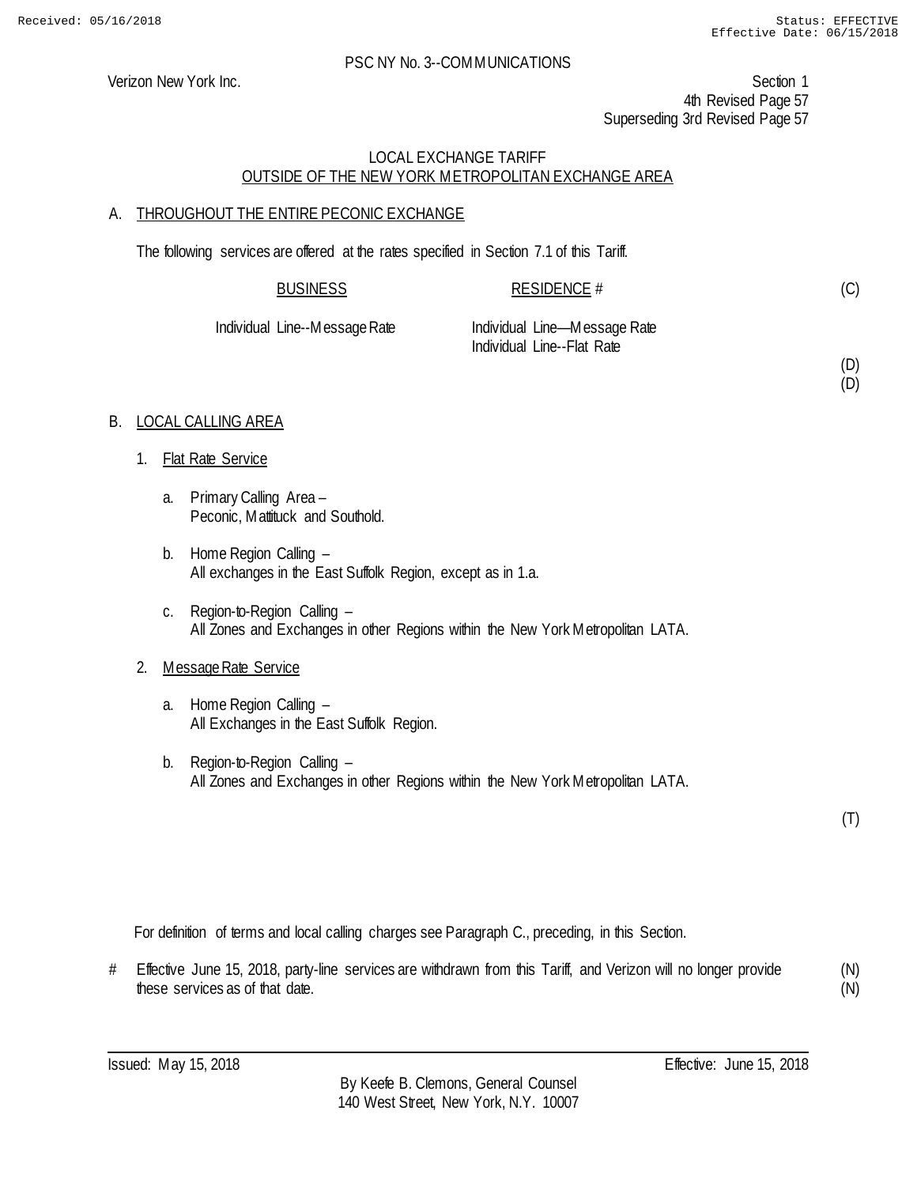Received: 05/16/2018 Status: EFFECTIVE
Effective Date: 06/15/2018

PSC NY No. 3--COMMUNICATIONS

Verizon New York Inc.

Section 1
4th Revised Page 57
Superseding 3rd Revised Page 57

LOCAL EXCHANGE TARIFF
OUTSIDE OF THE NEW YORK METROPOLITAN EXCHANGE AREA

## A. THROUGHOUT THE ENTIRE PECONIC EXCHANGE

The following services are offered at the rates specified in Section 7.1 of this Tariff.

| BUSINESS | RESIDENCE # | |
|---|---|---|
| | | (C) |
| Individual Line--Message Rate | Individual Line—Message Rate | |
| | Individual Line--Flat Rate | |
| | | (D) |
| | | (D) |

## B. LOCAL CALLING AREA

1. Flat Rate Service

   a. Primary Calling Area –
   Peconic, Mattituck and Southold.

   b. Home Region Calling –
   All exchanges in the East Suffolk Region, except as in 1.a.

   c. Region-to-Region Calling –
   All Zones and Exchanges in other Regions within the New York Metropolitan LATA.

2. Message Rate Service

   a. Home Region Calling –
   All Exchanges in the East Suffolk Region.

   b. Region-to-Region Calling –
   All Zones and Exchanges in other Regions within the New York Metropolitan LATA.

(T)

For definition of terms and local calling charges see Paragraph C., preceding, in this Section.

# Effective June 15, 2018, party-line services are withdrawn from this Tariff, and Verizon will no longer provide these services as of that date. (N) (N)

Issued: May 15, 2018 Effective: June 15, 2018

By Keefe B. Clemons, General Counsel
140 West Street, New York, N.Y. 10007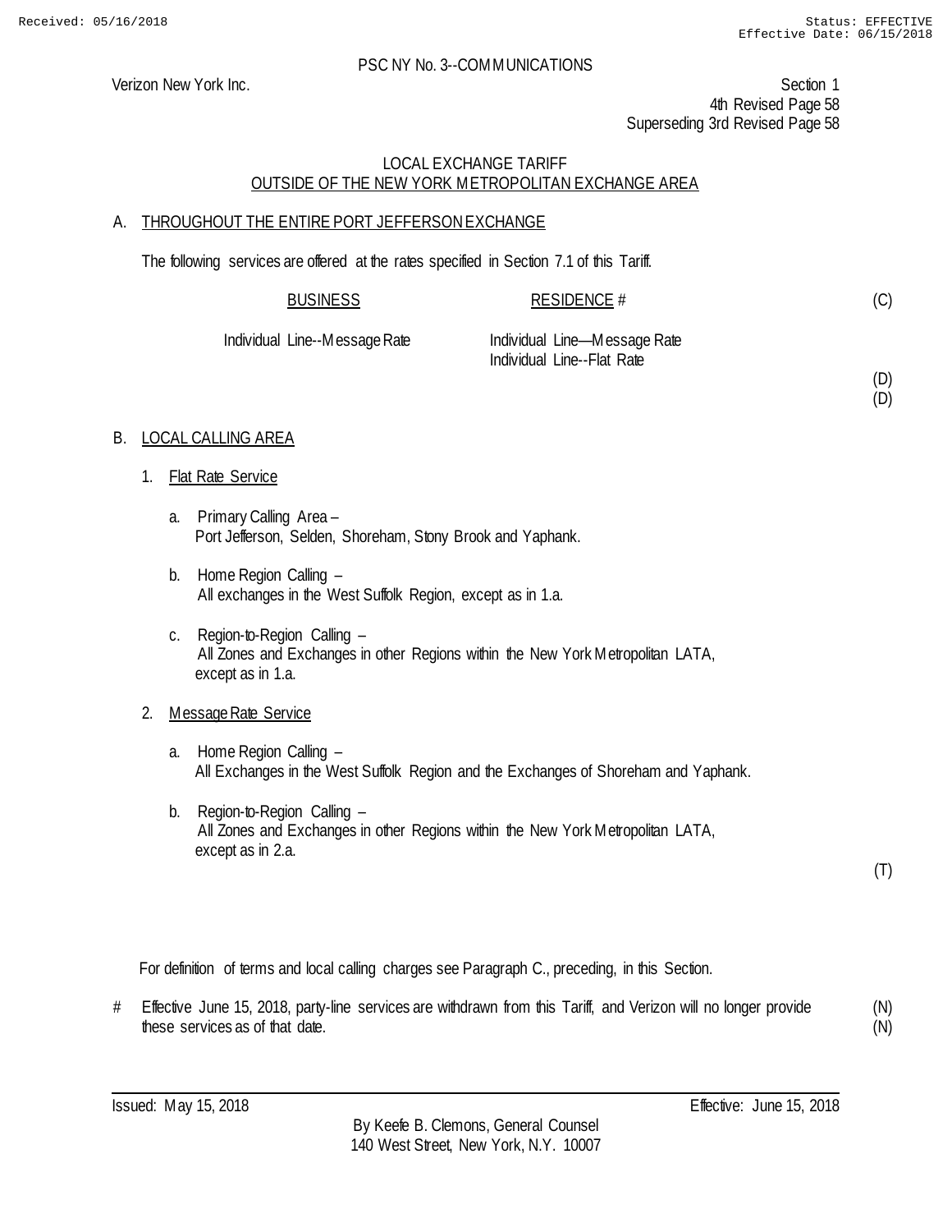Verizon New York Inc.

PSC NY No. 3--COMMUNICATIONS

Section 1
4th Revised Page 58
Superseding 3rd Revised Page 58

LOCAL EXCHANGE TARIFF
OUTSIDE OF THE NEW YORK METROPOLITAN EXCHANGE AREA

A. THROUGHOUT THE ENTIRE PORT JEFFERSON EXCHANGE

The following services are offered at the rates specified in Section 7.1 of this Tariff.

| BUSINESS | RESIDENCE # | |
|---|---|---|
| | | (C) |
| Individual Line--Message Rate | Individual Line—Message Rate | |
| | Individual Line--Flat Rate | |
| | | (D) |
| | | (D) |

B. LOCAL CALLING AREA

1. Flat Rate Service

   a. Primary Calling Area –
      Port Jefferson, Selden, Shoreham, Stony Brook and Yaphank.

   b. Home Region Calling –
      All exchanges in the West Suffolk Region, except as in 1.a.

   c. Region-to-Region Calling –
      All Zones and Exchanges in other Regions within the New York Metropolitan LATA, except as in 1.a.

2. Message Rate Service

   a. Home Region Calling –
      All Exchanges in the West Suffolk Region and the Exchanges of Shoreham and Yaphank.

   b. Region-to-Region Calling –
      All Zones and Exchanges in other Regions within the New York Metropolitan LATA, except as in 2.a.

(T)

For definition of terms and local calling charges see Paragraph C., preceding, in this Section.

\# Effective June 15, 2018, party-line services are withdrawn from this Tariff, and Verizon will no longer provide these services as of that date. (N)

Issued: May 15, 2018

Effective: June 15, 2018

By Keefe B. Clemons, General Counsel
140 West Street, New York, N.Y. 10007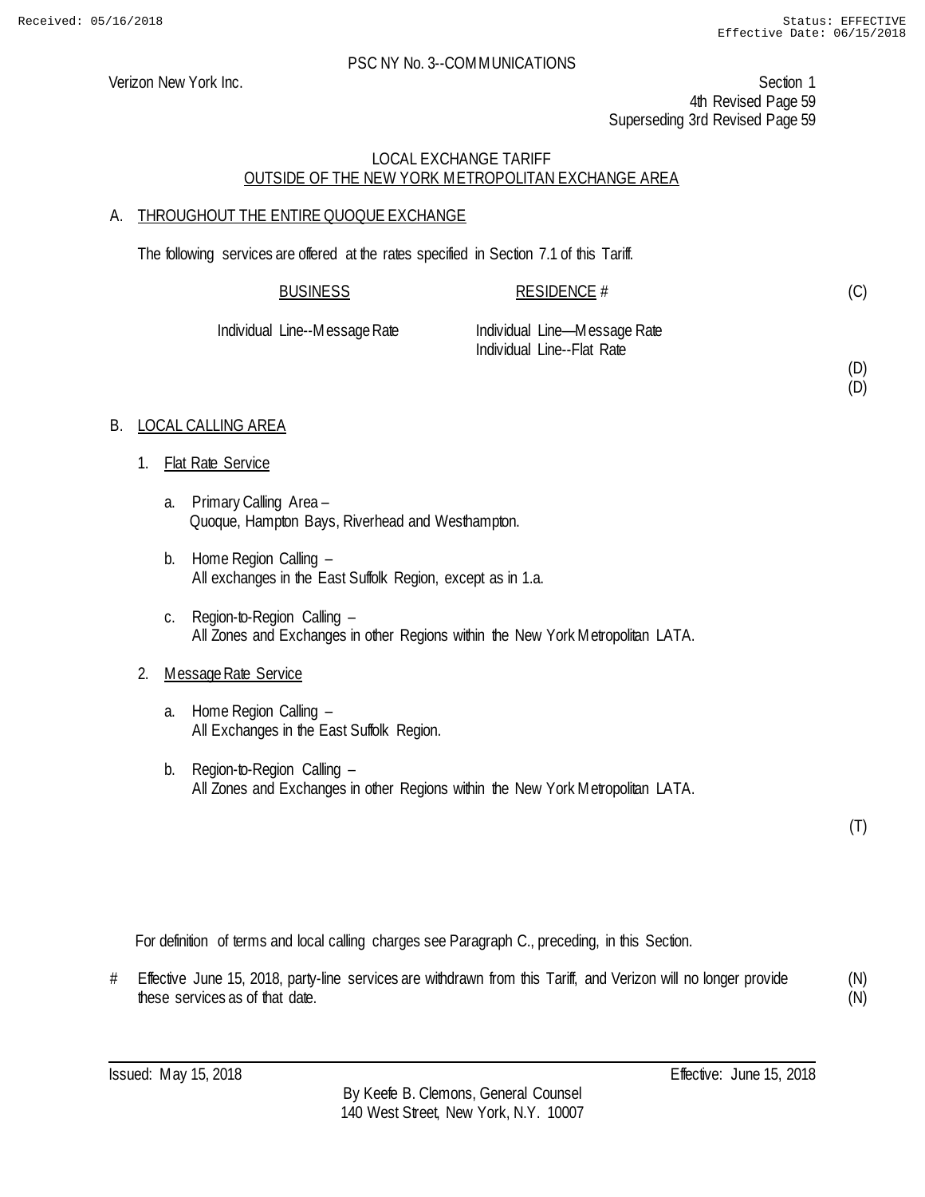PSC NY No. 3--COMMUNICATIONS

Verizon New York Inc.

Section 1
4th Revised Page 59
Superseding 3rd Revised Page 59

LOCAL EXCHANGE TARIFF
OUTSIDE OF THE NEW YORK METROPOLITAN EXCHANGE AREA

## A. THROUGHOUT THE ENTIRE QUOQUE EXCHANGE

The following services are offered at the rates specified in Section 7.1 of this Tariff.

| BUSINESS | RESIDENCE # | |
|---|---|---|
| | | (C) |
| Individual Line--Message Rate | Individual Line—Message Rate | |
| | Individual Line--Flat Rate | |
| | | (D) |
| | | (D) |

## B. LOCAL CALLING AREA

1. Flat Rate Service

   a. Primary Calling Area –
      Quoque, Hampton Bays, Riverhead and Westhampton.

   b. Home Region Calling –
      All exchanges in the East Suffolk Region, except as in 1.a.

   c. Region-to-Region Calling –
      All Zones and Exchanges in other Regions within the New York Metropolitan LATA.

2. Message Rate Service

   a. Home Region Calling –
      All Exchanges in the East Suffolk Region.

   b. Region-to-Region Calling –
      All Zones and Exchanges in other Regions within the New York Metropolitan LATA.

(T)

For definition of terms and local calling charges see Paragraph C., preceding, in this Section.

\# Effective June 15, 2018, party-line services are withdrawn from this Tariff, and Verizon will no longer provide these services as of that date. (N)(N)

Issued: May 15, 2018

Effective: June 15, 2018

By Keefe B. Clemons, General Counsel
140 West Street, New York, N.Y. 10007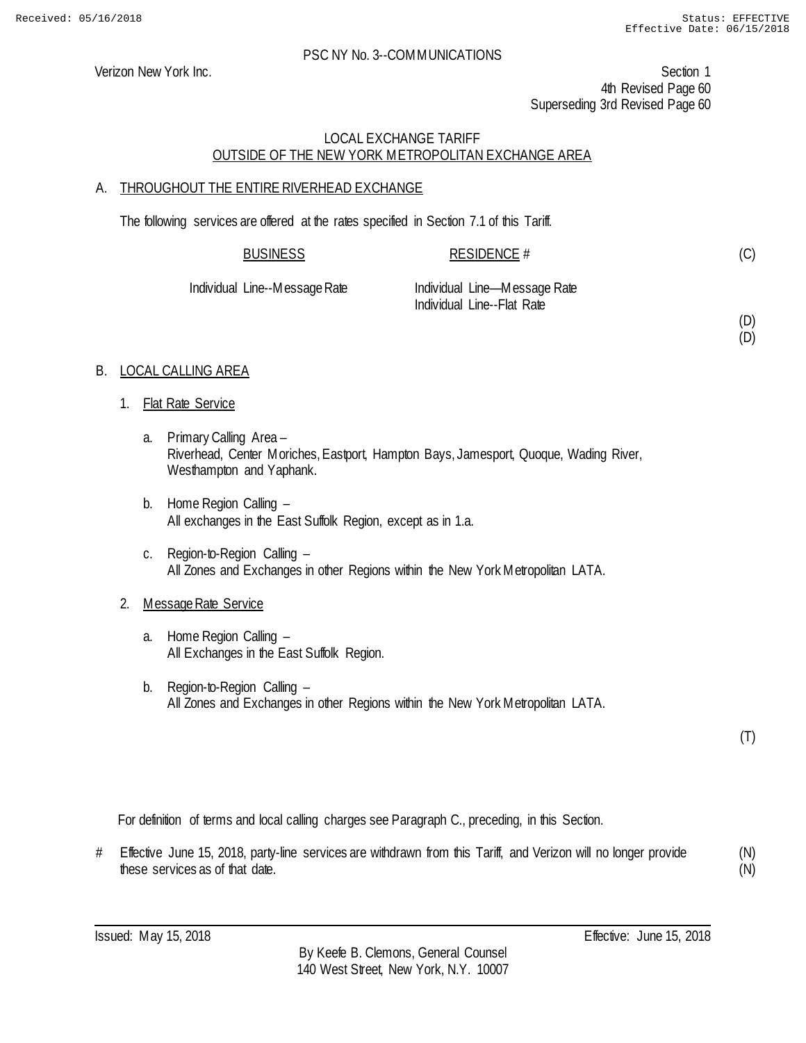PSC NY No. 3--COMMUNICATIONS

Verizon New York Inc.

Section 1
4th Revised Page 60
Superseding 3rd Revised Page 60

## LOCAL EXCHANGE TARIFF
## OUTSIDE OF THE NEW YORK METROPOLITAN EXCHANGE AREA

A. THROUGHOUT THE ENTIRE RIVERHEAD EXCHANGE

The following services are offered at the rates specified in Section 7.1 of this Tariff.

| BUSINESS | RESIDENCE # | |
|---|---|---|
| | | (C) |
| Individual Line--Message Rate | Individual Line—Message Rate | |
| | Individual Line--Flat Rate | |
| | | (D) |
| | | (D) |

B. LOCAL CALLING AREA

1. Flat Rate Service

   a. Primary Calling Area –
   Riverhead, Center Moriches, Eastport, Hampton Bays, Jamesport, Quoque, Wading River, Westhampton and Yaphank.

   b. Home Region Calling –
   All exchanges in the East Suffolk Region, except as in 1.a.

   c. Region-to-Region Calling –
   All Zones and Exchanges in other Regions within the New York Metropolitan LATA.

2. Message Rate Service

   a. Home Region Calling –
   All Exchanges in the East Suffolk Region.

   b. Region-to-Region Calling –
   All Zones and Exchanges in other Regions within the New York Metropolitan LATA.

(T)

For definition of terms and local calling charges see Paragraph C., preceding, in this Section.

\# Effective June 15, 2018, party-line services are withdrawn from this Tariff, and Verizon will no longer provide these services as of that date. (N) (N)

Issued: May 15, 2018 Effective: June 15, 2018

By Keefe B. Clemons, General Counsel
140 West Street, New York, N.Y. 10007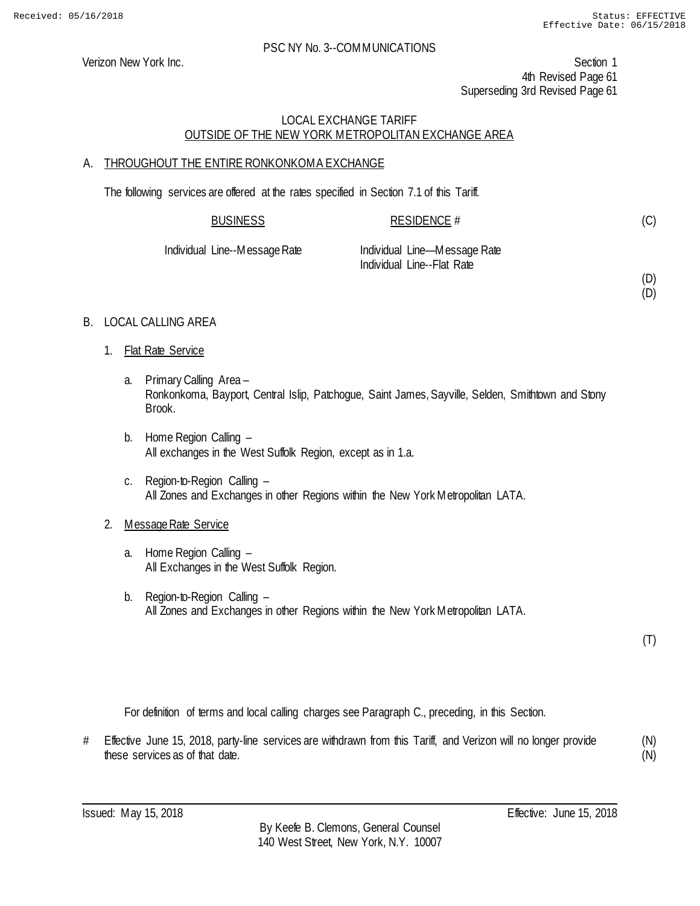PSC NY No. 3--COMMUNICATIONS

Verizon New York Inc.

Section 1
4th Revised Page 61
Superseding 3rd Revised Page 61

LOCAL EXCHANGE TARIFF
OUTSIDE OF THE NEW YORK METROPOLITAN EXCHANGE AREA

A. THROUGHOUT THE ENTIRE RONKONKOMA EXCHANGE

The following services are offered at the rates specified in Section 7.1 of this Tariff.

| BUSINESS | RESIDENCE # | |
|---|---|---|
| | | (C) |
| Individual Line--Message Rate | Individual Line—Message Rate | |
| | Individual Line--Flat Rate | |
| | | (D) |
| | | (D) |

B. LOCAL CALLING AREA

1. Flat Rate Service

   a. Primary Calling Area –
      Ronkonkoma, Bayport, Central Islip, Patchogue, Saint James, Sayville, Selden, Smithtown and Stony Brook.

   b. Home Region Calling –
      All exchanges in the West Suffolk Region, except as in 1.a.

   c. Region-to-Region Calling –
      All Zones and Exchanges in other Regions within the New York Metropolitan LATA.

2. Message Rate Service

   a. Home Region Calling –
      All Exchanges in the West Suffolk Region.

   b. Region-to-Region Calling –
      All Zones and Exchanges in other Regions within the New York Metropolitan LATA.

(T)

For definition of terms and local calling charges see Paragraph C., preceding, in this Section.

# Effective June 15, 2018, party-line services are withdrawn from this Tariff, and Verizon will no longer provide these services as of that date. (N) (N)

Issued: May 15, 2018

Effective: June 15, 2018

By Keefe B. Clemons, General Counsel
140 West Street, New York, N.Y. 10007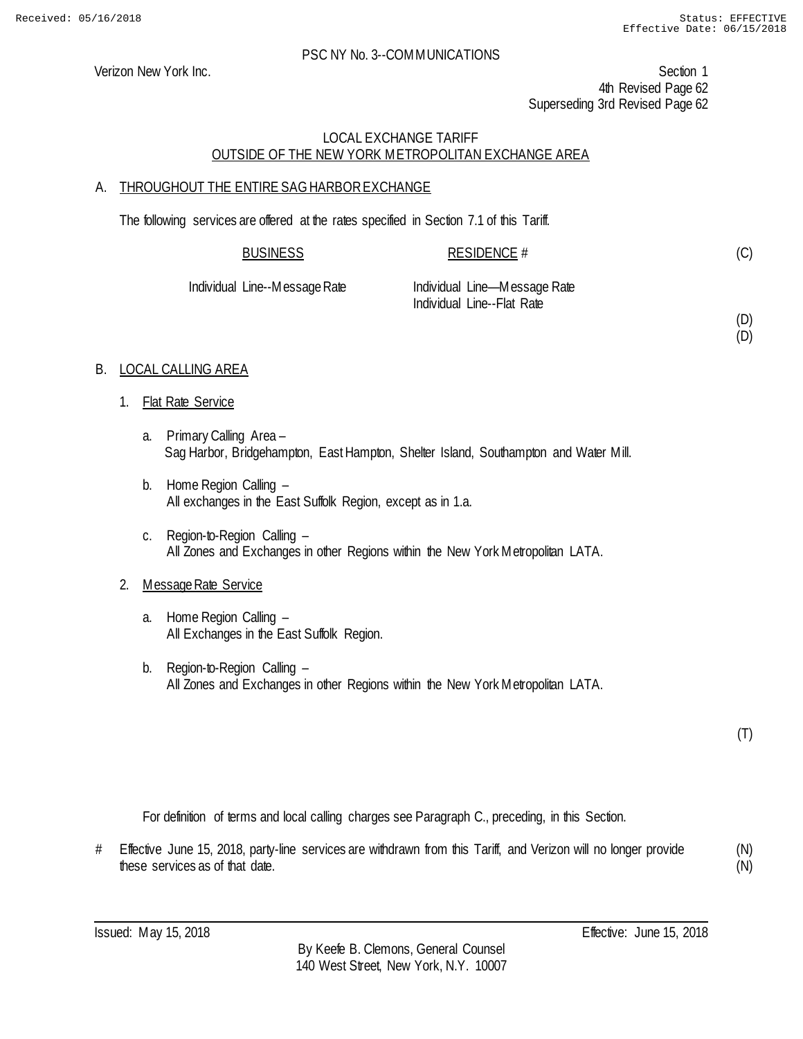PSC NY No. 3--COMMUNICATIONS

Verizon New York Inc.

Section 1
4th Revised Page 62
Superseding 3rd Revised Page 62

## LOCAL EXCHANGE TARIFF
## OUTSIDE OF THE NEW YORK METROPOLITAN EXCHANGE AREA

### A. THROUGHOUT THE ENTIRE SAG HARBOR EXCHANGE

The following services are offered at the rates specified in Section 7.1 of this Tariff.

| BUSINESS | RESIDENCE # | |
|---|---|---|
| | | (C) |
| Individual Line--Message Rate | Individual Line—Message Rate | |
| | Individual Line--Flat Rate | |
| | | (D) |
| | | (D) |

### B. LOCAL CALLING AREA

1. Flat Rate Service

   a. Primary Calling Area –
   Sag Harbor, Bridgehampton, East Hampton, Shelter Island, Southampton and Water Mill.

   b. Home Region Calling –
   All exchanges in the East Suffolk Region, except as in 1.a.

   c. Region-to-Region Calling –
   All Zones and Exchanges in other Regions within the New York Metropolitan LATA.

2. Message Rate Service

   a. Home Region Calling –
   All Exchanges in the East Suffolk Region.

   b. Region-to-Region Calling –
   All Zones and Exchanges in other Regions within the New York Metropolitan LATA.

(T)

For definition of terms and local calling charges see Paragraph C., preceding, in this Section.

# Effective June 15, 2018, party-line services are withdrawn from this Tariff, and Verizon will no longer provide these services as of that date. (N) (N)

Issued: May 15, 2018

Effective: June 15, 2018

By Keefe B. Clemons, General Counsel
140 West Street, New York, N.Y. 10007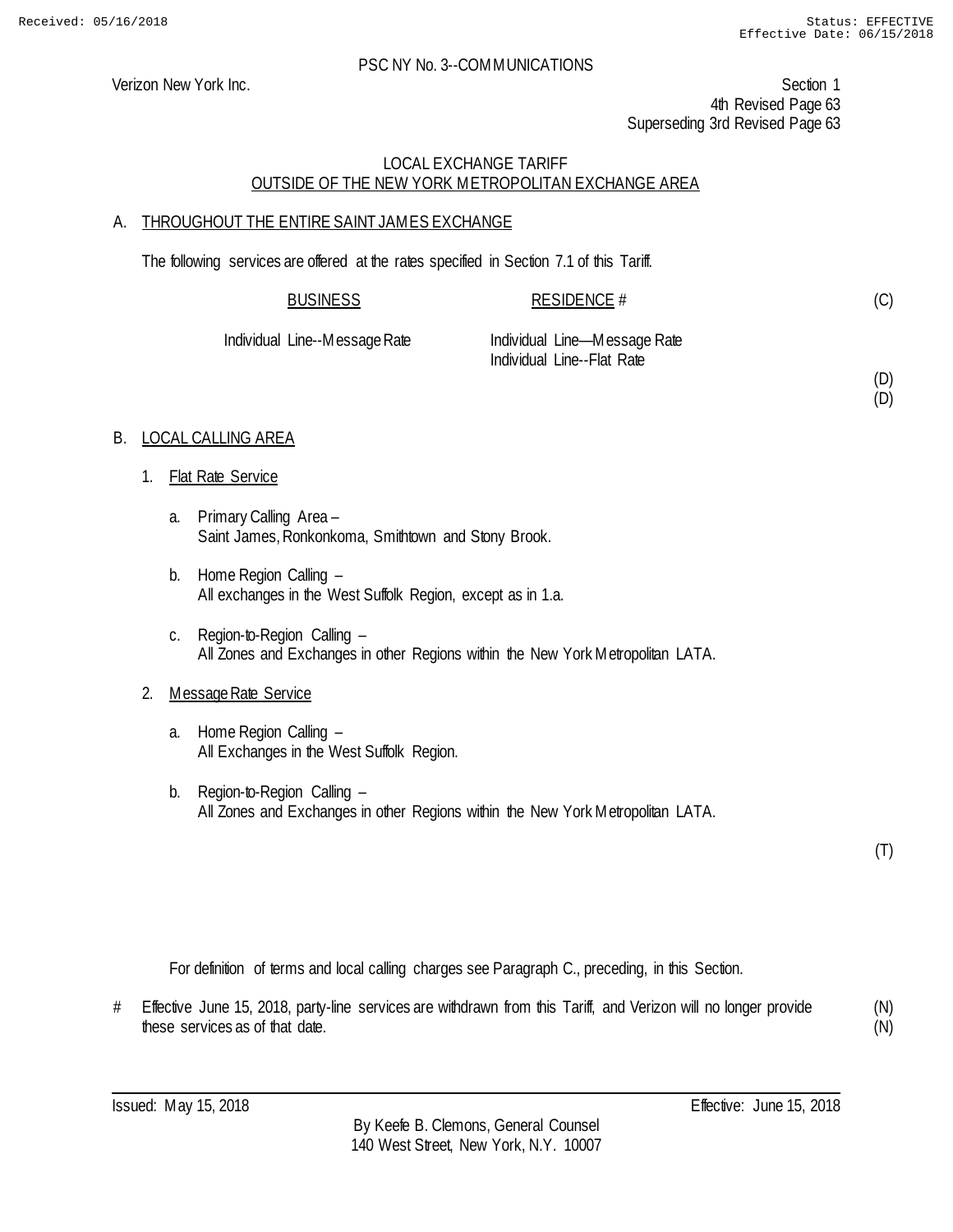Received: 05/16/2018 Status: EFFECTIVE
Effective Date: 06/15/2018

PSC NY No. 3--COMMUNICATIONS

Verizon New York Inc.

Section 1
4th Revised Page 63
Superseding 3rd Revised Page 63

LOCAL EXCHANGE TARIFF
OUTSIDE OF THE NEW YORK METROPOLITAN EXCHANGE AREA

A. THROUGHOUT THE ENTIRE SAINT JAMES EXCHANGE

The following services are offered at the rates specified in Section 7.1 of this Tariff.

| BUSINESS | RESIDENCE # | |
|---|---|---|
| | | (C) |
| Individual Line--Message Rate | Individual Line—Message Rate | |
| | Individual Line--Flat Rate | |
| | | (D) |
| | | (D) |

B. LOCAL CALLING AREA

1. Flat Rate Service

   a. Primary Calling Area –
      Saint James, Ronkonkoma, Smithtown and Stony Brook.

   b. Home Region Calling –
      All exchanges in the West Suffolk Region, except as in 1.a.

   c. Region-to-Region Calling –
      All Zones and Exchanges in other Regions within the New York Metropolitan LATA.

2. Message Rate Service

   a. Home Region Calling –
      All Exchanges in the West Suffolk Region.

   b. Region-to-Region Calling –
      All Zones and Exchanges in other Regions within the New York Metropolitan LATA.

(T)

For definition of terms and local calling charges see Paragraph C., preceding, in this Section.

# Effective June 15, 2018, party-line services are withdrawn from this Tariff, and Verizon will no longer provide these services as of that date. (N)
(N)

Issued: May 15, 2018 Effective: June 15, 2018

By Keefe B. Clemons, General Counsel
140 West Street, New York, N.Y. 10007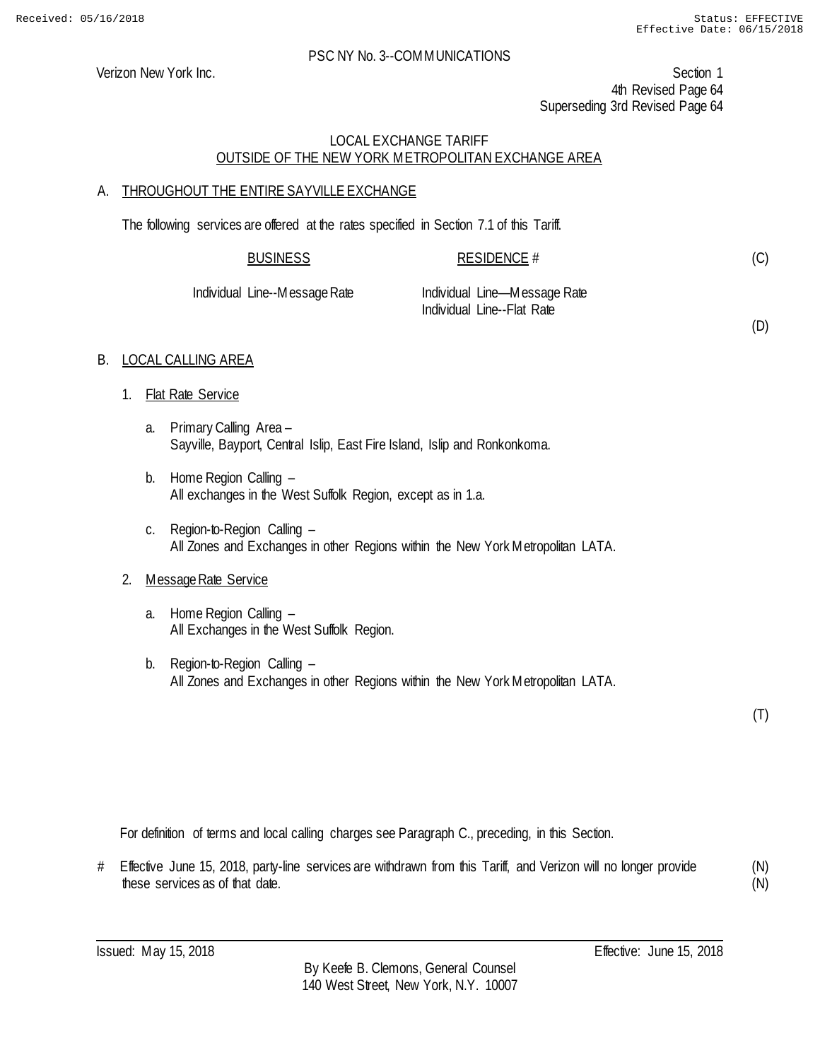PSC NY No. 3--COMMUNICATIONS

Verizon New York Inc.

Section 1
4th Revised Page 64
Superseding 3rd Revised Page 64

LOCAL EXCHANGE TARIFF
OUTSIDE OF THE NEW YORK METROPOLITAN EXCHANGE AREA

A. THROUGHOUT THE ENTIRE SAYVILLE EXCHANGE

The following services are offered at the rates specified in Section 7.1 of this Tariff.

| BUSINESS | RESIDENCE # | |
|---|---|---|
| | | (C) |
| Individual Line--Message Rate | Individual Line—Message Rate | |
| | Individual Line--Flat Rate | |
| | | (D) |

B. LOCAL CALLING AREA

1. Flat Rate Service

   a. Primary Calling Area –
   Sayville, Bayport, Central Islip, East Fire Island, Islip and Ronkonkoma.

   b. Home Region Calling –
   All exchanges in the West Suffolk Region, except as in 1.a.

   c. Region-to-Region Calling –
   All Zones and Exchanges in other Regions within the New York Metropolitan LATA.

2. Message Rate Service

   a. Home Region Calling –
   All Exchanges in the West Suffolk Region.

   b. Region-to-Region Calling –
   All Zones and Exchanges in other Regions within the New York Metropolitan LATA.

(T)

For definition of terms and local calling charges see Paragraph C., preceding, in this Section.

\# Effective June 15, 2018, party-line services are withdrawn from this Tariff, and Verizon will no longer provide these services as of that date. (N)
(N)

Issued: May 15, 2018

Effective: June 15, 2018

By Keefe B. Clemons, General Counsel
140 West Street, New York, N.Y. 10007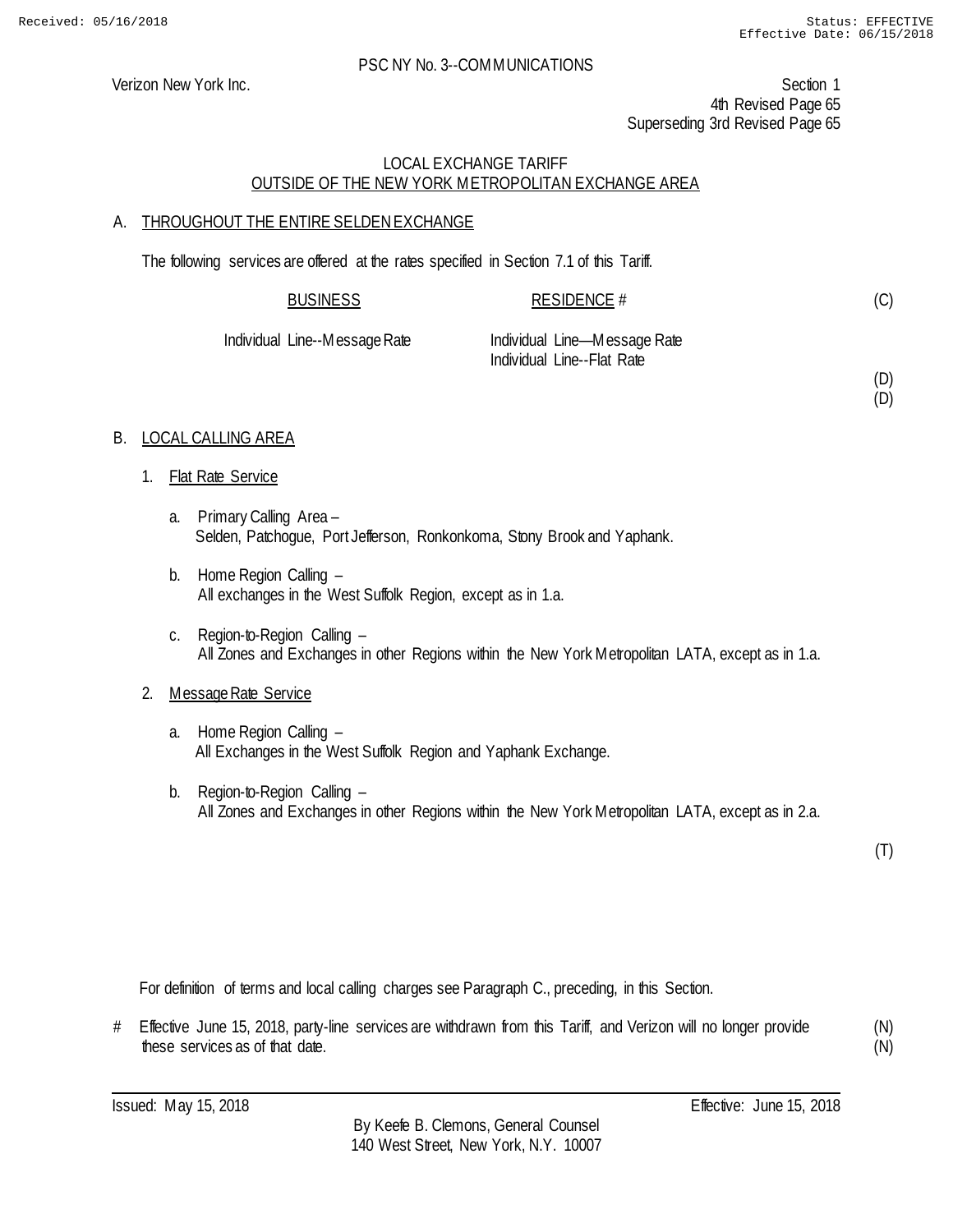PSC NY No. 3--COMMUNICATIONS

Verizon New York Inc.

Section 1
4th Revised Page 65
Superseding 3rd Revised Page 65

LOCAL EXCHANGE TARIFF
OUTSIDE OF THE NEW YORK METROPOLITAN EXCHANGE AREA

## A. THROUGHOUT THE ENTIRE SELDEN EXCHANGE

The following services are offered at the rates specified in Section 7.1 of this Tariff.

| BUSINESS | RESIDENCE # | (C) |
|---|---|---|
| Individual Line--Message Rate | Individual Line—Message Rate | |
| | Individual Line--Flat Rate | |
| | | (D) |
| | | (D) |

## B. LOCAL CALLING AREA

1. Flat Rate Service

   a. Primary Calling Area –
   Selden, Patchogue, Port Jefferson, Ronkonkoma, Stony Brook and Yaphank.

   b. Home Region Calling –
   All exchanges in the West Suffolk Region, except as in 1.a.

   c. Region-to-Region Calling –
   All Zones and Exchanges in other Regions within the New York Metropolitan LATA, except as in 1.a.

2. Message Rate Service

   a. Home Region Calling –
   All Exchanges in the West Suffolk Region and Yaphank Exchange.

   b. Region-to-Region Calling –
   All Zones and Exchanges in other Regions within the New York Metropolitan LATA, except as in 2.a.

(T)

For definition of terms and local calling charges see Paragraph C., preceding, in this Section.

# Effective June 15, 2018, party-line services are withdrawn from this Tariff, and Verizon will no longer provide these services as of that date. (N)

Issued: May 15, 2018

Effective: June 15, 2018

By Keefe B. Clemons, General Counsel
140 West Street, New York, N.Y. 10007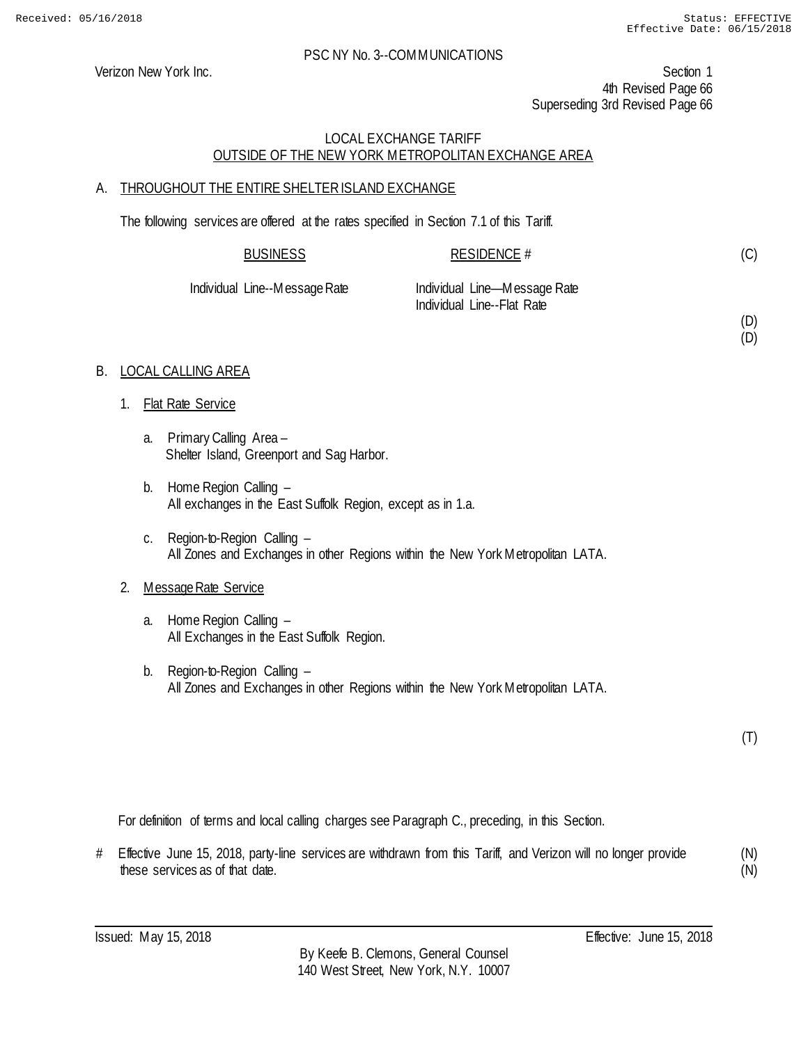PSC NY No. 3--COMMUNICATIONS

Verizon New York Inc.

Section 1
4th Revised Page 66
Superseding 3rd Revised Page 66

## LOCAL EXCHANGE TARIFF
## OUTSIDE OF THE NEW YORK METROPOLITAN EXCHANGE AREA

A. THROUGHOUT THE ENTIRE SHELTER ISLAND EXCHANGE

The following services are offered at the rates specified in Section 7.1 of this Tariff.

| BUSINESS | RESIDENCE # | |
|---|---|---|
| | | (C) |
| Individual Line--Message Rate | Individual Line—Message Rate | |
| | Individual Line--Flat Rate | |
| | | (D) |
| | | (D) |

B. LOCAL CALLING AREA

1. Flat Rate Service

   a. Primary Calling Area –
      Shelter Island, Greenport and Sag Harbor.

   b. Home Region Calling –
      All exchanges in the East Suffolk Region, except as in 1.a.

   c. Region-to-Region Calling –
      All Zones and Exchanges in other Regions within the New York Metropolitan LATA.

2. Message Rate Service

   a. Home Region Calling –
      All Exchanges in the East Suffolk Region.

   b. Region-to-Region Calling –
      All Zones and Exchanges in other Regions within the New York Metropolitan LATA.

(T)

For definition of terms and local calling charges see Paragraph C., preceding, in this Section.

# Effective June 15, 2018, party-line services are withdrawn from this Tariff, and Verizon will no longer provide these services as of that date. (N) (N)

Issued: May 15, 2018 Effective: June 15, 2018

By Keefe B. Clemons, General Counsel
140 West Street, New York, N.Y. 10007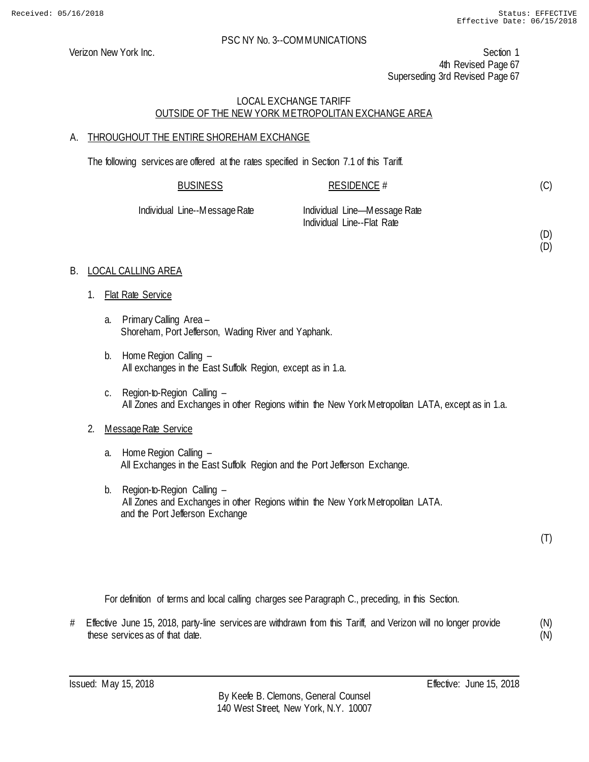Received: 05/16/2018 Status: EFFECTIVE
Effective Date: 06/15/2018

PSC NY No. 3--COMMUNICATIONS

Verizon New York Inc.

Section 1
4th Revised Page 67
Superseding 3rd Revised Page 67

LOCAL EXCHANGE TARIFF
OUTSIDE OF THE NEW YORK METROPOLITAN EXCHANGE AREA

A. THROUGHOUT THE ENTIRE SHOREHAM EXCHANGE

The following services are offered at the rates specified in Section 7.1 of this Tariff.

| BUSINESS | RESIDENCE # | |
|---|---|---|
| | | (C) |
| Individual Line--Message Rate | Individual Line—Message Rate | |
| | Individual Line--Flat Rate | |
| | | (D) |
| | | (D) |

B. LOCAL CALLING AREA

1. Flat Rate Service

   a. Primary Calling Area –
   Shoreham, Port Jefferson, Wading River and Yaphank.

   b. Home Region Calling –
   All exchanges in the East Suffolk Region, except as in 1.a.

   c. Region-to-Region Calling –
   All Zones and Exchanges in other Regions within the New York Metropolitan LATA, except as in 1.a.

2. Message Rate Service

   a. Home Region Calling –
   All Exchanges in the East Suffolk Region and the Port Jefferson Exchange.

   b. Region-to-Region Calling –
   All Zones and Exchanges in other Regions within the New York Metropolitan LATA.
   and the Port Jefferson Exchange

(T)

For definition of terms and local calling charges see Paragraph C., preceding, in this Section.

# Effective June 15, 2018, party-line services are withdrawn from this Tariff, and Verizon will no longer provide these services as of that date. (N)
(N)

Issued: May 15, 2018 Effective: June 15, 2018

By Keefe B. Clemons, General Counsel
140 West Street, New York, N.Y. 10007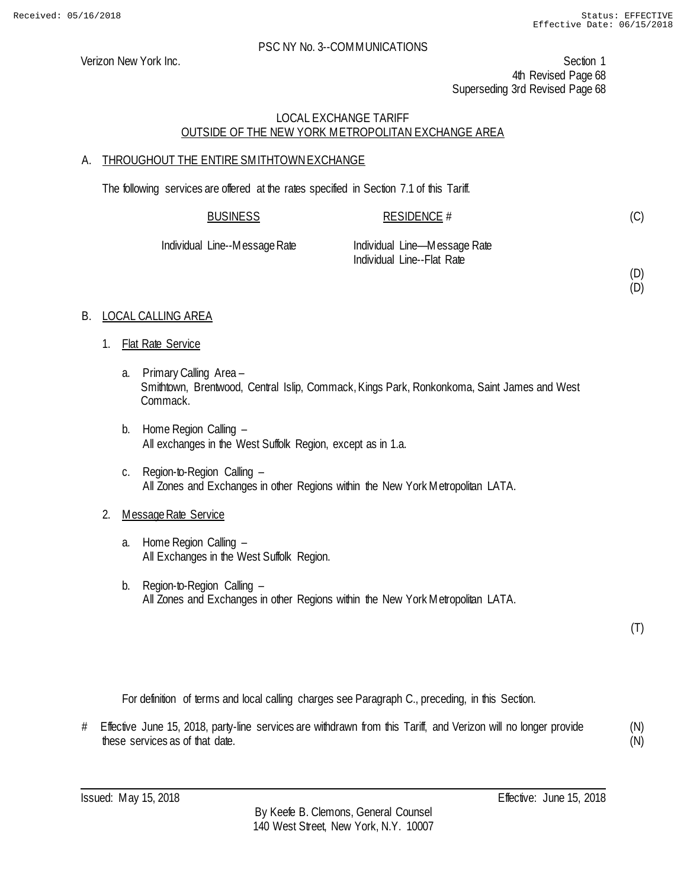PSC NY No. 3--COMMUNICATIONS

Verizon New York Inc.

Section 1
4th Revised Page 68
Superseding 3rd Revised Page 68

## LOCAL EXCHANGE TARIFF
## OUTSIDE OF THE NEW YORK METROPOLITAN EXCHANGE AREA

### A. THROUGHOUT THE ENTIRE SMITHTOWN EXCHANGE

The following services are offered at the rates specified in Section 7.1 of this Tariff.

| BUSINESS | RESIDENCE # | |
|---|---|---|
| | | (C) |
| Individual Line--Message Rate | Individual Line—Message Rate | |
| | Individual Line--Flat Rate | |
| | | (D) |
| | | (D) |

### B. LOCAL CALLING AREA

1. Flat Rate Service

   a. Primary Calling Area –
   Smithtown, Brentwood, Central Islip, Commack, Kings Park, Ronkonkoma, Saint James and West Commack.

   b. Home Region Calling –
   All exchanges in the West Suffolk Region, except as in 1.a.

   c. Region-to-Region Calling –
   All Zones and Exchanges in other Regions within the New York Metropolitan LATA.

2. Message Rate Service

   a. Home Region Calling –
   All Exchanges in the West Suffolk Region.

   b. Region-to-Region Calling –
   All Zones and Exchanges in other Regions within the New York Metropolitan LATA.

(T)

For definition of terms and local calling charges see Paragraph C., preceding, in this Section.

# Effective June 15, 2018, party-line services are withdrawn from this Tariff, and Verizon will no longer provide these services as of that date. (N) (N)

Issued: May 15, 2018

Effective: June 15, 2018

By Keefe B. Clemons, General Counsel
140 West Street, New York, N.Y. 10007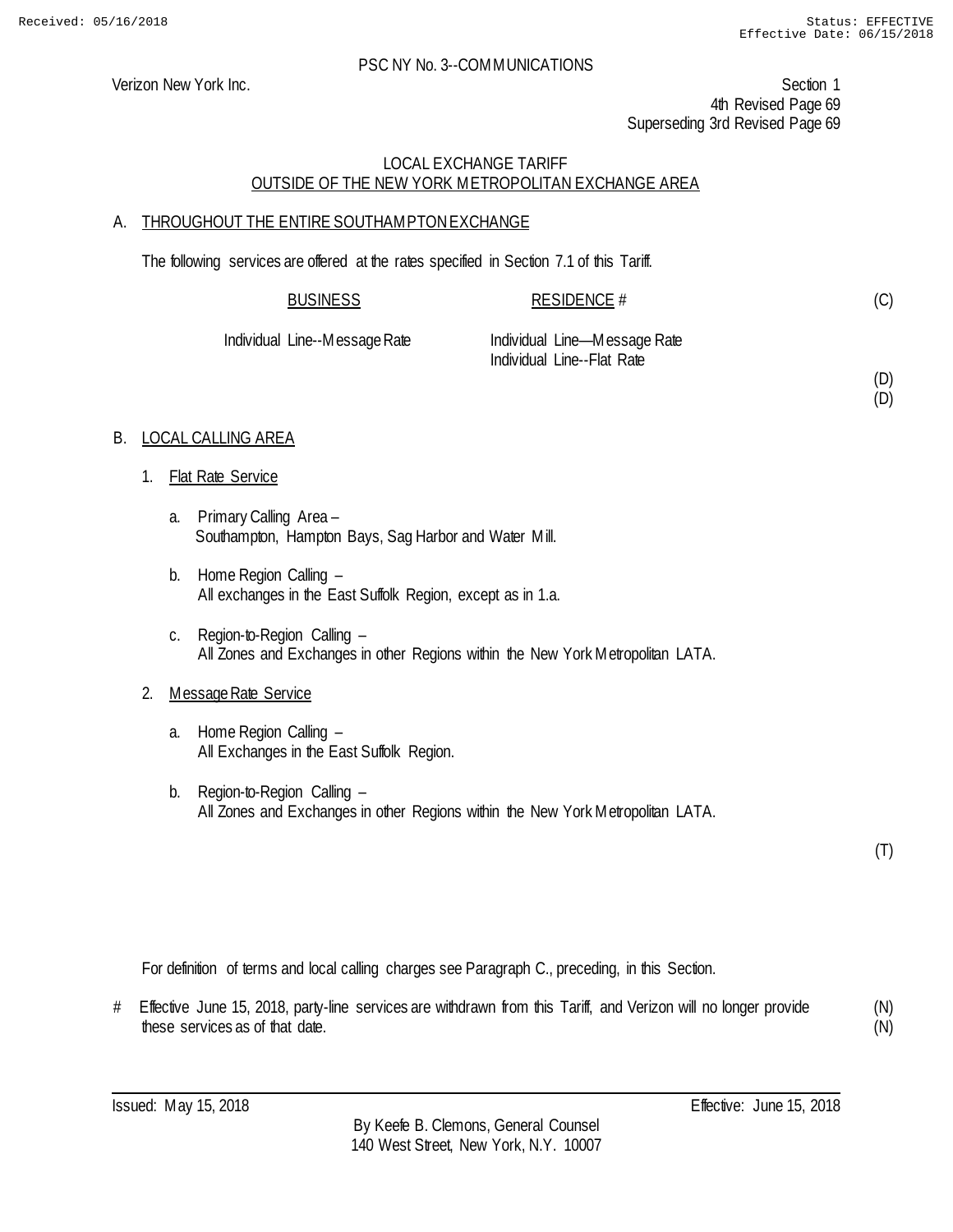PSC NY No. 3--COMMUNICATIONS

Verizon New York Inc.

Section 1
4th Revised Page 69
Superseding 3rd Revised Page 69

## LOCAL EXCHANGE TARIFF
## OUTSIDE OF THE NEW YORK METROPOLITAN EXCHANGE AREA

### A. THROUGHOUT THE ENTIRE SOUTHAMPTON EXCHANGE

The following services are offered at the rates specified in Section 7.1 of this Tariff.

| BUSINESS | RESIDENCE # | |
|---|---|---|
| | | (C) |
| Individual Line--Message Rate | Individual Line—Message Rate | |
| | Individual Line--Flat Rate | |
| | | (D) |
| | | (D) |

### B. LOCAL CALLING AREA

1. Flat Rate Service

   a. Primary Calling Area –
   Southampton, Hampton Bays, Sag Harbor and Water Mill.

   b. Home Region Calling –
   All exchanges in the East Suffolk Region, except as in 1.a.

   c. Region-to-Region Calling –
   All Zones and Exchanges in other Regions within the New York Metropolitan LATA.

2. Message Rate Service

   a. Home Region Calling –
   All Exchanges in the East Suffolk Region.

   b. Region-to-Region Calling –
   All Zones and Exchanges in other Regions within the New York Metropolitan LATA.

(T)

For definition of terms and local calling charges see Paragraph C., preceding, in this Section.

# Effective June 15, 2018, party-line services are withdrawn from this Tariff, and Verizon will no longer provide these services as of that date. (N)

Issued: May 15, 2018

Effective: June 15, 2018

By Keefe B. Clemons, General Counsel
140 West Street, New York, N.Y. 10007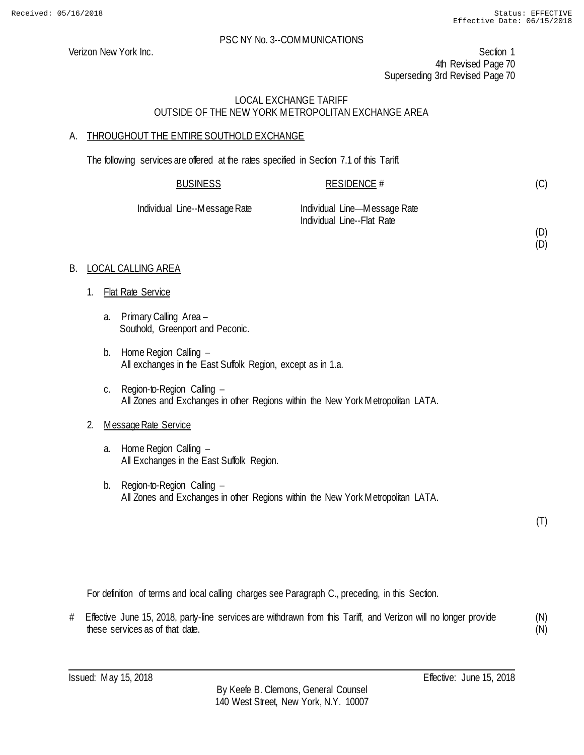Received: 05/16/2018 Status: EFFECTIVE
Effective Date: 06/15/2018

PSC NY No. 3--COMMUNICATIONS

Verizon New York Inc.

Section 1
4th Revised Page 70
Superseding 3rd Revised Page 70

LOCAL EXCHANGE TARIFF
OUTSIDE OF THE NEW YORK METROPOLITAN EXCHANGE AREA

A. THROUGHOUT THE ENTIRE SOUTHOLD EXCHANGE

The following services are offered at the rates specified in Section 7.1 of this Tariff.

| BUSINESS | RESIDENCE # | |
|---|---|---|
| | | (C) |
| Individual Line--Message Rate | Individual Line—Message Rate | |
| | Individual Line--Flat Rate | |
| | | (D) |
| | | (D) |

B. LOCAL CALLING AREA

1. Flat Rate Service

   a. Primary Calling Area –
      Southold, Greenport and Peconic.

   b. Home Region Calling –
      All exchanges in the East Suffolk Region, except as in 1.a.

   c. Region-to-Region Calling –
      All Zones and Exchanges in other Regions within the New York Metropolitan LATA.

2. Message Rate Service

   a. Home Region Calling –
      All Exchanges in the East Suffolk Region.

   b. Region-to-Region Calling –
      All Zones and Exchanges in other Regions within the New York Metropolitan LATA.

(T)

For definition of terms and local calling charges see Paragraph C., preceding, in this Section.

# Effective June 15, 2018, party-line services are withdrawn from this Tariff, and Verizon will no longer provide these services as of that date. (N) (N)

Issued: May 15, 2018 Effective: June 15, 2018

By Keefe B. Clemons, General Counsel
140 West Street, New York, N.Y. 10007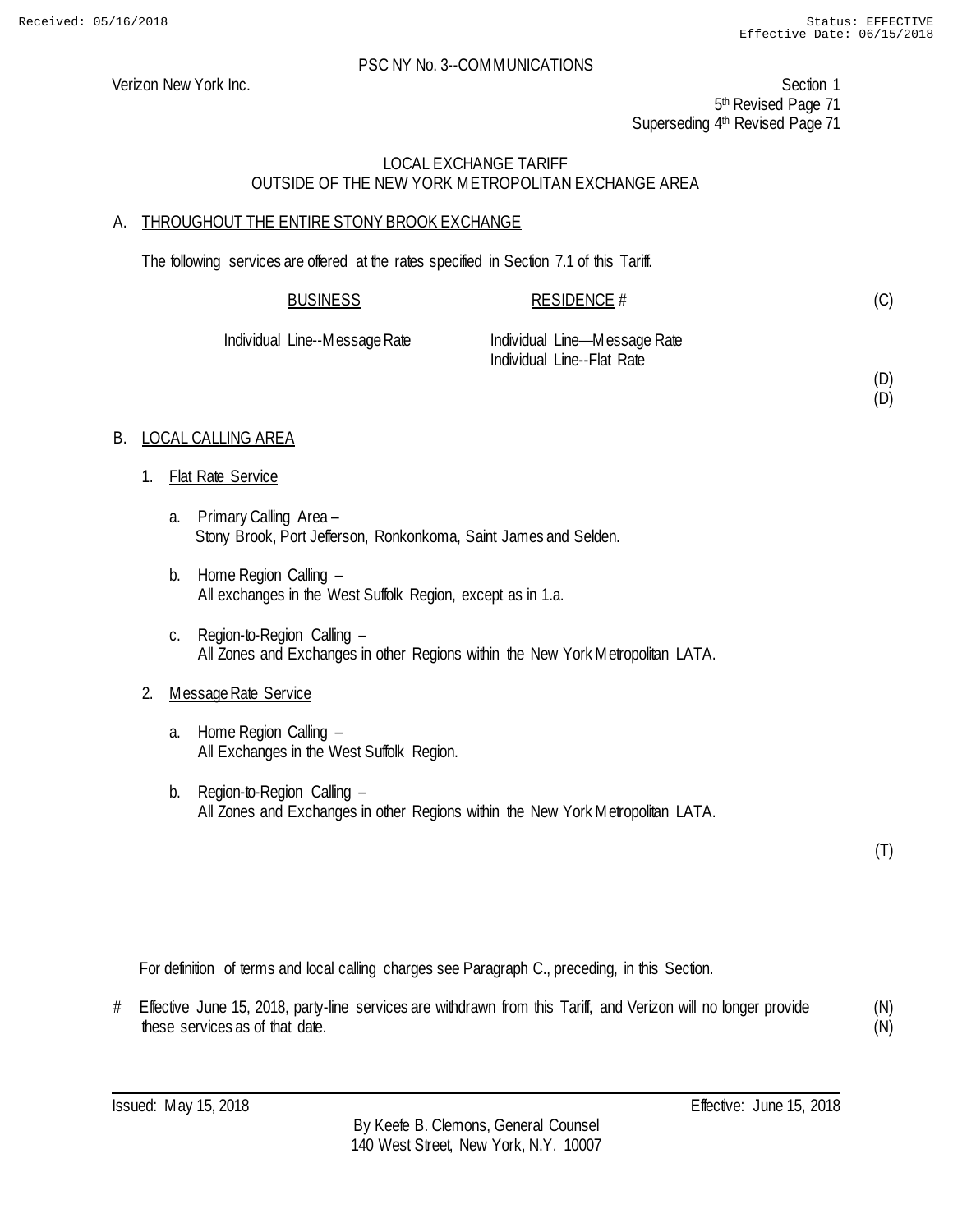Received: 05/16/2018 Status: EFFECTIVE
Effective Date: 06/15/2018

PSC NY No. 3--COMMUNICATIONS

Verizon New York Inc.

Section 1
5th Revised Page 71
Superseding 4th Revised Page 71

LOCAL EXCHANGE TARIFF
OUTSIDE OF THE NEW YORK METROPOLITAN EXCHANGE AREA

A. THROUGHOUT THE ENTIRE STONY BROOK EXCHANGE

The following services are offered at the rates specified in Section 7.1 of this Tariff.

| BUSINESS | RESIDENCE # | (C) |
|---|---|---|
| Individual Line--Message Rate | Individual Line—Message Rate | |
| | Individual Line--Flat Rate | |
| | | (D) |
| | | (D) |

B. LOCAL CALLING AREA

1. Flat Rate Service

   a. Primary Calling Area –
      Stony Brook, Port Jefferson, Ronkonkoma, Saint James and Selden.

   b. Home Region Calling –
      All exchanges in the West Suffolk Region, except as in 1.a.

   c. Region-to-Region Calling –
      All Zones and Exchanges in other Regions within the New York Metropolitan LATA.

2. Message Rate Service

   a. Home Region Calling –
      All Exchanges in the West Suffolk Region.

   b. Region-to-Region Calling –
      All Zones and Exchanges in other Regions within the New York Metropolitan LATA.

(T)

For definition of terms and local calling charges see Paragraph C., preceding, in this Section.

# Effective June 15, 2018, party-line services are withdrawn from this Tariff, and Verizon will no longer provide these services as of that date. (N)
(N)

Issued: May 15, 2018 Effective: June 15, 2018

By Keefe B. Clemons, General Counsel
140 West Street, New York, N.Y. 10007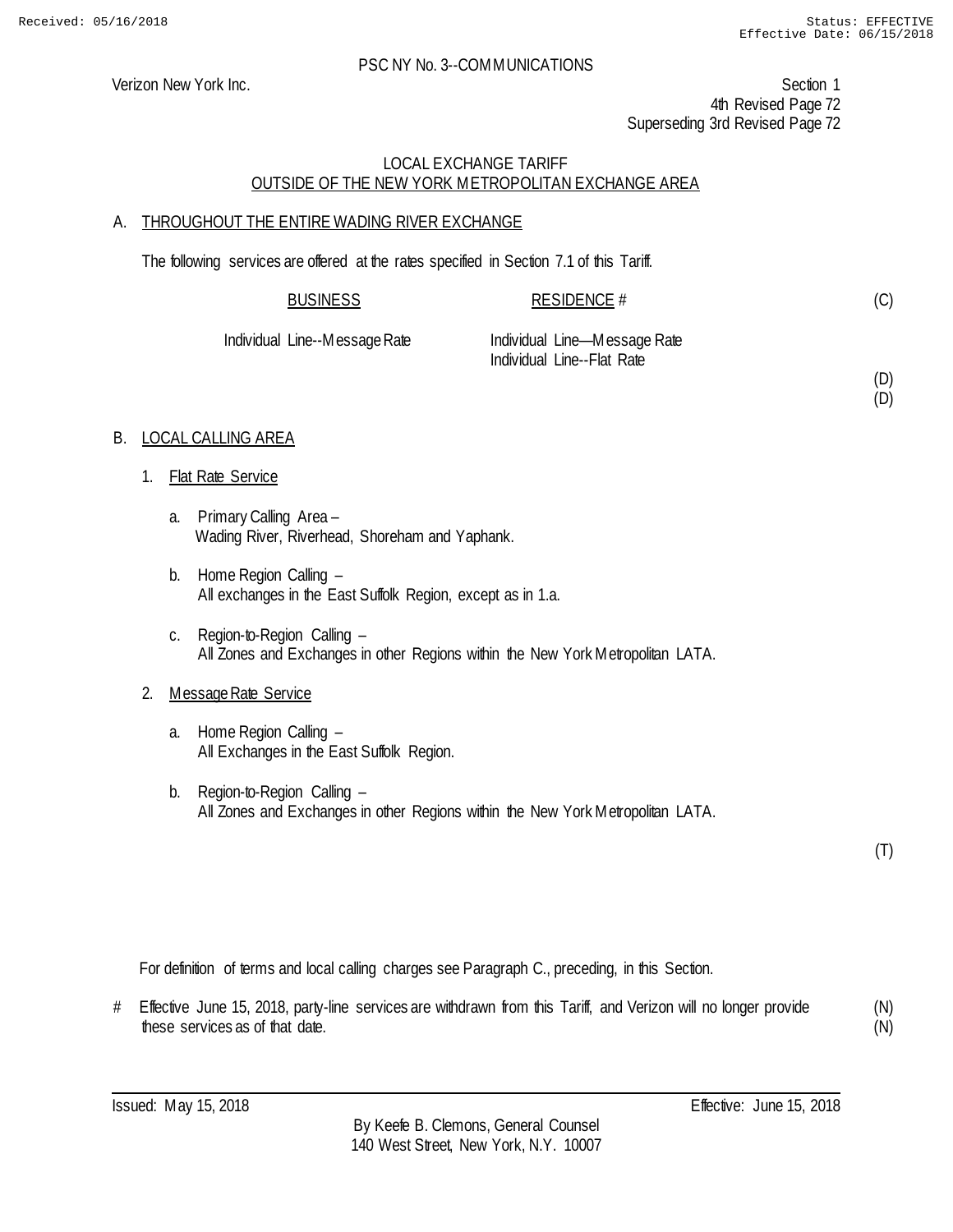PSC NY No. 3--COMMUNICATIONS

Verizon New York Inc.

Section 1
4th Revised Page 72
Superseding 3rd Revised Page 72

## LOCAL EXCHANGE TARIFF
## OUTSIDE OF THE NEW YORK METROPOLITAN EXCHANGE AREA

### A. THROUGHOUT THE ENTIRE WADING RIVER EXCHANGE

The following services are offered at the rates specified in Section 7.1 of this Tariff.

| BUSINESS | RESIDENCE # | |
|---|---|---|
| | | (C) |
| Individual Line--Message Rate | Individual Line—Message Rate | |
| | Individual Line--Flat Rate | |
| | | (D) |
| | | (D) |

### B. LOCAL CALLING AREA

1. Flat Rate Service

   a. Primary Calling Area –
   Wading River, Riverhead, Shoreham and Yaphank.

   b. Home Region Calling –
   All exchanges in the East Suffolk Region, except as in 1.a.

   c. Region-to-Region Calling –
   All Zones and Exchanges in other Regions within the New York Metropolitan LATA.

2. Message Rate Service

   a. Home Region Calling –
   All Exchanges in the East Suffolk Region.

   b. Region-to-Region Calling –
   All Zones and Exchanges in other Regions within the New York Metropolitan LATA.

(T)

For definition of terms and local calling charges see Paragraph C., preceding, in this Section.

# Effective June 15, 2018, party-line services are withdrawn from this Tariff, and Verizon will no longer provide these services as of that date. (N)

Issued: May 15, 2018

Effective: June 15, 2018

By Keefe B. Clemons, General Counsel
140 West Street, New York, N.Y. 10007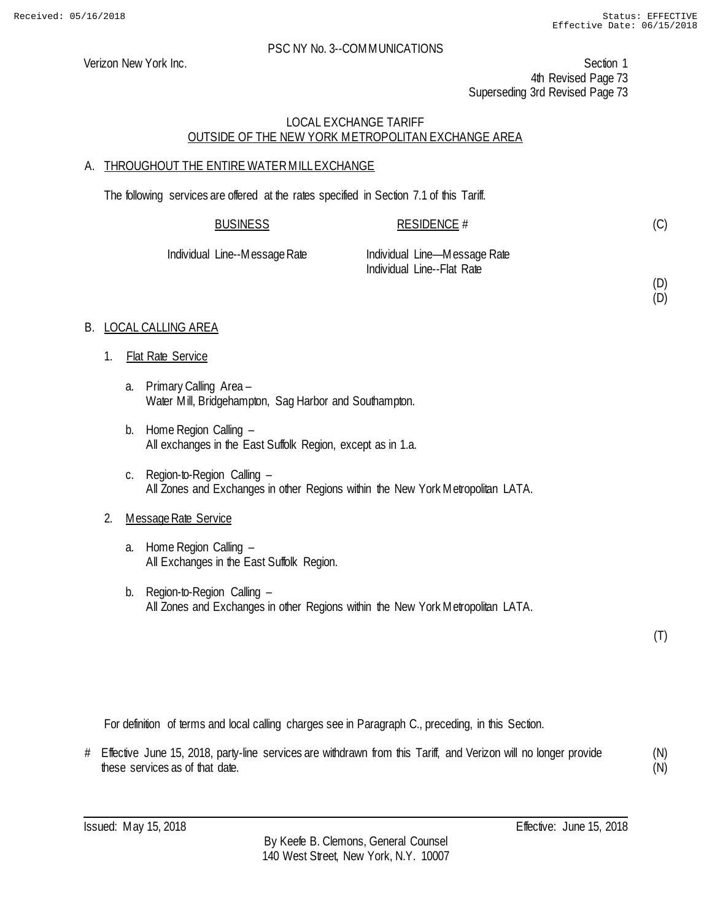Received: 05/16/2018 Status: EFFECTIVE
Effective Date: 06/15/2018

PSC NY No. 3--COMMUNICATIONS

Verizon New York Inc.

Section 1
4th Revised Page 73
Superseding 3rd Revised Page 73

LOCAL EXCHANGE TARIFF
OUTSIDE OF THE NEW YORK METROPOLITAN EXCHANGE AREA

A. THROUGHOUT THE ENTIRE WATER MILL EXCHANGE

The following services are offered at the rates specified in Section 7.1 of this Tariff.

| BUSINESS | RESIDENCE # | |
|---|---|---|
| | | (C) |
| Individual Line--Message Rate | Individual Line—Message Rate | |
| | Individual Line--Flat Rate | |
| | | (D) |
| | | (D) |

B. LOCAL CALLING AREA

1. Flat Rate Service

   a. Primary Calling Area –
      Water Mill, Bridgehampton, Sag Harbor and Southampton.

   b. Home Region Calling –
      All exchanges in the East Suffolk Region, except as in 1.a.

   c. Region-to-Region Calling –
      All Zones and Exchanges in other Regions within the New York Metropolitan LATA.

2. Message Rate Service

   a. Home Region Calling –
      All Exchanges in the East Suffolk Region.

   b. Region-to-Region Calling –
      All Zones and Exchanges in other Regions within the New York Metropolitan LATA.

(T)

For definition of terms and local calling charges see in Paragraph C., preceding, in this Section.

# Effective June 15, 2018, party-line services are withdrawn from this Tariff, and Verizon will no longer provide these services as of that date. (N)
(N)

Issued: May 15, 2018 Effective: June 15, 2018

By Keefe B. Clemons, General Counsel
140 West Street, New York, N.Y. 10007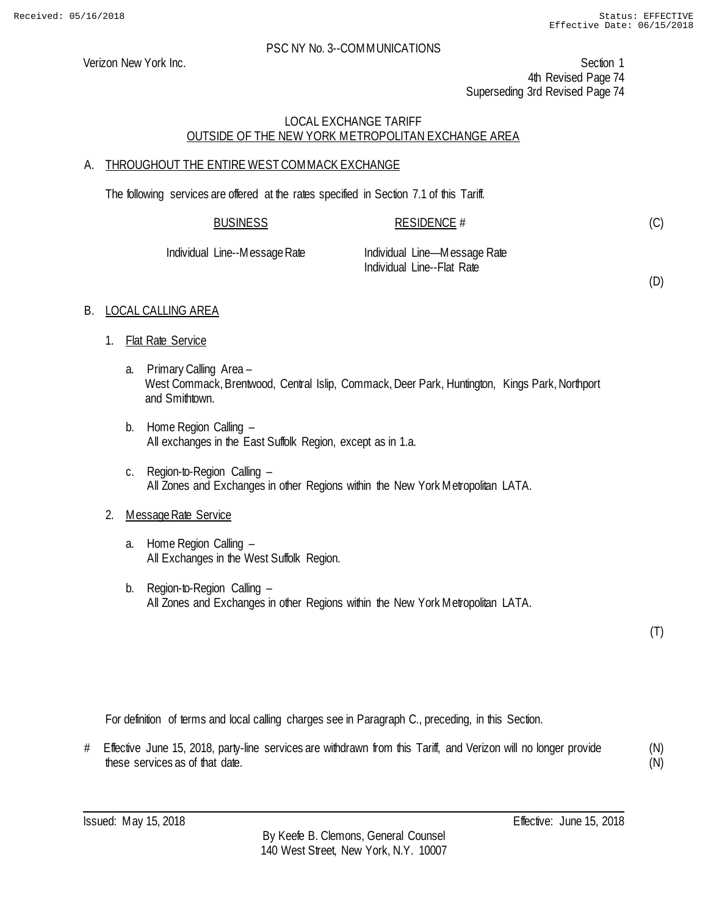Received: 05/16/2018 Status: EFFECTIVE
Effective Date: 06/15/2018

PSC NY No. 3--COMMUNICATIONS

Verizon New York Inc.

Section 1
4th Revised Page 74
Superseding 3rd Revised Page 74

## LOCAL EXCHANGE TARIFF
## OUTSIDE OF THE NEW YORK METROPOLITAN EXCHANGE AREA

### A. THROUGHOUT THE ENTIRE WEST COMMACK EXCHANGE

The following services are offered at the rates specified in Section 7.1 of this Tariff.

| BUSINESS | RESIDENCE # | |
|---|---|---|
| | | (C) |
| Individual Line--Message Rate | Individual Line—Message Rate | |
| | Individual Line--Flat Rate | |
| | | (D) |

### B. LOCAL CALLING AREA

1. Flat Rate Service

   a. Primary Calling Area –
   West Commack, Brentwood, Central Islip, Commack, Deer Park, Huntington, Kings Park, Northport and Smithtown.

   b. Home Region Calling –
   All exchanges in the East Suffolk Region, except as in 1.a.

   c. Region-to-Region Calling –
   All Zones and Exchanges in other Regions within the New York Metropolitan LATA.

2. Message Rate Service

   a. Home Region Calling –
   All Exchanges in the West Suffolk Region.

   b. Region-to-Region Calling –
   All Zones and Exchanges in other Regions within the New York Metropolitan LATA.

(T)

For definition of terms and local calling charges see in Paragraph C., preceding, in this Section.

# Effective June 15, 2018, party-line services are withdrawn from this Tariff, and Verizon will no longer provide these services as of that date. (N)
(N)

Issued: May 15, 2018 Effective: June 15, 2018

By Keefe B. Clemons, General Counsel
140 West Street, New York, N.Y. 10007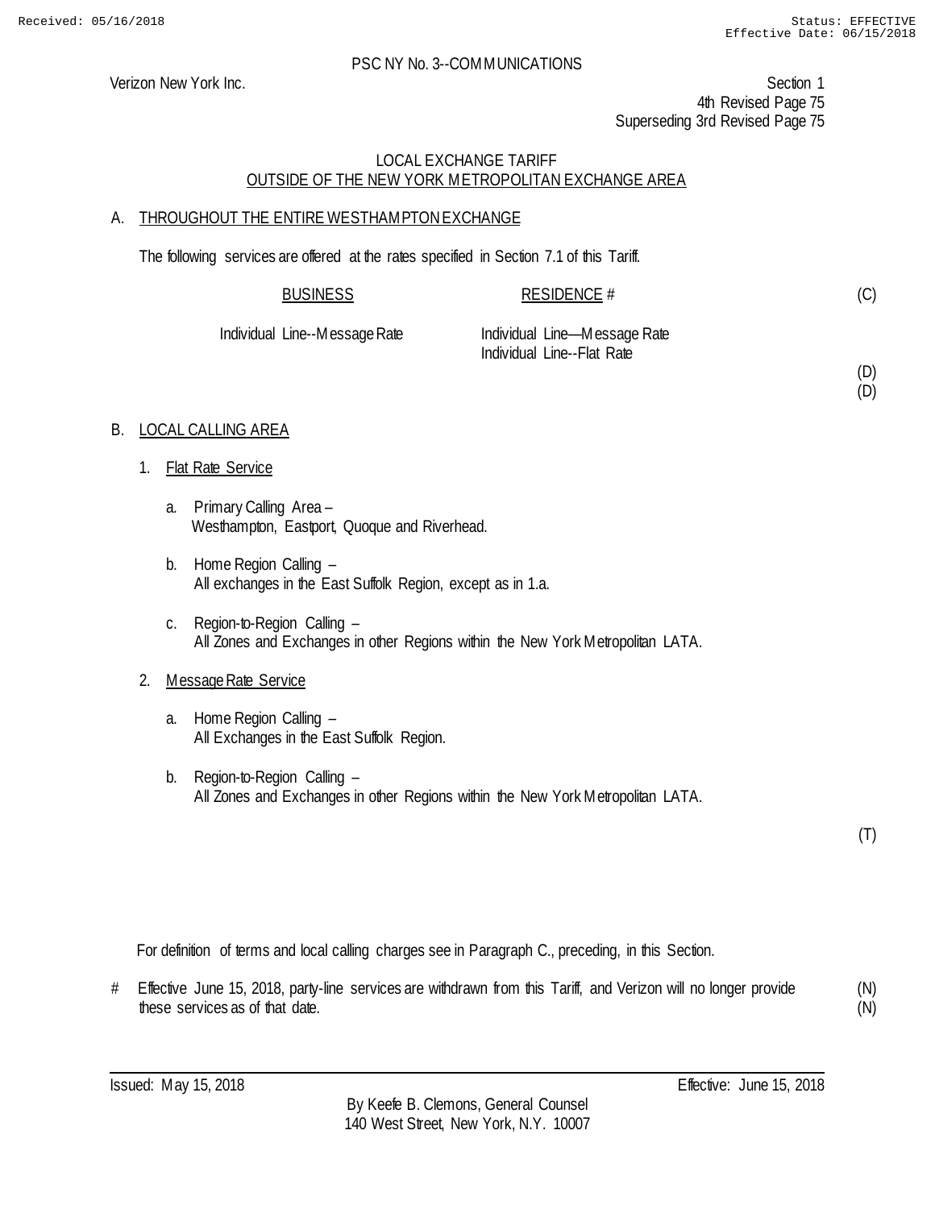PSC NY No. 3--COMMUNICATIONS

Verizon New York Inc.

Section 1
4th Revised Page 75
Superseding 3rd Revised Page 75

LOCAL EXCHANGE TARIFF
OUTSIDE OF THE NEW YORK METROPOLITAN EXCHANGE AREA

## A. THROUGHOUT THE ENTIRE WESTHAMPTON EXCHANGE

The following services are offered at the rates specified in Section 7.1 of this Tariff.

| BUSINESS | RESIDENCE # | |
|---|---|---|
| | | (C) |
| Individual Line--Message Rate | Individual Line—Message Rate<br>Individual Line--Flat Rate | |
| | | (D)<br>(D) |

## B. LOCAL CALLING AREA

1. Flat Rate Service

   a. Primary Calling Area –
   Westhampton, Eastport, Quoque and Riverhead.

   b. Home Region Calling –
   All exchanges in the East Suffolk Region, except as in 1.a.

   c. Region-to-Region Calling –
   All Zones and Exchanges in other Regions within the New York Metropolitan LATA.

2. Message Rate Service

   a. Home Region Calling –
   All Exchanges in the East Suffolk Region.

   b. Region-to-Region Calling –
   All Zones and Exchanges in other Regions within the New York Metropolitan LATA.

(T)

For definition of terms and local calling charges see in Paragraph C., preceding, in this Section.

# Effective June 15, 2018, party-line services are withdrawn from this Tariff, and Verizon will no longer provide these services as of that date. (N)(N)

Issued: May 15, 2018

Effective: June 15, 2018

By Keefe B. Clemons, General Counsel
140 West Street, New York, N.Y. 10007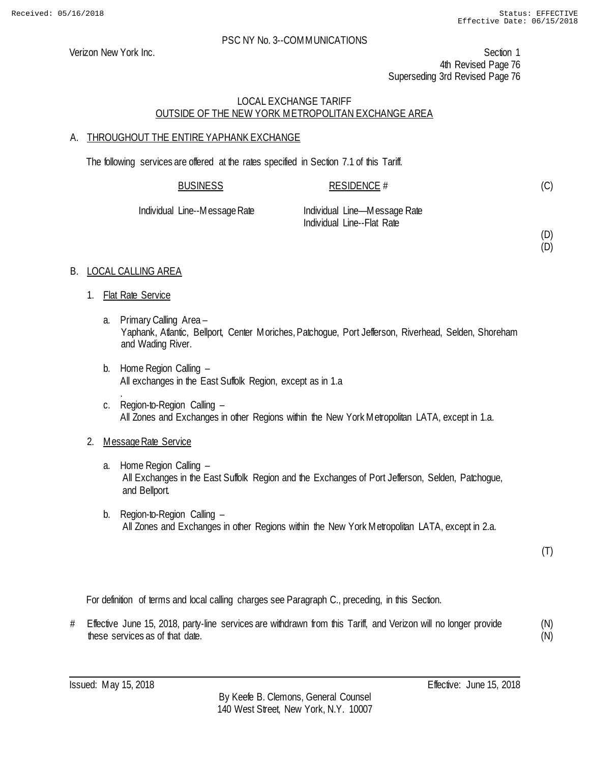PSC NY No. 3--COMMUNICATIONS

Verizon New York Inc.

Section 1
4th Revised Page 76
Superseding 3rd Revised Page 76

LOCAL EXCHANGE TARIFF
OUTSIDE OF THE NEW YORK METROPOLITAN EXCHANGE AREA

A. THROUGHOUT THE ENTIRE YAPHANK EXCHANGE

The following services are offered at the rates specified in Section 7.1 of this Tariff.

| BUSINESS | RESIDENCE # | |
|---|---|---|
| | | (C) |
| Individual Line--Message Rate | Individual Line—Message Rate | |
| | Individual Line--Flat Rate | |
| | | (D) |
| | | (D) |

B. LOCAL CALLING AREA

1. Flat Rate Service

   a. Primary Calling Area –
      Yaphank, Atlantic, Bellport, Center Moriches, Patchogue, Port Jefferson, Riverhead, Selden, Shoreham and Wading River.

   b. Home Region Calling –
      All exchanges in the East Suffolk Region, except as in 1.a
      .

   c. Region-to-Region Calling –
      All Zones and Exchanges in other Regions within the New York Metropolitan LATA, except in 1.a.

2. Message Rate Service

   a. Home Region Calling –
      All Exchanges in the East Suffolk Region and the Exchanges of Port Jefferson, Selden, Patchogue, and Bellport.

   b. Region-to-Region Calling –
      All Zones and Exchanges in other Regions within the New York Metropolitan LATA, except in 2.a.

(T)

For definition of terms and local calling charges see Paragraph C., preceding, in this Section.

# Effective June 15, 2018, party-line services are withdrawn from this Tariff, and Verizon will no longer provide these services as of that date. (N)
(N)

Issued: May 15, 2018

Effective: June 15, 2018

By Keefe B. Clemons, General Counsel
140 West Street, New York, N.Y. 10007